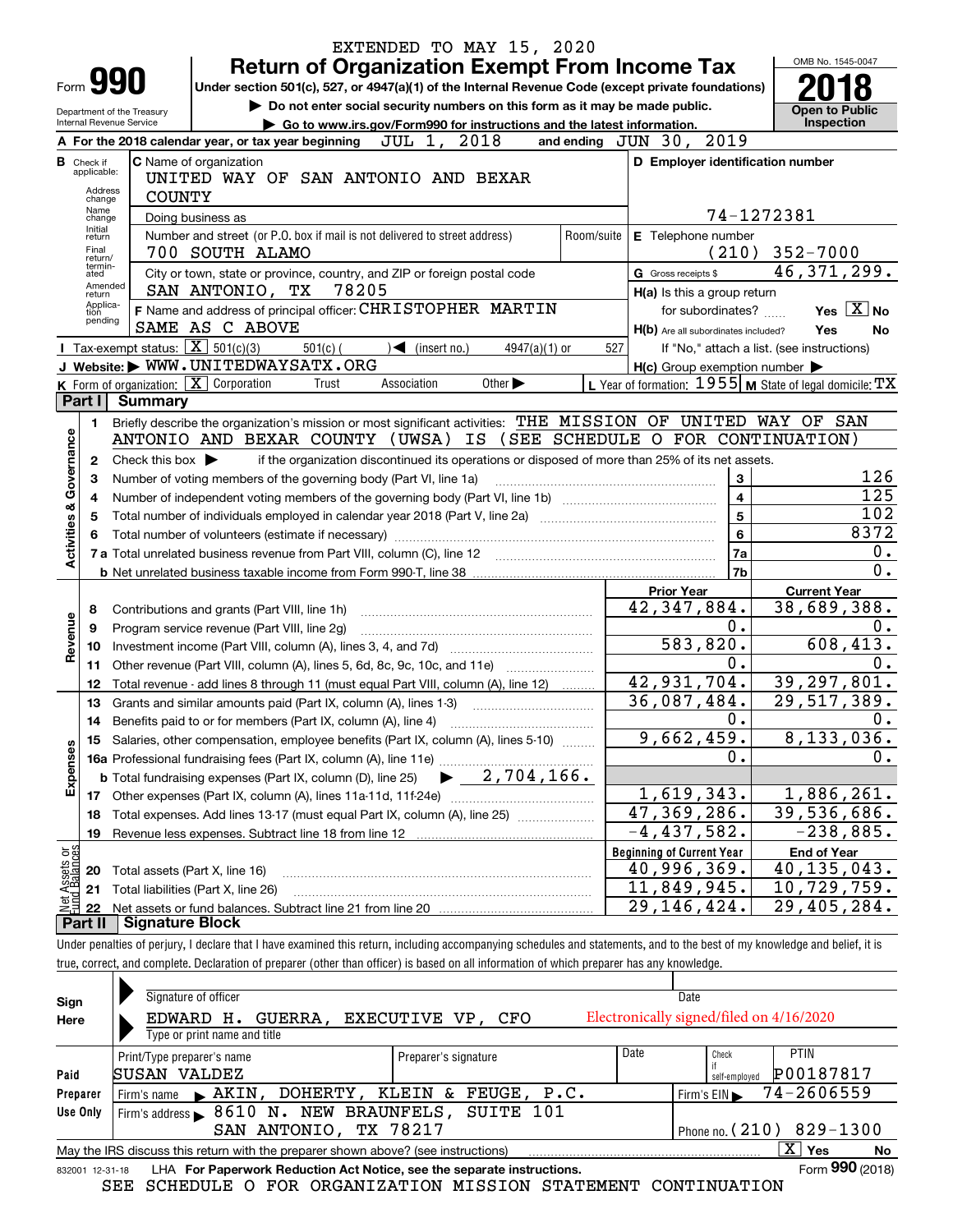EXTENDED TO MAY 15, 2020

# Form 990 — Return of Organization Exempt From Income Tax (2018)

Under section 501(c), 527, or 4947(a)(1) of the Internal Revenue Code (except private foundations)

▶ Do not enter social security numbers on this form as it may be made public.

▶ Go to www.irs.gov/Form990 for instructions and the latest information.

Department of the Treasury
Internal Revenue Service

OMB No. 1545-0047

Open to Public Inspection

**A** For the 2018 calendar year, or tax year beginning JUL 1, 2018 and ending JUN 30, 2019

**B** Check if applicable: Address change, Name change, Initial return, Final return/terminated, Amended return, Application pending

**C** Name of organization: UNITED WAY OF SAN ANTONIO AND BEXAR COUNTY

Doing business as

Number and street (or P.O. box if mail is not delivered to street address): 700 SOUTH ALAMO | Room/suite

City or town, state or province, country, and ZIP or foreign postal code: SAN ANTONIO, TX 78205

**D** Employer identification number: 74-1272381

**E** Telephone number: (210) 352-7000

**G** Gross receipts $ 46,371,299.

**F** Name and address of principal officer: CHRISTOPHER MARTIN, SAME AS C ABOVE

**H(a)** Is this a group return for subordinates? Yes [ ] No [X]

**H(b)** Are all subordinates included? Yes No — If "No," attach a list. (see instructions)

**H(c)** Group exemption number ▶

**I** Tax-exempt status: [X] 501(c)(3) [ ] 501(c) ( ) ◀ (insert no.) [ ] 4947(a)(1) or [ ] 527

**J** Website: ▶ WWW.UNITEDWAYSATX.ORG

**K** Form of organization: [X] Corporation [ ] Trust [ ] Association [ ] Other ▶

**L** Year of formation: 1955 **M** State of legal domicile: TX

## Part I Summary

**Activities & Governance**

1 Briefly describe the organization's mission or most significant activities: THE MISSION OF UNITED WAY OF SAN ANTONIO AND BEXAR COUNTY (UWSA) IS (SEE SCHEDULE O FOR CONTINUATION)

2 Check this box ▶ if the organization discontinued its operations or disposed of more than 25% of its net assets.

| | | | |
|---|---|---|---|
| 3 | Number of voting members of the governing body (Part VI, line 1a) | 3 | 126 |
| 4 | Number of independent voting members of the governing body (Part VI, line 1b) | 4 | 125 |
| 5 | Total number of individuals employed in calendar year 2018 (Part V, line 2a) | 5 | 102 |
| 6 | Total number of volunteers (estimate if necessary) | 6 | 8372 |
| 7a | Total unrelated business revenue from Part VIII, column (C), line 12 | 7a | 0. |
| 7b | Net unrelated business taxable income from Form 990-T, line 38 | 7b | 0. |

| | | Prior Year | Current Year |
|---|---|---|---|
| **Revenue** | | | |
| 8 | Contributions and grants (Part VIII, line 1h) | 42,347,884. | 38,689,388. |
| 9 | Program service revenue (Part VIII, line 2g) | 0. | 0. |
| 10 | Investment income (Part VIII, column (A), lines 3, 4, and 7d) | 583,820. | 608,413. |
| 11 | Other revenue (Part VIII, column (A), lines 5, 6d, 8c, 9c, 10c, and 11e) | 0. | 0. |
| 12 | Total revenue - add lines 8 through 11 (must equal Part VIII, column (A), line 12) | 42,931,704. | 39,297,801. |
| **Expenses** | | | |
| 13 | Grants and similar amounts paid (Part IX, column (A), lines 1-3) | 36,087,484. | 29,517,389. |
| 14 | Benefits paid to or for members (Part IX, column (A), line 4) | 0. | 0. |
| 15 | Salaries, other compensation, employee benefits (Part IX, column (A), lines 5-10) | 9,662,459. | 8,133,036. |
| 16a | Professional fundraising fees (Part IX, column (A), line 11e) | 0. | 0. |
| b | Total fundraising expenses (Part IX, column (D), line 25) ▶ 2,704,166. | | |
| 17 | Other expenses (Part IX, column (A), lines 11a-11d, 11f-24e) | 1,619,343. | 1,886,261. |
| 18 | Total expenses. Add lines 13-17 (must equal Part IX, column (A), line 25) | 47,369,286. | 39,536,686. |
| 19 | Revenue less expenses. Subtract line 18 from line 12 | -4,437,582. | -238,885. |

| **Net Assets or Fund Balances** | | Beginning of Current Year | End of Year |
|---|---|---|---|
| 20 | Total assets (Part X, line 16) | 40,996,369. | 40,135,043. |
| 21 | Total liabilities (Part X, line 26) | 11,849,945. | 10,729,759. |
| 22 | Net assets or fund balances. Subtract line 21 from line 20 | 29,146,424. | 29,405,284. |

## Part II Signature Block

Under penalties of perjury, I declare that I have examined this return, including accompanying schedules and statements, and to the best of my knowledge and belief, it is true, correct, and complete. Declaration of preparer (other than officer) is based on all information of which preparer has any knowledge.

**Sign Here**

Signature of officer — Date

EDWARD H. GUERRA, EXECUTIVE VP, CFO — Electronically signed/filed on 4/16/2020

Type or print name and title

**Paid Preparer Use Only**

| Print/Type preparer's name | Preparer's signature | Date | Check if self-employed | PTIN |
|---|---|---|---|---|
| SUSAN VALDEZ | | | | P00187817 |

Firm's name ▶ AKIN, DOHERTY, KLEIN & FEUGE, P.C. — Firm's EIN ▶ 74-2606559

Firm's address ▶ 8610 N. NEW BRAUNFELS, SUITE 101, SAN ANTONIO, TX 78217 — Phone no. (210) 829-1300

May the IRS discuss this return with the preparer shown above? (see instructions) [X] Yes [ ] No

832001 12-31-18 LHA For Paperwork Reduction Act Notice, see the separate instructions. Form 990 (2018)

SEE SCHEDULE O FOR ORGANIZATION MISSION STATEMENT CONTINUATION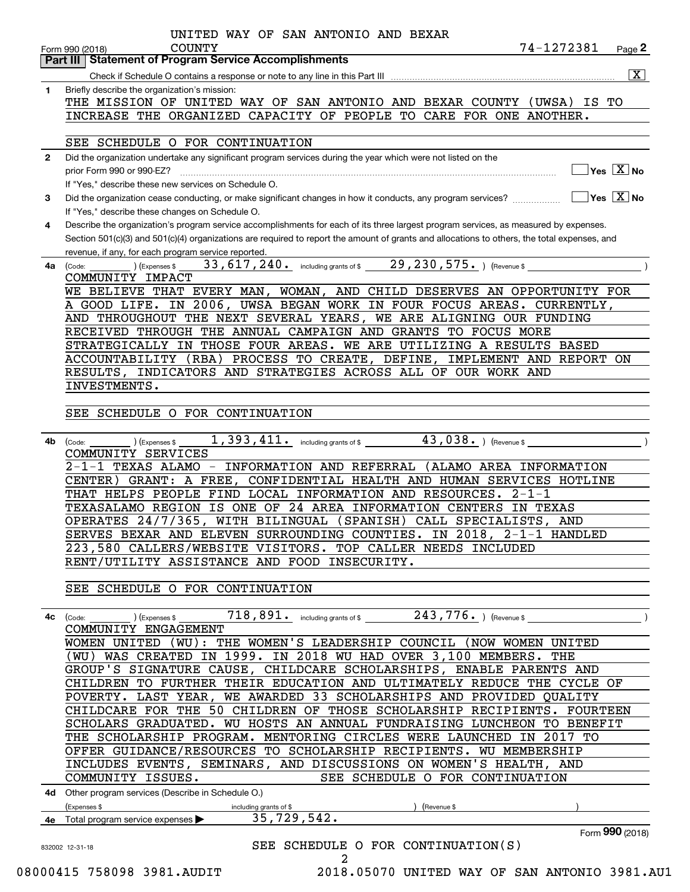UNITED WAY OF SAN ANTONIO AND BEXAR COUNTY 74-1272381

Form 990 (2018) Page **2**

## Part III Statement of Program Service Accomplishments

Check if Schedule O contains a response or note to any line in this Part III ..... [X]

**1** Briefly describe the organization's mission:

THE MISSION OF UNITED WAY OF SAN ANTONIO AND BEXAR COUNTY (UWSA) IS TO INCREASE THE ORGANIZED CAPACITY OF PEOPLE TO CARE FOR ONE ANOTHER.

SEE SCHEDULE O FOR CONTINUATION

**2** Did the organization undertake any significant program services during the year which were not listed on the prior Form 990 or 990-EZ? ..... [ ] Yes [X] No

If "Yes," describe these new services on Schedule O.

**3** Did the organization cease conducting, or make significant changes in how it conducts, any program services? ..... [ ] Yes [X] No

If "Yes," describe these changes on Schedule O.

**4** Describe the organization's program service accomplishments for each of its three largest program services, as measured by expenses. Section 501(c)(3) and 501(c)(4) organizations are required to report the amount of grants and allocations to others, the total expenses, and revenue, if any, for each program service reported.

**4a** (Code: ) (Expenses $ 33,617,240. including grants of $ 29,230,575. ) (Revenue $ )

COMMUNITY IMPACT

WE BELIEVE THAT EVERY MAN, WOMAN, AND CHILD DESERVES AN OPPORTUNITY FOR A GOOD LIFE. IN 2006, UWSA BEGAN WORK IN FOUR FOCUS AREAS. CURRENTLY, AND THROUGHOUT THE NEXT SEVERAL YEARS, WE ARE ALIGNING OUR FUNDING RECEIVED THROUGH THE ANNUAL CAMPAIGN AND GRANTS TO FOCUS MORE STRATEGICALLY IN THOSE FOUR AREAS. WE ARE UTILIZING A RESULTS BASED ACCOUNTABILITY (RBA) PROCESS TO CREATE, DEFINE, IMPLEMENT AND REPORT ON RESULTS, INDICATORS AND STRATEGIES ACROSS ALL OF OUR WORK AND INVESTMENTS.

SEE SCHEDULE O FOR CONTINUATION

**4b** (Code: ) (Expenses $ 1,393,411. including grants of $ 43,038. ) (Revenue $ )

COMMUNITY SERVICES

2-1-1 TEXAS ALAMO - INFORMATION AND REFERRAL (ALAMO AREA INFORMATION CENTER) GRANT: A FREE, CONFIDENTIAL HEALTH AND HUMAN SERVICES HOTLINE THAT HELPS PEOPLE FIND LOCAL INFORMATION AND RESOURCES. 2-1-1 TEXASALAMO REGION IS ONE OF 24 AREA INFORMATION CENTERS IN TEXAS OPERATES 24/7/365, WITH BILINGUAL (SPANISH) CALL SPECIALISTS, AND SERVES BEXAR AND ELEVEN SURROUNDING COUNTIES. IN 2018, 2-1-1 HANDLED 223,580 CALLERS/WEBSITE VISITORS. TOP CALLER NEEDS INCLUDED RENT/UTILITY ASSISTANCE AND FOOD INSECURITY.

SEE SCHEDULE O FOR CONTINUATION

**4c** (Code: ) (Expenses $ 718,891. including grants of $ 243,776. ) (Revenue $ )

COMMUNITY ENGAGEMENT

WOMEN UNITED (WU): THE WOMEN'S LEADERSHIP COUNCIL (NOW WOMEN UNITED (WU) WAS CREATED IN 1999. IN 2018 WU HAD OVER 3,100 MEMBERS. THE GROUP'S SIGNATURE CAUSE, CHILDCARE SCHOLARSHIPS, ENABLE PARENTS AND CHILDREN TO FURTHER THEIR EDUCATION AND ULTIMATELY REDUCE THE CYCLE OF POVERTY. LAST YEAR, WE AWARDED 33 SCHOLARSHIPS AND PROVIDED QUALITY CHILDCARE FOR THE 50 CHILDREN OF THOSE SCHOLARSHIP RECIPIENTS. FOURTEEN SCHOLARS GRADUATED. WU HOSTS AN ANNUAL FUNDRAISING LUNCHEON TO BENEFIT THE SCHOLARSHIP PROGRAM. MENTORING CIRCLES WERE LAUNCHED IN 2017 TO OFFER GUIDANCE/RESOURCES TO SCHOLARSHIP RECIPIENTS. WU MEMBERSHIP INCLUDES EVENTS, SEMINARS, AND DISCUSSIONS ON WOMEN'S HEALTH, AND COMMUNITY ISSUES. SEE SCHEDULE O FOR CONTINUATION

**4d** Other program services (Describe in Schedule O.)

(Expenses $ including grants of $ ) (Revenue $ )

**4e** Total program service expenses ▶ 35,729,542.

SEE SCHEDULE O FOR CONTINUATION(S)

Form **990** (2018)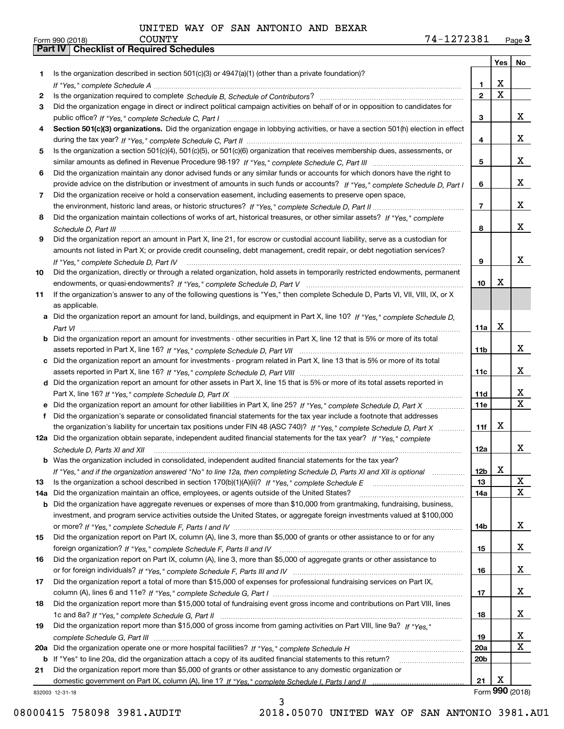UNITED WAY OF SAN ANTONIO AND BEXAR COUNTY

Form 990 (2018) 74-1272381 Page 3

## Part IV Checklist of Required Schedules

| | | | Yes | No |
|---|---|---|---|---|
| 1 | Is the organization described in section 501(c)(3) or 4947(a)(1) (other than a private foundation)? *If "Yes," complete Schedule A* | 1 | X | |
| 2 | Is the organization required to complete *Schedule B, Schedule of Contributors*? | 2 | X | |
| 3 | Did the organization engage in direct or indirect political campaign activities on behalf of or in opposition to candidates for public office? *If "Yes," complete Schedule C, Part I* | 3 | | X |
| 4 | **Section 501(c)(3) organizations.** Did the organization engage in lobbying activities, or have a section 501(h) election in effect during the tax year? *If "Yes," complete Schedule C, Part II* | 4 | | X |
| 5 | Is the organization a section 501(c)(4), 501(c)(5), or 501(c)(6) organization that receives membership dues, assessments, or similar amounts as defined in Revenue Procedure 98-19? *If "Yes," complete Schedule C, Part III* | 5 | | X |
| 6 | Did the organization maintain any donor advised funds or any similar funds or accounts for which donors have the right to provide advice on the distribution or investment of amounts in such funds or accounts? *If "Yes," complete Schedule D, Part I* | 6 | | X |
| 7 | Did the organization receive or hold a conservation easement, including easements to preserve open space, the environment, historic land areas, or historic structures? *If "Yes," complete Schedule D, Part II* | 7 | | X |
| 8 | Did the organization maintain collections of works of art, historical treasures, or other similar assets? *If "Yes," complete Schedule D, Part III* | 8 | | X |
| 9 | Did the organization report an amount in Part X, line 21, for escrow or custodial account liability, serve as a custodian for amounts not listed in Part X; or provide credit counseling, debt management, credit repair, or debt negotiation services? *If "Yes," complete Schedule D, Part IV* | 9 | | X |
| 10 | Did the organization, directly or through a related organization, hold assets in temporarily restricted endowments, permanent endowments, or quasi-endowments? *If "Yes," complete Schedule D, Part V* | 10 | X | |
| 11 | If the organization's answer to any of the following questions is "Yes," then complete Schedule D, Parts VI, VII, VIII, IX, or X as applicable. | | | |
| a | Did the organization report an amount for land, buildings, and equipment in Part X, line 10? *If "Yes," complete Schedule D, Part VI* | 11a | X | |
| b | Did the organization report an amount for investments - other securities in Part X, line 12 that is 5% or more of its total assets reported in Part X, line 16? *If "Yes," complete Schedule D, Part VII* | 11b | | X |
| c | Did the organization report an amount for investments - program related in Part X, line 13 that is 5% or more of its total assets reported in Part X, line 16? *If "Yes," complete Schedule D, Part VIII* | 11c | | X |
| d | Did the organization report an amount for other assets in Part X, line 15 that is 5% or more of its total assets reported in Part X, line 16? *If "Yes," complete Schedule D, Part IX* | 11d | | X |
| e | Did the organization report an amount for other liabilities in Part X, line 25? *If "Yes," complete Schedule D, Part X* | 11e | | X |
| f | Did the organization's separate or consolidated financial statements for the tax year include a footnote that addresses the organization's liability for uncertain tax positions under FIN 48 (ASC 740)? *If "Yes," complete Schedule D, Part X* | 11f | X | |
| 12a | Did the organization obtain separate, independent audited financial statements for the tax year? *If "Yes," complete Schedule D, Parts XI and XII* | 12a | | X |
| b | Was the organization included in consolidated, independent audited financial statements for the tax year? *If "Yes," and if the organization answered "No" to line 12a, then completing Schedule D, Parts XI and XII is optional* | 12b | X | |
| 13 | Is the organization a school described in section 170(b)(1)(A)(ii)? *If "Yes," complete Schedule E* | 13 | | X |
| 14a | Did the organization maintain an office, employees, or agents outside of the United States? | 14a | | X |
| b | Did the organization have aggregate revenues or expenses of more than $10,000 from grantmaking, fundraising, business, investment, and program service activities outside the United States, or aggregate foreign investments valued at $100,000 or more? *If "Yes," complete Schedule F, Parts I and IV* | 14b | | X |
| 15 | Did the organization report on Part IX, column (A), line 3, more than $5,000 of grants or other assistance to or for any foreign organization? *If "Yes," complete Schedule F, Parts II and IV* | 15 | | X |
| 16 | Did the organization report on Part IX, column (A), line 3, more than $5,000 of aggregate grants or other assistance to or for foreign individuals? *If "Yes," complete Schedule F, Parts III and IV* | 16 | | X |
| 17 | Did the organization report a total of more than $15,000 of expenses for professional fundraising services on Part IX, column (A), lines 6 and 11e? *If "Yes," complete Schedule G, Part I* | 17 | | X |
| 18 | Did the organization report more than $15,000 total of fundraising event gross income and contributions on Part VIII, lines 1c and 8a? *If "Yes," complete Schedule G, Part II* | 18 | | X |
| 19 | Did the organization report more than $15,000 of gross income from gaming activities on Part VIII, line 9a? *If "Yes," complete Schedule G, Part III* | 19 | | X |
| 20a | Did the organization operate one or more hospital facilities? *If "Yes," complete Schedule H* | 20a | | X |
| b | If "Yes" to line 20a, did the organization attach a copy of its audited financial statements to this return? | 20b | | |
| 21 | Did the organization report more than $5,000 of grants or other assistance to any domestic organization or domestic government on Part IX, column (A), line 1? *If "Yes," complete Schedule I, Parts I and II* | 21 | X | |

832003 12-31-18 Form **990** (2018)

08000415 758098 3981.AUDIT 2018.05070 UNITED WAY OF SAN ANTONIO 3981.AU1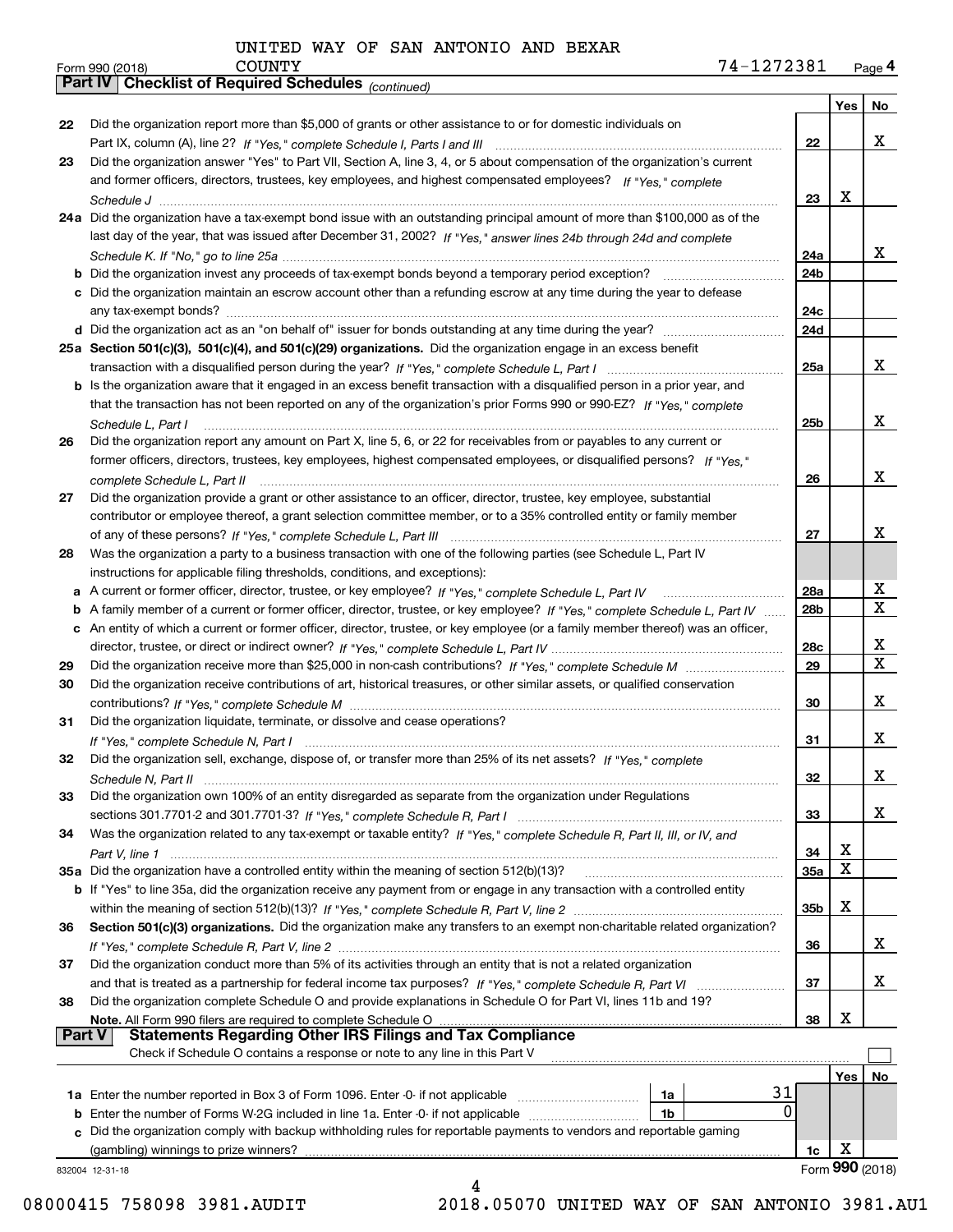UNITED WAY OF SAN ANTONIO AND BEXAR COUNTY

Form 990 (2018) 74-1272381 Page **4**

**Part IV | Checklist of Required Schedules** *(continued)*

| | | | Yes | No |
|---|---|---|---|---|
| **22** | Did the organization report more than $5,000 of grants or other assistance to or for domestic individuals on Part IX, column (A), line 2? *If "Yes," complete Schedule I, Parts I and III* | **22** | | X |
| **23** | Did the organization answer "Yes" to Part VII, Section A, line 3, 4, or 5 about compensation of the organization's current and former officers, directors, trustees, key employees, and highest compensated employees? *If "Yes," complete Schedule J* | **23** | X | |
| **24a** | Did the organization have a tax-exempt bond issue with an outstanding principal amount of more than $100,000 as of the last day of the year, that was issued after December 31, 2002? *If "Yes," answer lines 24b through 24d and complete Schedule K. If "No," go to line 25a* | **24a** | | X |
| **b** | Did the organization invest any proceeds of tax-exempt bonds beyond a temporary period exception? | **24b** | | |
| **c** | Did the organization maintain an escrow account other than a refunding escrow at any time during the year to defease any tax-exempt bonds? | **24c** | | |
| **d** | Did the organization act as an "on behalf of" issuer for bonds outstanding at any time during the year? | **24d** | | |
| **25a** | **Section 501(c)(3), 501(c)(4), and 501(c)(29) organizations.** Did the organization engage in an excess benefit transaction with a disqualified person during the year? *If "Yes," complete Schedule L, Part I* | **25a** | | X |
| **b** | Is the organization aware that it engaged in an excess benefit transaction with a disqualified person in a prior year, and that the transaction has not been reported on any of the organization's prior Forms 990 or 990-EZ? *If "Yes," complete Schedule L, Part I* | **25b** | | X |
| **26** | Did the organization report any amount on Part X, line 5, 6, or 22 for receivables from or payables to any current or former officers, directors, trustees, key employees, highest compensated employees, or disqualified persons? *If "Yes," complete Schedule L, Part II* | **26** | | X |
| **27** | Did the organization provide a grant or other assistance to an officer, director, trustee, key employee, substantial contributor or employee thereof, a grant selection committee member, or to a 35% controlled entity or family member of any of these persons? *If "Yes," complete Schedule L, Part III* | **27** | | X |
| **28** | Was the organization a party to a business transaction with one of the following parties (see Schedule L, Part IV instructions for applicable filing thresholds, conditions, and exceptions): | | | |
| **a** | A current or former officer, director, trustee, or key employee? *If "Yes," complete Schedule L, Part IV* | **28a** | | X |
| **b** | A family member of a current or former officer, director, trustee, or key employee? *If "Yes," complete Schedule L, Part IV* | **28b** | | X |
| **c** | An entity of which a current or former officer, director, trustee, or key employee (or a family member thereof) was an officer, director, trustee, or direct or indirect owner? *If "Yes," complete Schedule L, Part IV* | **28c** | | X |
| **29** | Did the organization receive more than $25,000 in non-cash contributions? *If "Yes," complete Schedule M* | **29** | | X |
| **30** | Did the organization receive contributions of art, historical treasures, or other similar assets, or qualified conservation contributions? *If "Yes," complete Schedule M* | **30** | | X |
| **31** | Did the organization liquidate, terminate, or dissolve and cease operations? *If "Yes," complete Schedule N, Part I* | **31** | | X |
| **32** | Did the organization sell, exchange, dispose of, or transfer more than 25% of its net assets? *If "Yes," complete Schedule N, Part II* | **32** | | X |
| **33** | Did the organization own 100% of an entity disregarded as separate from the organization under Regulations sections 301.7701-2 and 301.7701-3? *If "Yes," complete Schedule R, Part I* | **33** | | X |
| **34** | Was the organization related to any tax-exempt or taxable entity? *If "Yes," complete Schedule R, Part II, III, or IV, and Part V, line 1* | **34** | X | |
| **35a** | Did the organization have a controlled entity within the meaning of section 512(b)(13)? | **35a** | X | |
| **b** | If "Yes" to line 35a, did the organization receive any payment from or engage in any transaction with a controlled entity within the meaning of section 512(b)(13)? *If "Yes," complete Schedule R, Part V, line 2* | **35b** | X | |
| **36** | **Section 501(c)(3) organizations.** Did the organization make any transfers to an exempt non-charitable related organization? *If "Yes," complete Schedule R, Part V, line 2* | **36** | | X |
| **37** | Did the organization conduct more than 5% of its activities through an entity that is not a related organization and that is treated as a partnership for federal income tax purposes? *If "Yes," complete Schedule R, Part VI* | **37** | | X |
| **38** | Did the organization complete Schedule O and provide explanations in Schedule O for Part VI, lines 11b and 19? **Note.** All Form 990 filers are required to complete Schedule O | **38** | X | |

**Part V | Statements Regarding Other IRS Filings and Tax Compliance**

Check if Schedule O contains a response or note to any line in this Part V ☐

| | | | | | Yes | No |
|---|---|---|---|---|---|---|
| **1a** | Enter the number reported in Box 3 of Form 1096. Enter -0- if not applicable | 1a | 31 | | | |
| **b** | Enter the number of Forms W-2G included in line 1a. Enter -0- if not applicable | 1b | 0 | | | |
| **c** | Did the organization comply with backup withholding rules for reportable payments to vendors and reportable gaming (gambling) winnings to prize winners? | | | **1c** | X | |

832004 12-31-18 Form **990** (2018)

08000415 758098 3981.AUDIT 2018.05070 UNITED WAY OF SAN ANTONIO 3981.AU1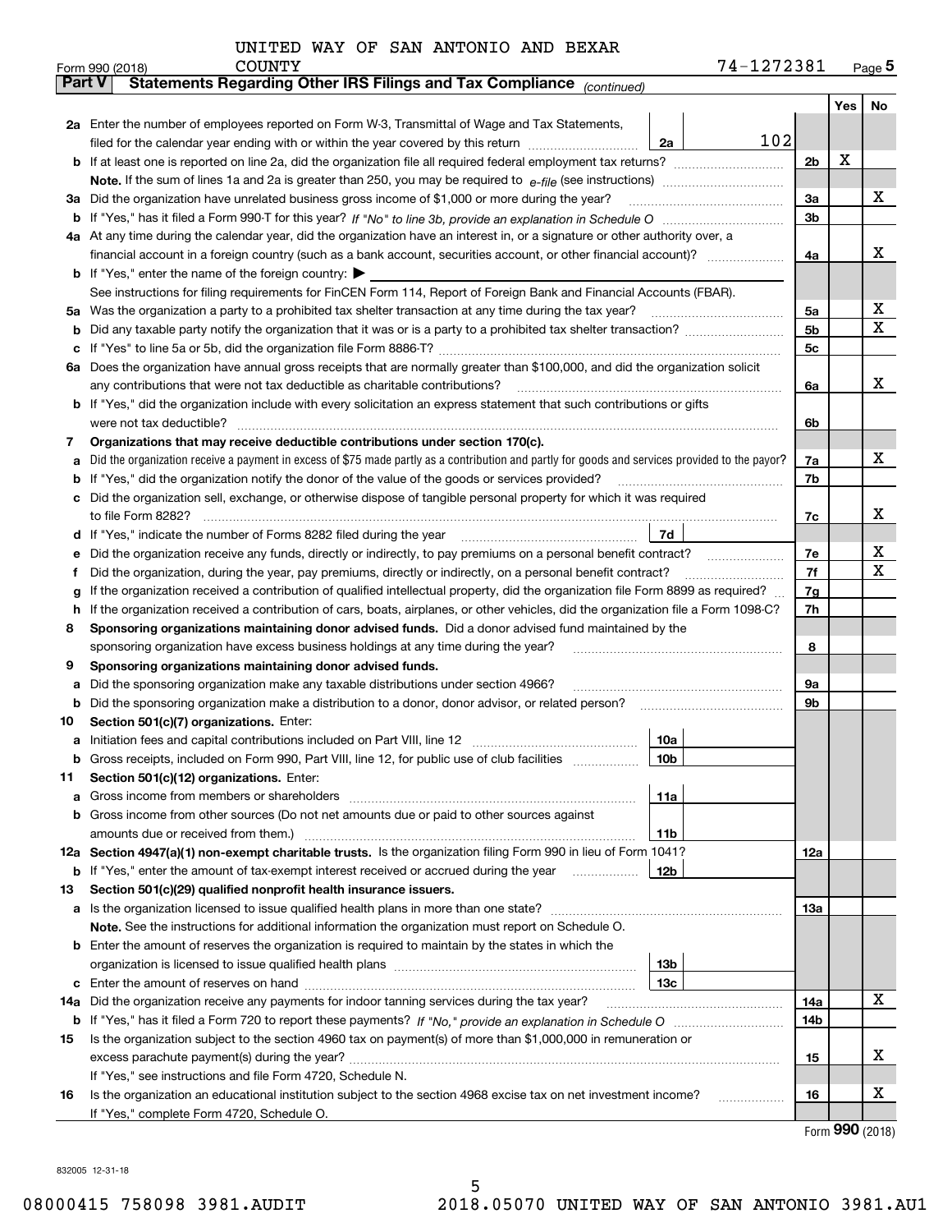UNITED WAY OF SAN ANTONIO AND BEXAR COUNTY 74-1272381

Form 990 (2018) Page **5**

## Part V Statements Regarding Other IRS Filings and Tax Compliance *(continued)*

| | | | | | Yes | No |
|---|---|---|---|---|---|---|
| **2a** | Enter the number of employees reported on Form W-3, Transmittal of Wage and Tax Statements, filed for the calendar year ending with or within the year covered by this return | 2a | 102 | | | |
| **b** | If at least one is reported on line 2a, did the organization file all required federal employment tax returns? | | | 2b | X | |
| | **Note.** If the sum of lines 1a and 2a is greater than 250, you may be required to *e-file* (see instructions) | | | | | |
| **3a** | Did the organization have unrelated business gross income of $1,000 or more during the year? | | | 3a | | X |
| **b** | If "Yes," has it filed a Form 990-T for this year? *If "No" to line 3b, provide an explanation in Schedule O* | | | 3b | | |
| **4a** | At any time during the calendar year, did the organization have an interest in, or a signature or other authority over, a financial account in a foreign country (such as a bank account, securities account, or other financial account)? | | | 4a | | X |
| **b** | If "Yes," enter the name of the foreign country: ▶ | | | | | |
| | See instructions for filing requirements for FinCEN Form 114, Report of Foreign Bank and Financial Accounts (FBAR). | | | | | |
| **5a** | Was the organization a party to a prohibited tax shelter transaction at any time during the tax year? | | | 5a | | X |
| **b** | Did any taxable party notify the organization that it was or is a party to a prohibited tax shelter transaction? | | | 5b | | X |
| **c** | If "Yes" to line 5a or 5b, did the organization file Form 8886-T? | | | 5c | | |
| **6a** | Does the organization have annual gross receipts that are normally greater than $100,000, and did the organization solicit any contributions that were not tax deductible as charitable contributions? | | | 6a | | X |
| **b** | If "Yes," did the organization include with every solicitation an express statement that such contributions or gifts were not tax deductible? | | | 6b | | |
| **7** | **Organizations that may receive deductible contributions under section 170(c).** | | | | | |
| **a** | Did the organization receive a payment in excess of $75 made partly as a contribution and partly for goods and services provided to the payor? | | | 7a | | X |
| **b** | If "Yes," did the organization notify the donor of the value of the goods or services provided? | | | 7b | | |
| **c** | Did the organization sell, exchange, or otherwise dispose of tangible personal property for which it was required to file Form 8282? | | | 7c | | X |
| **d** | If "Yes," indicate the number of Forms 8282 filed during the year | 7d | | | | |
| **e** | Did the organization receive any funds, directly or indirectly, to pay premiums on a personal benefit contract? | | | 7e | | X |
| **f** | Did the organization, during the year, pay premiums, directly or indirectly, on a personal benefit contract? | | | 7f | | X |
| **g** | If the organization received a contribution of qualified intellectual property, did the organization file Form 8899 as required? | | | 7g | | |
| **h** | If the organization received a contribution of cars, boats, airplanes, or other vehicles, did the organization file a Form 1098-C? | | | 7h | | |
| **8** | **Sponsoring organizations maintaining donor advised funds.** Did a donor advised fund maintained by the sponsoring organization have excess business holdings at any time during the year? | | | 8 | | |
| **9** | **Sponsoring organizations maintaining donor advised funds.** | | | | | |
| **a** | Did the sponsoring organization make any taxable distributions under section 4966? | | | 9a | | |
| **b** | Did the sponsoring organization make a distribution to a donor, donor advisor, or related person? | | | 9b | | |
| **10** | **Section 501(c)(7) organizations.** Enter: | | | | | |
| **a** | Initiation fees and capital contributions included on Part VIII, line 12 | 10a | | | | |
| **b** | Gross receipts, included on Form 990, Part VIII, line 12, for public use of club facilities | 10b | | | | |
| **11** | **Section 501(c)(12) organizations.** Enter: | | | | | |
| **a** | Gross income from members or shareholders | 11a | | | | |
| **b** | Gross income from other sources (Do not net amounts due or paid to other sources against amounts due or received from them.) | 11b | | | | |
| **12a** | **Section 4947(a)(1) non-exempt charitable trusts.** Is the organization filing Form 990 in lieu of Form 1041? | | | 12a | | |
| **b** | If "Yes," enter the amount of tax-exempt interest received or accrued during the year | 12b | | | | |
| **13** | **Section 501(c)(29) qualified nonprofit health insurance issuers.** | | | | | |
| **a** | Is the organization licensed to issue qualified health plans in more than one state? | | | 13a | | |
| | **Note.** See the instructions for additional information the organization must report on Schedule O. | | | | | |
| **b** | Enter the amount of reserves the organization is required to maintain by the states in which the organization is licensed to issue qualified health plans | 13b | | | | |
| **c** | Enter the amount of reserves on hand | 13c | | | | |
| **14a** | Did the organization receive any payments for indoor tanning services during the tax year? | | | 14a | | X |
| **b** | If "Yes," has it filed a Form 720 to report these payments? *If "No," provide an explanation in Schedule O* | | | 14b | | |
| **15** | Is the organization subject to the section 4960 tax on payment(s) of more than $1,000,000 in remuneration or excess parachute payment(s) during the year? | | | 15 | | X |
| | If "Yes," see instructions and file Form 4720, Schedule N. | | | | | |
| **16** | Is the organization an educational institution subject to the section 4968 excise tax on net investment income? | | | 16 | | X |
| | If "Yes," complete Form 4720, Schedule O. | | | | | |

Form **990** (2018)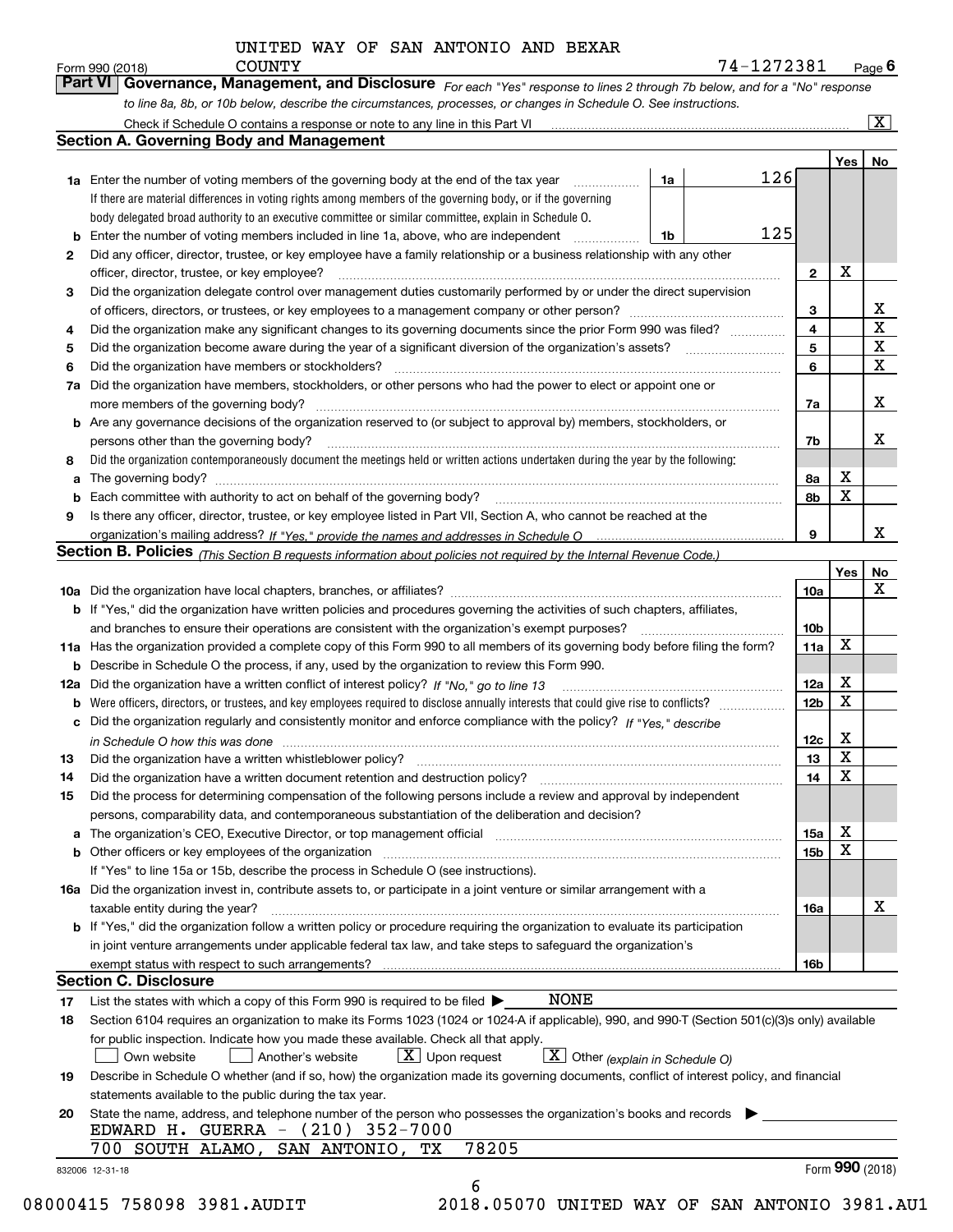UNITED WAY OF SAN ANTONIO AND BEXAR COUNTY

Form 990 (2018) 74-1272381 Page 6

## Part VI Governance, Management, and Disclosure

*For each "Yes" response to lines 2 through 7b below, and for a "No" response to line 8a, 8b, or 10b below, describe the circumstances, processes, or changes in Schedule O. See instructions.*

Check if Schedule O contains a response or note to any line in this Part VI [X]

### Section A. Governing Body and Management

| | | | | Yes | No |
|---|---|---|---|---|---|
| **1a** | Enter the number of voting members of the governing body at the end of the tax year | 1a | 126 | | |
| | If there are material differences in voting rights among members of the governing body, or if the governing body delegated broad authority to an executive committee or similar committee, explain in Schedule O. | | | | |
| **b** | Enter the number of voting members included in line 1a, above, who are independent | 1b | 125 | | |
| **2** | Did any officer, director, trustee, or key employee have a family relationship or a business relationship with any other officer, director, trustee, or key employee? | 2 | | X | |
| **3** | Did the organization delegate control over management duties customarily performed by or under the direct supervision of officers, directors, or trustees, or key employees to a management company or other person? | 3 | | | X |
| **4** | Did the organization make any significant changes to its governing documents since the prior Form 990 was filed? | 4 | | | X |
| **5** | Did the organization become aware during the year of a significant diversion of the organization's assets? | 5 | | | X |
| **6** | Did the organization have members or stockholders? | 6 | | | X |
| **7a** | Did the organization have members, stockholders, or other persons who had the power to elect or appoint one or more members of the governing body? | 7a | | | X |
| **b** | Are any governance decisions of the organization reserved to (or subject to approval by) members, stockholders, or persons other than the governing body? | 7b | | | X |
| **8** | Did the organization contemporaneously document the meetings held or written actions undertaken during the year by the following: | | | | |
| **a** | The governing body? | 8a | | X | |
| **b** | Each committee with authority to act on behalf of the governing body? | 8b | | X | |
| **9** | Is there any officer, director, trustee, or key employee listed in Part VII, Section A, who cannot be reached at the organization's mailing address? *If "Yes," provide the names and addresses in Schedule O* | 9 | | | X |

### Section B. Policies *(This Section B requests information about policies not required by the Internal Revenue Code.)*

| | | | Yes | No |
|---|---|---|---|---|
| **10a** | Did the organization have local chapters, branches, or affiliates? | 10a | | X |
| **b** | If "Yes," did the organization have written policies and procedures governing the activities of such chapters, affiliates, and branches to ensure their operations are consistent with the organization's exempt purposes? | 10b | | |
| **11a** | Has the organization provided a complete copy of this Form 990 to all members of its governing body before filing the form? | 11a | X | |
| **b** | Describe in Schedule O the process, if any, used by the organization to review this Form 990. | | | |
| **12a** | Did the organization have a written conflict of interest policy? *If "No," go to line 13* | 12a | X | |
| **b** | Were officers, directors, or trustees, and key employees required to disclose annually interests that could give rise to conflicts? | 12b | X | |
| **c** | Did the organization regularly and consistently monitor and enforce compliance with the policy? *If "Yes," describe in Schedule O how this was done* | 12c | X | |
| **13** | Did the organization have a written whistleblower policy? | 13 | X | |
| **14** | Did the organization have a written document retention and destruction policy? | 14 | X | |
| **15** | Did the process for determining compensation of the following persons include a review and approval by independent persons, comparability data, and contemporaneous substantiation of the deliberation and decision? | | | |
| **a** | The organization's CEO, Executive Director, or top management official | 15a | X | |
| **b** | Other officers or key employees of the organization | 15b | X | |
| | If "Yes" to line 15a or 15b, describe the process in Schedule O (see instructions). | | | |
| **16a** | Did the organization invest in, contribute assets to, or participate in a joint venture or similar arrangement with a taxable entity during the year? | 16a | | X |
| **b** | If "Yes," did the organization follow a written policy or procedure requiring the organization to evaluate its participation in joint venture arrangements under applicable federal tax law, and take steps to safeguard the organization's exempt status with respect to such arrangements? | 16b | | |

### Section C. Disclosure

**17** List the states with which a copy of this Form 990 is required to be filed ▶ NONE

**18** Section 6104 requires an organization to make its Forms 1023 (1024 or 1024-A if applicable), 990, and 990-T (Section 501(c)(3)s only) available for public inspection. Indicate how you made these available. Check all that apply.

[ ] Own website [ ] Another's website [X] Upon request [X] Other *(explain in Schedule O)*

**19** Describe in Schedule O whether (and if so, how) the organization made its governing documents, conflict of interest policy, and financial statements available to the public during the tax year.

**20** State the name, address, and telephone number of the person who possesses the organization's books and records ▶

EDWARD H. GUERRA - (210) 352-7000
700 SOUTH ALAMO, SAN ANTONIO, TX 78205

832006 12-31-18 Form **990** (2018)

08000415 758098 3981.AUDIT 2018.05070 UNITED WAY OF SAN ANTONIO 3981.AU1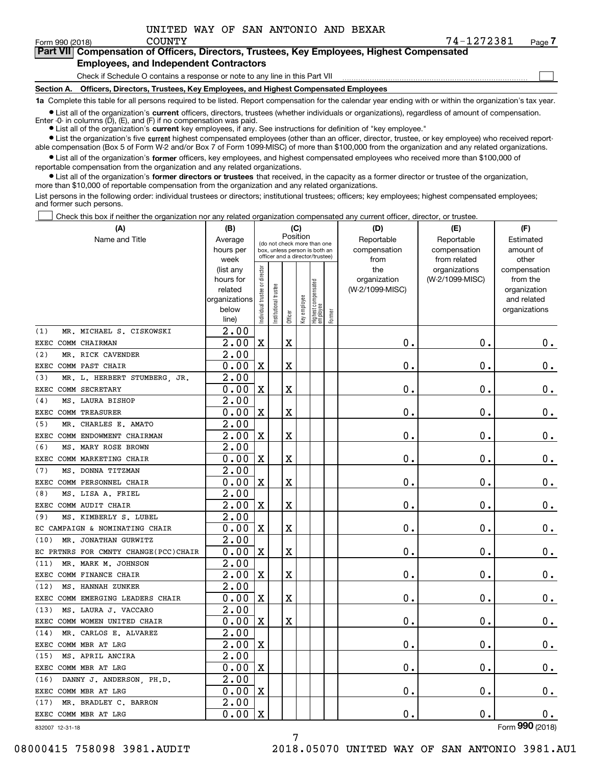UNITED WAY OF SAN ANTONIO AND BEXAR COUNTY

Form 990 (2018) 74-1272381 Page 7

## Part VII Compensation of Officers, Directors, Trustees, Key Employees, Highest Compensated Employees, and Independent Contractors

Check if Schedule O contains a response or note to any line in this Part VII ☐

**Section A. Officers, Directors, Trustees, Key Employees, and Highest Compensated Employees**

**1a** Complete this table for all persons required to be listed. Report compensation for the calendar year ending with or within the organization's tax year.

- List all of the organization's **current** officers, directors, trustees (whether individuals or organizations), regardless of amount of compensation. Enter -0- in columns (D), (E), and (F) if no compensation was paid.
- List all of the organization's **current** key employees, if any. See instructions for definition of "key employee."
- List the organization's five **current** highest compensated employees (other than an officer, director, trustee, or key employee) who received reportable compensation (Box 5 of Form W-2 and/or Box 7 of Form 1099-MISC) of more than $100,000 from the organization and any related organizations.
- List all of the organization's **former** officers, key employees, and highest compensated employees who received more than $100,000 of reportable compensation from the organization and any related organizations.
- List all of the organization's **former directors or trustees** that received, in the capacity as a former director or trustee of the organization, more than $10,000 of reportable compensation from the organization and any related organizations.

List persons in the following order: individual trustees or directors; institutional trustees; officers; key employees; highest compensated employees; and former such persons.

☐ Check this box if neither the organization nor any related organization compensated any current officer, director, or trustee.

| (A) Name and Title | (B) Average hours per week (list any hours for related organizations below line) | (C) Position: Individual trustee or director | Institutional trustee | Officer | Key employee | Highest compensated employee | Former | (D) Reportable compensation from the organization (W-2/1099-MISC) | (E) Reportable compensation from related organizations (W-2/1099-MISC) | (F) Estimated amount of other compensation from the organization and related organizations |
|---|---|---|---|---|---|---|---|---|---|---|
| (1) MR. MICHAEL S. CISKOWSKI<br>EXEC COMM CHAIRMAN | 2.00<br>2.00 | X | | X | | | | 0. | 0. | 0. |
| (2) MR. RICK CAVENDER<br>EXEC COMM PAST CHAIR | 2.00<br>0.00 | X | | X | | | | 0. | 0. | 0. |
| (3) MR. L. HERBERT STUMBERG, JR.<br>EXEC COMM SECRETARY | 2.00<br>0.00 | X | | X | | | | 0. | 0. | 0. |
| (4) MS. LAURA BISHOP<br>EXEC COMM TREASURER | 2.00<br>0.00 | X | | X | | | | 0. | 0. | 0. |
| (5) MR. CHARLES E. AMATO<br>EXEC COMM ENDOWMENT CHAIRMAN | 2.00<br>2.00 | X | | X | | | | 0. | 0. | 0. |
| (6) MS. MARY ROSE BROWN<br>EXEC COMM MARKETING CHAIR | 2.00<br>0.00 | X | | X | | | | 0. | 0. | 0. |
| (7) MS. DONNA TITZMAN<br>EXEC COMM PERSONNEL CHAIR | 2.00<br>0.00 | X | | X | | | | 0. | 0. | 0. |
| (8) MS. LISA A. FRIEL<br>EXEC COMM AUDIT CHAIR | 2.00<br>2.00 | X | | X | | | | 0. | 0. | 0. |
| (9) MS. KIMBERLY S. LUBEL<br>EC CAMPAIGN & NOMINATING CHAIR | 2.00<br>0.00 | X | | X | | | | 0. | 0. | 0. |
| (10) MR. JONATHAN GURWITZ<br>EC PRTNRS FOR CMNTY CHANGE(PCC)CHAIR | 2.00<br>0.00 | X | | X | | | | 0. | 0. | 0. |
| (11) MR. MARK M. JOHNSON<br>EXEC COMM FINANCE CHAIR | 2.00<br>2.00 | X | | X | | | | 0. | 0. | 0. |
| (12) MS. HANNAH ZUNKER<br>EXEC COMM EMERGING LEADERS CHAIR | 2.00<br>0.00 | X | | X | | | | 0. | 0. | 0. |
| (13) MS. LAURA J. VACCARO<br>EXEC COMM WOMEN UNITED CHAIR | 2.00<br>0.00 | X | | X | | | | 0. | 0. | 0. |
| (14) MR. CARLOS E. ALVAREZ<br>EXEC COMM MBR AT LRG | 2.00<br>2.00 | X | | | | | | 0. | 0. | 0. |
| (15) MS. APRIL ANCIRA<br>EXEC COMM MBR AT LRG | 2.00<br>0.00 | X | | | | | | 0. | 0. | 0. |
| (16) DANNY J. ANDERSON, PH.D.<br>EXEC COMM MBR AT LRG | 2.00<br>0.00 | X | | | | | | 0. | 0. | 0. |
| (17) MR. BRADLEY C. BARRON<br>EXEC COMM MBR AT LRG | 2.00<br>0.00 | X | | | | | | 0. | 0. | 0. |

832007 12-31-18 Form 990 (2018)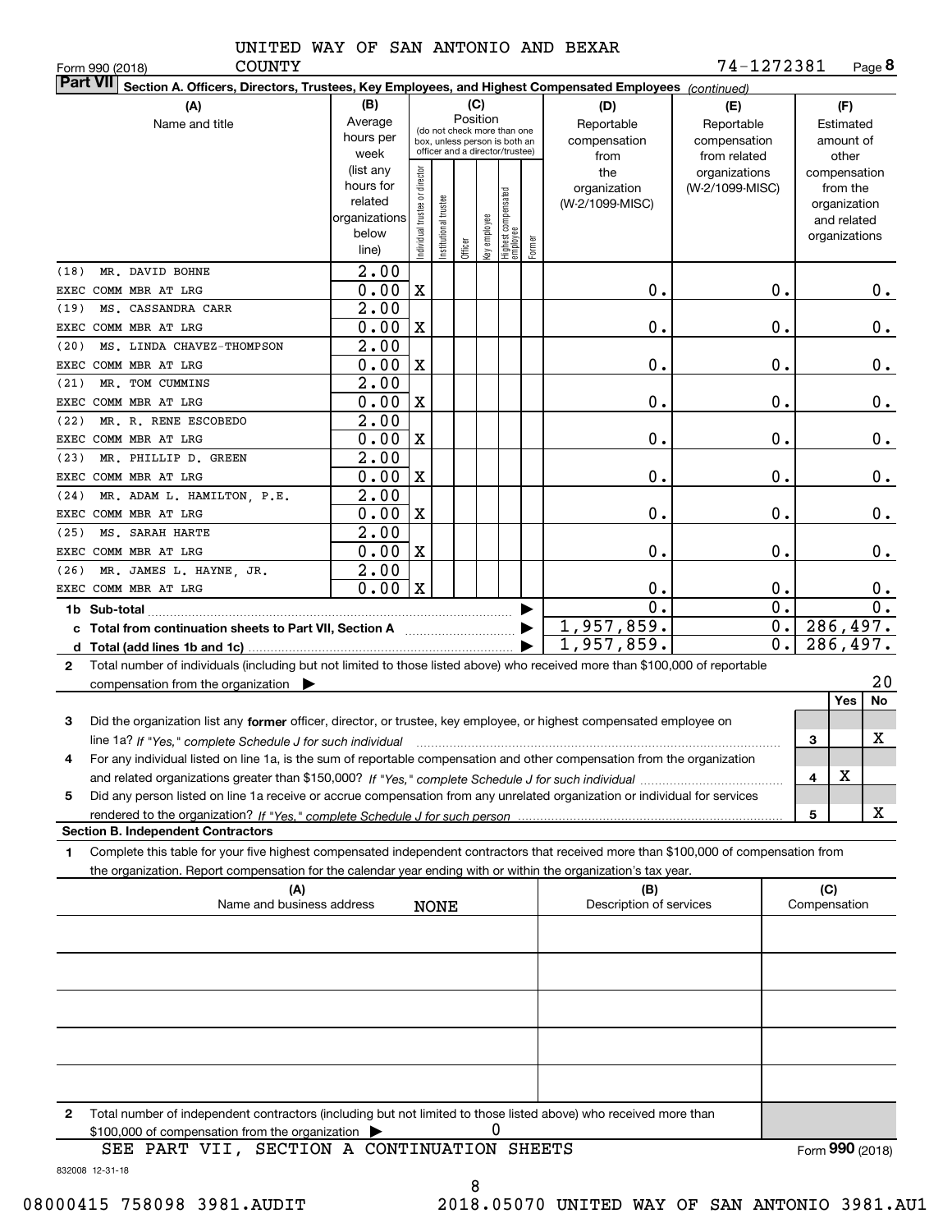UNITED WAY OF SAN ANTONIO AND BEXAR COUNTY

74-1272381

Form 990 (2018)

**Part VII** Section A. Officers, Directors, Trustees, Key Employees, and Highest Compensated Employees *(continued)*

| (A) Name and title | (B) Average hours per week (list any hours for related organizations below line) | (C) Position: Individual trustee or director | Institutional trustee | Officer | Key employee | Highest compensated employee | Former | (D) Reportable compensation from the organization (W-2/1099-MISC) | (E) Reportable compensation from related organizations (W-2/1099-MISC) | (F) Estimated amount of other compensation from the organization and related organizations |
|---|---|---|---|---|---|---|---|---|---|---|
| (18) MR. DAVID BOHNE<br>EXEC COMM MBR AT LRG | 2.00<br>0.00 | X | | | | | | 0. | 0. | 0. |
| (19) MS. CASSANDRA CARR<br>EXEC COMM MBR AT LRG | 2.00<br>0.00 | X | | | | | | 0. | 0. | 0. |
| (20) MS. LINDA CHAVEZ-THOMPSON<br>EXEC COMM MBR AT LRG | 2.00<br>0.00 | X | | | | | | 0. | 0. | 0. |
| (21) MR. TOM CUMMINS<br>EXEC COMM MBR AT LRG | 2.00<br>0.00 | X | | | | | | 0. | 0. | 0. |
| (22) MR. R. RENE ESCOBEDO<br>EXEC COMM MBR AT LRG | 2.00<br>0.00 | X | | | | | | 0. | 0. | 0. |
| (23) MR. PHILLIP D. GREEN<br>EXEC COMM MBR AT LRG | 2.00<br>0.00 | X | | | | | | 0. | 0. | 0. |
| (24) MR. ADAM L. HAMILTON, P.E.<br>EXEC COMM MBR AT LRG | 2.00<br>0.00 | X | | | | | | 0. | 0. | 0. |
| (25) MS. SARAH HARTE<br>EXEC COMM MBR AT LRG | 2.00<br>0.00 | X | | | | | | 0. | 0. | 0. |
| (26) MR. JAMES L. HAYNE, JR.<br>EXEC COMM MBR AT LRG | 2.00<br>0.00 | X | | | | | | 0. | 0. | 0. |
| 1b Sub-total | | | | | | | | 0. | 0. | 0. |
| c Total from continuation sheets to Part VII, Section A | | | | | | | | 1,957,859. | 0. | 286,497. |
| d Total (add lines 1b and 1c) | | | | | | | | 1,957,859. | 0. | 286,497. |

2 Total number of individuals (including but not limited to those listed above) who received more than $100,000 of reportable compensation from the organization ▶ 20

| | | Yes | No |
|---|---|---|---|
| 3 Did the organization list any **former** officer, director, or trustee, key employee, or highest compensated employee on line 1a? *If "Yes," complete Schedule J for such individual* | 3 | | X |
| 4 For any individual listed on line 1a, is the sum of reportable compensation and other compensation from the organization and related organizations greater than $150,000? *If "Yes," complete Schedule J for such individual* | 4 | X | |
| 5 Did any person listed on line 1a receive or accrue compensation from any unrelated organization or individual for services rendered to the organization? *If "Yes," complete Schedule J for such person* | 5 | | X |

**Section B. Independent Contractors**

1 Complete this table for your five highest compensated independent contractors that received more than $100,000 of compensation from the organization. Report compensation for the calendar year ending with or within the organization's tax year.

| (A) Name and business address | (B) Description of services | (C) Compensation |
|---|---|---|
| NONE | | |
| | | |
| | | |
| | | |
| | | |

2 Total number of independent contractors (including but not limited to those listed above) who received more than $100,000 of compensation from the organization ▶ 0

SEE PART VII, SECTION A CONTINUATION SHEETS

Form **990** (2018)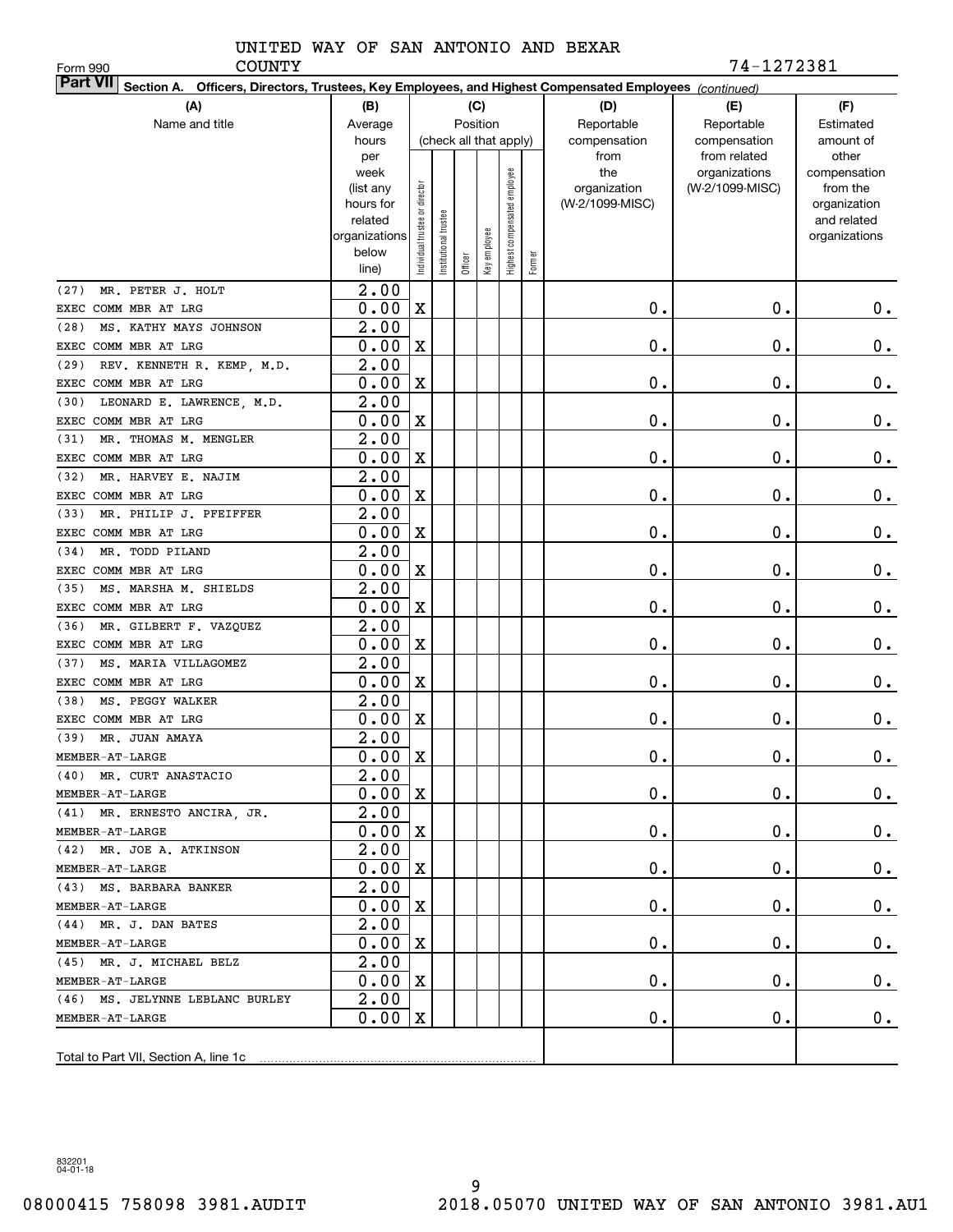Form 990

UNITED WAY OF SAN ANTONIO AND BEXAR COUNTY 74-1272381

**Part VII Section A. Officers, Directors, Trustees, Key Employees, and Highest Compensated Employees** *(continued)*

| (A) Name and title | (B) Average hours per week (list any hours for related organizations below line) | (C) Position (check all that apply) Individual trustee or director | Institutional trustee | Officer | Key employee | Highest compensated employee | Former | (D) Reportable compensation from the organization (W-2/1099-MISC) | (E) Reportable compensation from related organizations (W-2/1099-MISC) | (F) Estimated amount of other compensation from the organization and related organizations |
|---|---|---|---|---|---|---|---|---|---|---|
| (27) MR. PETER J. HOLT<br>EXEC COMM MBR AT LRG | 2.00<br>0.00 | X | | | | | | 0. | 0. | 0. |
| (28) MS. KATHY MAYS JOHNSON<br>EXEC COMM MBR AT LRG | 2.00<br>0.00 | X | | | | | | 0. | 0. | 0. |
| (29) REV. KENNETH R. KEMP, M.D.<br>EXEC COMM MBR AT LRG | 2.00<br>0.00 | X | | | | | | 0. | 0. | 0. |
| (30) LEONARD E. LAWRENCE, M.D.<br>EXEC COMM MBR AT LRG | 2.00<br>0.00 | X | | | | | | 0. | 0. | 0. |
| (31) MR. THOMAS M. MENGLER<br>EXEC COMM MBR AT LRG | 2.00<br>0.00 | X | | | | | | 0. | 0. | 0. |
| (32) MR. HARVEY E. NAJIM<br>EXEC COMM MBR AT LRG | 2.00<br>0.00 | X | | | | | | 0. | 0. | 0. |
| (33) MR. PHILIP J. PFEIFFER<br>EXEC COMM MBR AT LRG | 2.00<br>0.00 | X | | | | | | 0. | 0. | 0. |
| (34) MR. TODD PILAND<br>EXEC COMM MBR AT LRG | 2.00<br>0.00 | X | | | | | | 0. | 0. | 0. |
| (35) MS. MARSHA M. SHIELDS<br>EXEC COMM MBR AT LRG | 2.00<br>0.00 | X | | | | | | 0. | 0. | 0. |
| (36) MR. GILBERT F. VAZQUEZ<br>EXEC COMM MBR AT LRG | 2.00<br>0.00 | X | | | | | | 0. | 0. | 0. |
| (37) MS. MARIA VILLAGOMEZ<br>EXEC COMM MBR AT LRG | 2.00<br>0.00 | X | | | | | | 0. | 0. | 0. |
| (38) MS. PEGGY WALKER<br>EXEC COMM MBR AT LRG | 2.00<br>0.00 | X | | | | | | 0. | 0. | 0. |
| (39) MR. JUAN AMAYA<br>MEMBER-AT-LARGE | 2.00<br>0.00 | X | | | | | | 0. | 0. | 0. |
| (40) MR. CURT ANASTACIO<br>MEMBER-AT-LARGE | 2.00<br>0.00 | X | | | | | | 0. | 0. | 0. |
| (41) MR. ERNESTO ANCIRA, JR.<br>MEMBER-AT-LARGE | 2.00<br>0.00 | X | | | | | | 0. | 0. | 0. |
| (42) MR. JOE A. ATKINSON<br>MEMBER-AT-LARGE | 2.00<br>0.00 | X | | | | | | 0. | 0. | 0. |
| (43) MS. BARBARA BANKER<br>MEMBER-AT-LARGE | 2.00<br>0.00 | X | | | | | | 0. | 0. | 0. |
| (44) MR. J. DAN BATES<br>MEMBER-AT-LARGE | 2.00<br>0.00 | X | | | | | | 0. | 0. | 0. |
| (45) MR. J. MICHAEL BELZ<br>MEMBER-AT-LARGE | 2.00<br>0.00 | X | | | | | | 0. | 0. | 0. |
| (46) MS. JELYNNE LEBLANC BURLEY<br>MEMBER-AT-LARGE | 2.00<br>0.00 | X | | | | | | 0. | 0. | 0. |
| Total to Part VII, Section A, line 1c | | | | | | | | | | |

832201 04-01-18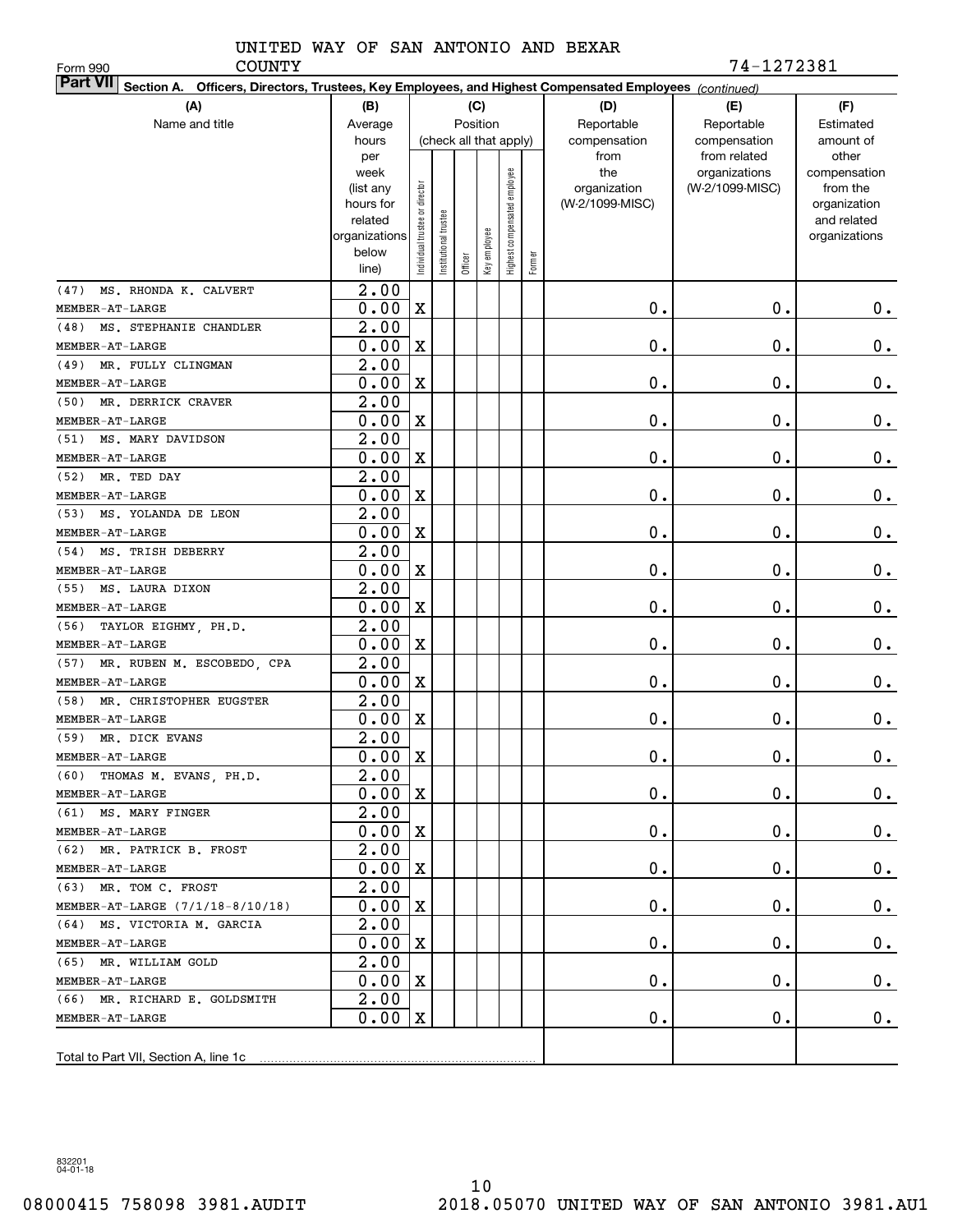UNITED WAY OF SAN ANTONIO AND BEXAR COUNTY

Form 990 | 74-1272381

**Part VII Section A. Officers, Directors, Trustees, Key Employees, and Highest Compensated Employees** *(continued)*

| (A) Name and title | (B) Average hours per week (list any hours for related organizations below line) | (C) Individual trustee or director | Institutional trustee | Officer | Key employee | Highest compensated employee | Former | (D) Reportable compensation from the organization (W-2/1099-MISC) | (E) Reportable compensation from related organizations (W-2/1099-MISC) | (F) Estimated amount of other compensation from the organization and related organizations |
|---|---|---|---|---|---|---|---|---|---|---|
| (47) MS. RHONDA K. CALVERT<br>MEMBER-AT-LARGE | 2.00<br>0.00 | X | | | | | | 0. | 0. | 0. |
| (48) MS. STEPHANIE CHANDLER<br>MEMBER-AT-LARGE | 2.00<br>0.00 | X | | | | | | 0. | 0. | 0. |
| (49) MR. FULLY CLINGMAN<br>MEMBER-AT-LARGE | 2.00<br>0.00 | X | | | | | | 0. | 0. | 0. |
| (50) MR. DERRICK CRAVER<br>MEMBER-AT-LARGE | 2.00<br>0.00 | X | | | | | | 0. | 0. | 0. |
| (51) MS. MARY DAVIDSON<br>MEMBER-AT-LARGE | 2.00<br>0.00 | X | | | | | | 0. | 0. | 0. |
| (52) MR. TED DAY<br>MEMBER-AT-LARGE | 2.00<br>0.00 | X | | | | | | 0. | 0. | 0. |
| (53) MS. YOLANDA DE LEON<br>MEMBER-AT-LARGE | 2.00<br>0.00 | X | | | | | | 0. | 0. | 0. |
| (54) MS. TRISH DEBERRY<br>MEMBER-AT-LARGE | 2.00<br>0.00 | X | | | | | | 0. | 0. | 0. |
| (55) MS. LAURA DIXON<br>MEMBER-AT-LARGE | 2.00<br>0.00 | X | | | | | | 0. | 0. | 0. |
| (56) TAYLOR EIGHMY, PH.D.<br>MEMBER-AT-LARGE | 2.00<br>0.00 | X | | | | | | 0. | 0. | 0. |
| (57) MR. RUBEN M. ESCOBEDO, CPA<br>MEMBER-AT-LARGE | 2.00<br>0.00 | X | | | | | | 0. | 0. | 0. |
| (58) MR. CHRISTOPHER EUGSTER<br>MEMBER-AT-LARGE | 2.00<br>0.00 | X | | | | | | 0. | 0. | 0. |
| (59) MR. DICK EVANS<br>MEMBER-AT-LARGE | 2.00<br>0.00 | X | | | | | | 0. | 0. | 0. |
| (60) THOMAS M. EVANS, PH.D.<br>MEMBER-AT-LARGE | 2.00<br>0.00 | X | | | | | | 0. | 0. | 0. |
| (61) MS. MARY FINGER<br>MEMBER-AT-LARGE | 2.00<br>0.00 | X | | | | | | 0. | 0. | 0. |
| (62) MR. PATRICK B. FROST<br>MEMBER-AT-LARGE | 2.00<br>0.00 | X | | | | | | 0. | 0. | 0. |
| (63) MR. TOM C. FROST<br>MEMBER-AT-LARGE (7/1/18-8/10/18) | 2.00<br>0.00 | X | | | | | | 0. | 0. | 0. |
| (64) MS. VICTORIA M. GARCIA<br>MEMBER-AT-LARGE | 2.00<br>0.00 | X | | | | | | 0. | 0. | 0. |
| (65) MR. WILLIAM GOLD<br>MEMBER-AT-LARGE | 2.00<br>0.00 | X | | | | | | 0. | 0. | 0. |
| (66) MR. RICHARD E. GOLDSMITH<br>MEMBER-AT-LARGE | 2.00<br>0.00 | X | | | | | | 0. | 0. | 0. |
| Total to Part VII, Section A, line 1c | | | | | | | | | | |

832201 04-01-18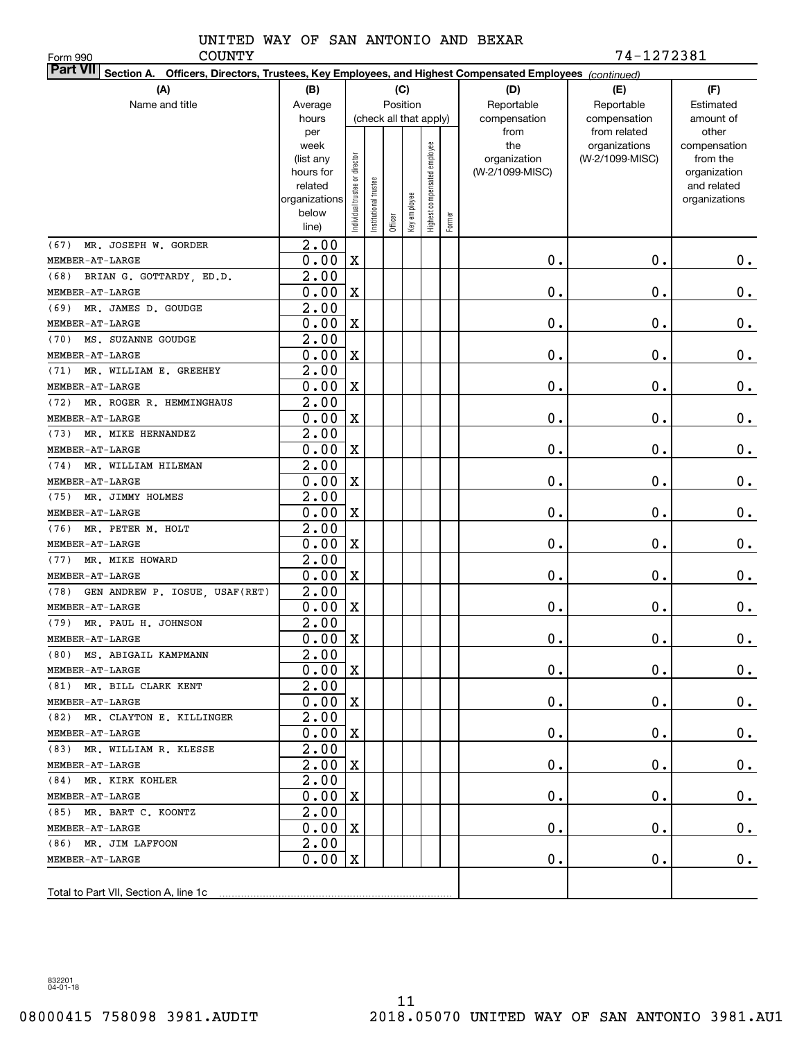Form 990

UNITED WAY OF SAN ANTONIO AND BEXAR COUNTY

74-1272381

**Part VII** Section A. Officers, Directors, Trustees, Key Employees, and Highest Compensated Employees *(continued)*

| (A) Name and title | (B) Average hours per week (list any hours for related organizations below line) | (C) Position (check all that apply): Individual trustee or director | Institutional trustee | Officer | Key employee | Highest compensated employee | Former | (D) Reportable compensation from the organization (W-2/1099-MISC) | (E) Reportable compensation from related organizations (W-2/1099-MISC) | (F) Estimated amount of other compensation from the organization and related organizations |
|---|---|---|---|---|---|---|---|---|---|---|
| (67) MR. JOSEPH W. GORDER<br>MEMBER-AT-LARGE | 2.00<br>0.00 | X | | | | | | 0. | 0. | 0. |
| (68) BRIAN G. GOTTARDY, ED.D.<br>MEMBER-AT-LARGE | 2.00<br>0.00 | X | | | | | | 0. | 0. | 0. |
| (69) MR. JAMES D. GOUDGE<br>MEMBER-AT-LARGE | 2.00<br>0.00 | X | | | | | | 0. | 0. | 0. |
| (70) MS. SUZANNE GOUDGE<br>MEMBER-AT-LARGE | 2.00<br>0.00 | X | | | | | | 0. | 0. | 0. |
| (71) MR. WILLIAM E. GREEHEY<br>MEMBER-AT-LARGE | 2.00<br>0.00 | X | | | | | | 0. | 0. | 0. |
| (72) MR. ROGER R. HEMMINGHAUS<br>MEMBER-AT-LARGE | 2.00<br>0.00 | X | | | | | | 0. | 0. | 0. |
| (73) MR. MIKE HERNANDEZ<br>MEMBER-AT-LARGE | 2.00<br>0.00 | X | | | | | | 0. | 0. | 0. |
| (74) MR. WILLIAM HILEMAN<br>MEMBER-AT-LARGE | 2.00<br>0.00 | X | | | | | | 0. | 0. | 0. |
| (75) MR. JIMMY HOLMES<br>MEMBER-AT-LARGE | 2.00<br>0.00 | X | | | | | | 0. | 0. | 0. |
| (76) MR. PETER M. HOLT<br>MEMBER-AT-LARGE | 2.00<br>0.00 | X | | | | | | 0. | 0. | 0. |
| (77) MR. MIKE HOWARD<br>MEMBER-AT-LARGE | 2.00<br>0.00 | X | | | | | | 0. | 0. | 0. |
| (78) GEN ANDREW P. IOSUE, USAF(RET)<br>MEMBER-AT-LARGE | 2.00<br>0.00 | X | | | | | | 0. | 0. | 0. |
| (79) MR. PAUL H. JOHNSON<br>MEMBER-AT-LARGE | 2.00<br>0.00 | X | | | | | | 0. | 0. | 0. |
| (80) MS. ABIGAIL KAMPMANN<br>MEMBER-AT-LARGE | 2.00<br>0.00 | X | | | | | | 0. | 0. | 0. |
| (81) MR. BILL CLARK KENT<br>MEMBER-AT-LARGE | 2.00<br>0.00 | X | | | | | | 0. | 0. | 0. |
| (82) MR. CLAYTON E. KILLINGER<br>MEMBER-AT-LARGE | 2.00<br>0.00 | X | | | | | | 0. | 0. | 0. |
| (83) MR. WILLIAM R. KLESSE<br>MEMBER-AT-LARGE | 2.00<br>2.00 | X | | | | | | 0. | 0. | 0. |
| (84) MR. KIRK KOHLER<br>MEMBER-AT-LARGE | 2.00<br>0.00 | X | | | | | | 0. | 0. | 0. |
| (85) MR. BART C. KOONTZ<br>MEMBER-AT-LARGE | 2.00<br>0.00 | X | | | | | | 0. | 0. | 0. |
| (86) MR. JIM LAFFOON<br>MEMBER-AT-LARGE | 2.00<br>0.00 | X | | | | | | 0. | 0. | 0. |
| Total to Part VII, Section A, line 1c | | | | | | | | | | |

832201 04-01-18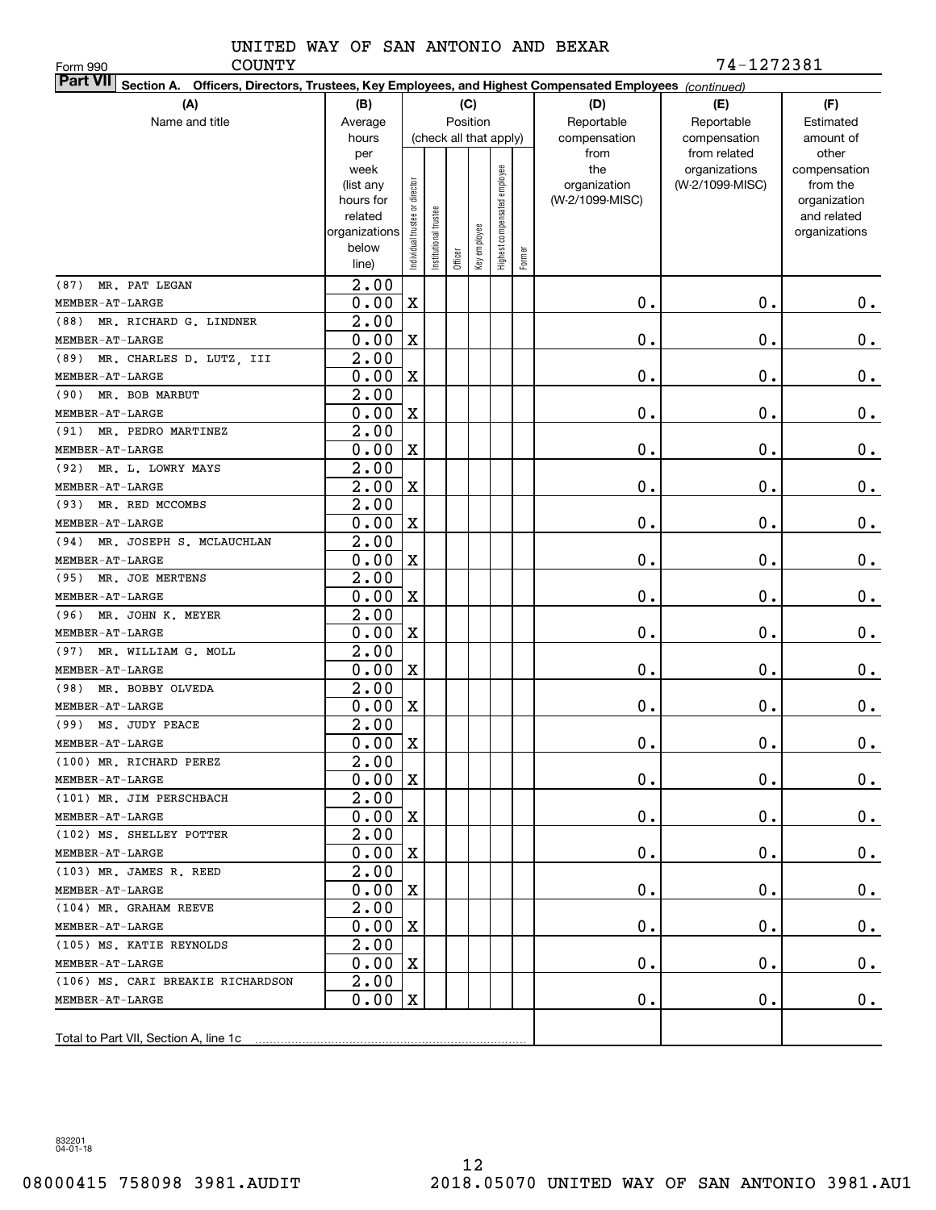UNITED WAY OF SAN ANTONIO AND BEXAR COUNTY

Form 990 | 74-1272381

**Part VII Section A. Officers, Directors, Trustees, Key Employees, and Highest Compensated Employees** *(continued)*

| (A) Name and title | (B) Average hours per week (list any hours for related organizations below line) | (C) Position (check all that apply): Individual trustee or director | Institutional trustee | Officer | Key employee | Highest compensated employee | Former | (D) Reportable compensation from the organization (W-2/1099-MISC) | (E) Reportable compensation from related organizations (W-2/1099-MISC) | (F) Estimated amount of other compensation from the organization and related organizations |
|---|---|---|---|---|---|---|---|---|---|---|
| (87) MR. PAT LEGAN<br>MEMBER-AT-LARGE | 2.00<br>0.00 | X | | | | | | 0. | 0. | 0. |
| (88) MR. RICHARD G. LINDNER<br>MEMBER-AT-LARGE | 2.00<br>0.00 | X | | | | | | 0. | 0. | 0. |
| (89) MR. CHARLES D. LUTZ, III<br>MEMBER-AT-LARGE | 2.00<br>0.00 | X | | | | | | 0. | 0. | 0. |
| (90) MR. BOB MARBUT<br>MEMBER-AT-LARGE | 2.00<br>0.00 | X | | | | | | 0. | 0. | 0. |
| (91) MR. PEDRO MARTINEZ<br>MEMBER-AT-LARGE | 2.00<br>0.00 | X | | | | | | 0. | 0. | 0. |
| (92) MR. L. LOWRY MAYS<br>MEMBER-AT-LARGE | 2.00<br>2.00 | X | | | | | | 0. | 0. | 0. |
| (93) MR. RED MCCOMBS<br>MEMBER-AT-LARGE | 2.00<br>0.00 | X | | | | | | 0. | 0. | 0. |
| (94) MR. JOSEPH S. MCLAUCHLAN<br>MEMBER-AT-LARGE | 2.00<br>0.00 | X | | | | | | 0. | 0. | 0. |
| (95) MR. JOE MERTENS<br>MEMBER-AT-LARGE | 2.00<br>0.00 | X | | | | | | 0. | 0. | 0. |
| (96) MR. JOHN K. MEYER<br>MEMBER-AT-LARGE | 2.00<br>0.00 | X | | | | | | 0. | 0. | 0. |
| (97) MR. WILLIAM G. MOLL<br>MEMBER-AT-LARGE | 2.00<br>0.00 | X | | | | | | 0. | 0. | 0. |
| (98) MR. BOBBY OLVEDA<br>MEMBER-AT-LARGE | 2.00<br>0.00 | X | | | | | | 0. | 0. | 0. |
| (99) MS. JUDY PEACE<br>MEMBER-AT-LARGE | 2.00<br>0.00 | X | | | | | | 0. | 0. | 0. |
| (100) MR. RICHARD PEREZ<br>MEMBER-AT-LARGE | 2.00<br>0.00 | X | | | | | | 0. | 0. | 0. |
| (101) MR. JIM PERSCHBACH<br>MEMBER-AT-LARGE | 2.00<br>0.00 | X | | | | | | 0. | 0. | 0. |
| (102) MS. SHELLEY POTTER<br>MEMBER-AT-LARGE | 2.00<br>0.00 | X | | | | | | 0. | 0. | 0. |
| (103) MR. JAMES R. REED<br>MEMBER-AT-LARGE | 2.00<br>0.00 | X | | | | | | 0. | 0. | 0. |
| (104) MR. GRAHAM REEVE<br>MEMBER-AT-LARGE | 2.00<br>0.00 | X | | | | | | 0. | 0. | 0. |
| (105) MS. KATIE REYNOLDS<br>MEMBER-AT-LARGE | 2.00<br>0.00 | X | | | | | | 0. | 0. | 0. |
| (106) MS. CARI BREAKIE RICHARDSON<br>MEMBER-AT-LARGE | 2.00<br>0.00 | X | | | | | | 0. | 0. | 0. |
| Total to Part VII, Section A, line 1c | | | | | | | | | | |

832201 04-01-18

08000415 758098 3981.AUDIT 2018.05070 UNITED WAY OF SAN ANTONIO 3981.AU1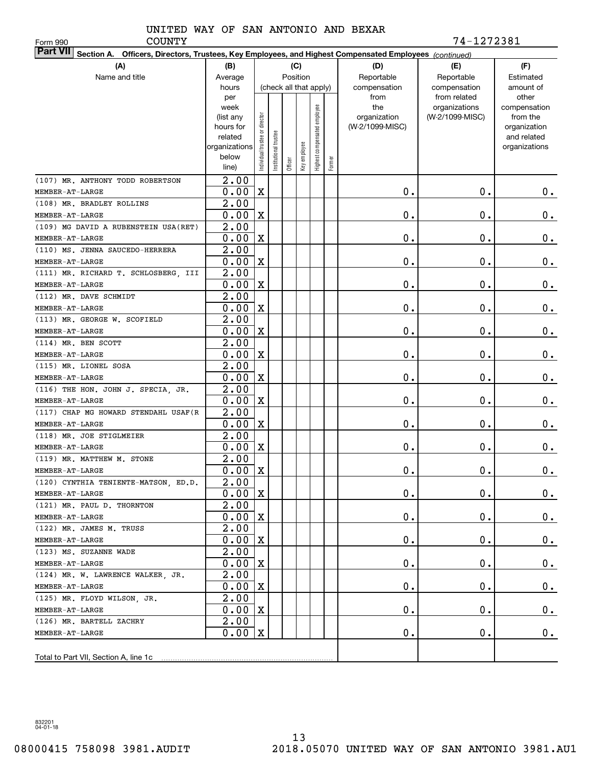UNITED WAY OF SAN ANTONIO AND BEXAR COUNTY

Form 990 74-1272381

**Part VII Section A. Officers, Directors, Trustees, Key Employees, and Highest Compensated Employees** *(continued)*

| (A) Name and title | (B) Average hours per week (list any hours for related organizations below line) | (C) Position: Individual trustee or director | Institutional trustee | Officer | Key employee | Highest compensated employee | Former | (D) Reportable compensation from the organization (W-2/1099-MISC) | (E) Reportable compensation from related organizations (W-2/1099-MISC) | (F) Estimated amount of other compensation from the organization and related organizations |
|---|---|---|---|---|---|---|---|---|---|---|
| (107) MR. ANTHONY TODD ROBERTSON MEMBER-AT-LARGE | 2.00 0.00 | X | | | | | | 0. | 0. | 0. |
| (108) MR. BRADLEY ROLLINS MEMBER-AT-LARGE | 2.00 0.00 | X | | | | | | 0. | 0. | 0. |
| (109) MG DAVID A RUBENSTEIN USA(RET) MEMBER-AT-LARGE | 2.00 0.00 | X | | | | | | 0. | 0. | 0. |
| (110) MS. JENNA SAUCEDO-HERRERA MEMBER-AT-LARGE | 2.00 0.00 | X | | | | | | 0. | 0. | 0. |
| (111) MR. RICHARD T. SCHLOSBERG, III MEMBER-AT-LARGE | 2.00 0.00 | X | | | | | | 0. | 0. | 0. |
| (112) MR. DAVE SCHMIDT MEMBER-AT-LARGE | 2.00 0.00 | X | | | | | | 0. | 0. | 0. |
| (113) MR. GEORGE W. SCOFIELD MEMBER-AT-LARGE | 2.00 0.00 | X | | | | | | 0. | 0. | 0. |
| (114) MR. BEN SCOTT MEMBER-AT-LARGE | 2.00 0.00 | X | | | | | | 0. | 0. | 0. |
| (115) MR. LIONEL SOSA MEMBER-AT-LARGE | 2.00 0.00 | X | | | | | | 0. | 0. | 0. |
| (116) THE HON. JOHN J. SPECIA, JR. MEMBER-AT-LARGE | 2.00 0.00 | X | | | | | | 0. | 0. | 0. |
| (117) CHAP MG HOWARD STENDAHL USAF(R MEMBER-AT-LARGE | 2.00 0.00 | X | | | | | | 0. | 0. | 0. |
| (118) MR. JOE STIGLMEIER MEMBER-AT-LARGE | 2.00 0.00 | X | | | | | | 0. | 0. | 0. |
| (119) MR. MATTHEW M. STONE MEMBER-AT-LARGE | 2.00 0.00 | X | | | | | | 0. | 0. | 0. |
| (120) CYNTHIA TENIENTE-MATSON, ED.D. MEMBER-AT-LARGE | 2.00 0.00 | X | | | | | | 0. | 0. | 0. |
| (121) MR. PAUL D. THORNTON MEMBER-AT-LARGE | 2.00 0.00 | X | | | | | | 0. | 0. | 0. |
| (122) MR. JAMES M. TRUSS MEMBER-AT-LARGE | 2.00 0.00 | X | | | | | | 0. | 0. | 0. |
| (123) MS. SUZANNE WADE MEMBER-AT-LARGE | 2.00 0.00 | X | | | | | | 0. | 0. | 0. |
| (124) MR. W. LAWRENCE WALKER, JR. MEMBER-AT-LARGE | 2.00 0.00 | X | | | | | | 0. | 0. | 0. |
| (125) MR. FLOYD WILSON, JR. MEMBER-AT-LARGE | 2.00 0.00 | X | | | | | | 0. | 0. | 0. |
| (126) MR. BARTELL ZACHRY MEMBER-AT-LARGE | 2.00 0.00 | X | | | | | | 0. | 0. | 0. |
| Total to Part VII, Section A, line 1c | | | | | | | | | | |

832201 04-01-18

08000415 758098 3981.AUDIT 2018.05070 UNITED WAY OF SAN ANTONIO 3981.AU1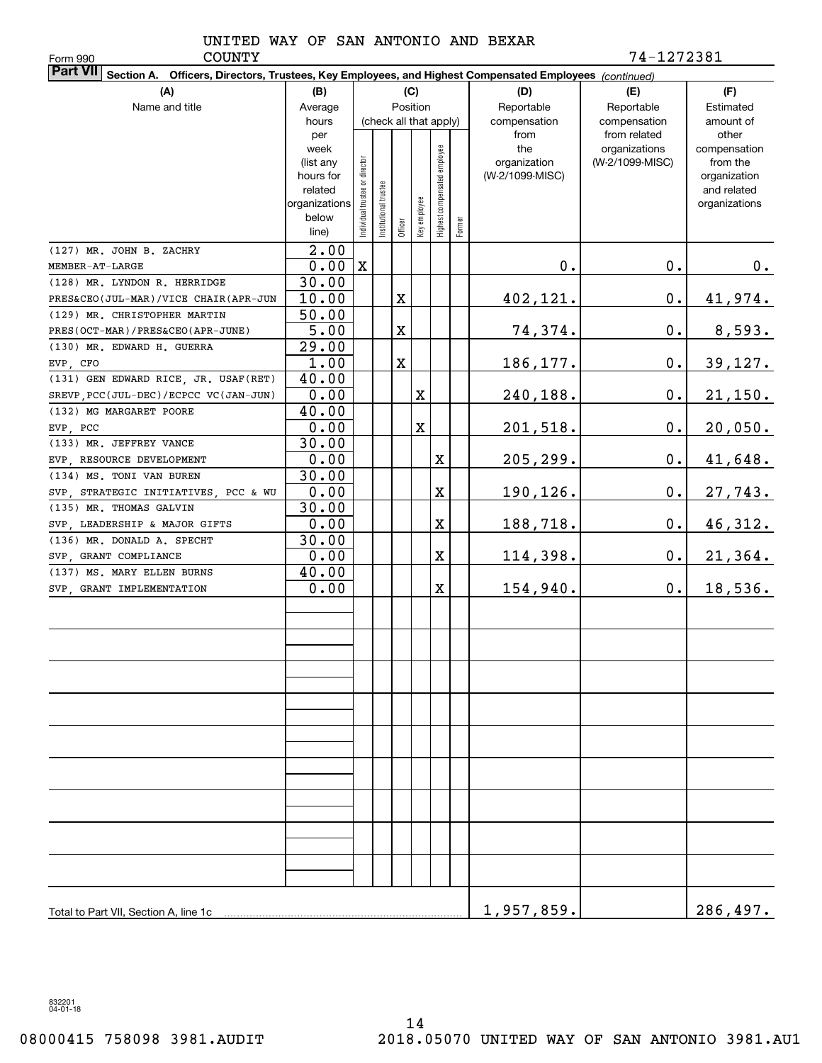Form 990

UNITED WAY OF SAN ANTONIO AND BEXAR COUNTY

74-1272381

**Part VII Section A. Officers, Directors, Trustees, Key Employees, and Highest Compensated Employees** *(continued)*

| (A) Name and title | (B) Average hours per week (list any hours for related organizations below line) | (C) Position (check all that apply): Individual trustee or director | Institutional trustee | Officer | Key employee | Highest compensated employee | Former | (D) Reportable compensation from the organization (W-2/1099-MISC) | (E) Reportable compensation from related organizations (W-2/1099-MISC) | (F) Estimated amount of other compensation from the organization and related organizations |
|---|---|---|---|---|---|---|---|---|---|---|
| (127) MR. JOHN B. ZACHRY<br>MEMBER-AT-LARGE | 2.00<br>0.00 | X | | | | | | 0. | 0. | 0. |
| (128) MR. LYNDON R. HERRIDGE<br>PRES&CEO(JUL-MAR)/VICE CHAIR(APR-JUN | 30.00<br>10.00 | | | X | | | | 402,121. | 0. | 41,974. |
| (129) MR. CHRISTOPHER MARTIN<br>PRES(OCT-MAR)/PRES&CEO(APR-JUNE) | 50.00<br>5.00 | | | X | | | | 74,374. | 0. | 8,593. |
| (130) MR. EDWARD H. GUERRA<br>EVP, CFO | 29.00<br>1.00 | | | X | | | | 186,177. | 0. | 39,127. |
| (131) GEN EDWARD RICE, JR. USAF(RET)<br>SREVP,PCC(JUL-DEC)/ECPCC VC(JAN-JUN) | 40.00<br>0.00 | | | | X | | | 240,188. | 0. | 21,150. |
| (132) MG MARGARET POORE<br>EVP, PCC | 40.00<br>0.00 | | | | X | | | 201,518. | 0. | 20,050. |
| (133) MR. JEFFREY VANCE<br>EVP, RESOURCE DEVELOPMENT | 30.00<br>0.00 | | | | | X | | 205,299. | 0. | 41,648. |
| (134) MS. TONI VAN BUREN<br>SVP, STRATEGIC INITIATIVES, PCC & WU | 30.00<br>0.00 | | | | | X | | 190,126. | 0. | 27,743. |
| (135) MR. THOMAS GALVIN<br>SVP, LEADERSHIP & MAJOR GIFTS | 30.00<br>0.00 | | | | | X | | 188,718. | 0. | 46,312. |
| (136) MR. DONALD A. SPECHT<br>SVP, GRANT COMPLIANCE | 30.00<br>0.00 | | | | | X | | 114,398. | 0. | 21,364. |
| (137) MS. MARY ELLEN BURNS<br>SVP, GRANT IMPLEMENTATION | 40.00<br>0.00 | | | | | X | | 154,940. | 0. | 18,536. |
| Total to Part VII, Section A, line 1c | | | | | | | | 1,957,859. | | 286,497. |

832201 04-01-18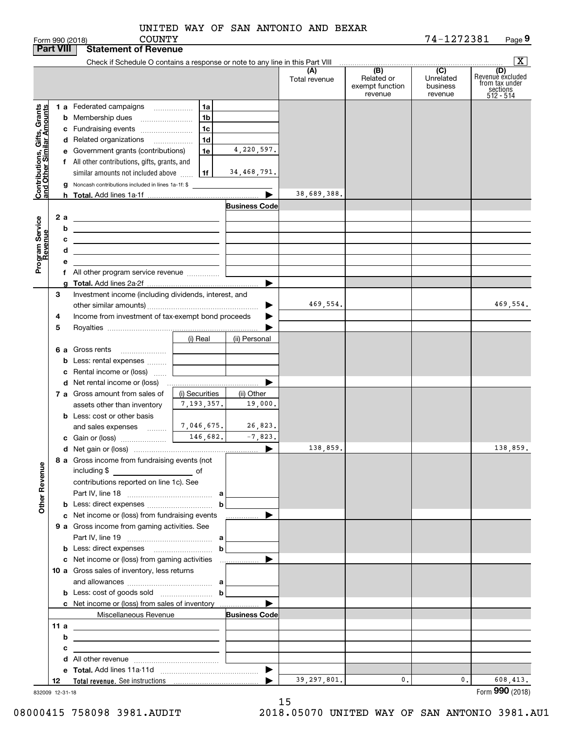UNITED WAY OF SAN ANTONIO AND BEXAR COUNTY

Form 990 (2018) 74-1272381 Page 9

## Part VIII Statement of Revenue

Check if Schedule O contains a response or note to any line in this Part VIII [X]

| | | | | (A) Total revenue | (B) Related or exempt function revenue | (C) Unrelated business revenue | (D) Revenue excluded from tax under sections 512 - 514 |
|---|---|---|---|---|---|---|---|
| **Contributions, Gifts, Grants and Other Similar Amounts** | 1a Federated campaigns | 1a | | | | | |
| | b Membership dues | 1b | | | | | |
| | c Fundraising events | 1c | | | | | |
| | d Related organizations | 1d | | | | | |
| | e Government grants (contributions) | 1e | 4,220,597. | | | | |
| | f All other contributions, gifts, grants, and similar amounts not included above | 1f | 34,468,791. | | | | |
| | g Noncash contributions included in lines 1a-1f: $ | | | | | | |
| | h **Total.** Add lines 1a-1f | | ▶ | 38,689,388. | | | |
| **Program Service Revenue** | | | Business Code | | | | |
| | 2a | | | | | | |
| | b | | | | | | |
| | c | | | | | | |
| | d | | | | | | |
| | e | | | | | | |
| | f All other program service revenue | | | | | | |
| | g **Total.** Add lines 2a-2f | | ▶ | | | | |
| **Other Revenue** | 3 Investment income (including dividends, interest, and other similar amounts) | | ▶ | 469,554. | | | 469,554. |
| | 4 Income from investment of tax-exempt bond proceeds | | ▶ | | | | |
| | 5 Royalties | | ▶ | | | | |
| | | (i) Real | (ii) Personal | | | | |
| | 6a Gross rents | | | | | | |
| | b Less: rental expenses | | | | | | |
| | c Rental income or (loss) | | | | | | |
| | d Net rental income or (loss) | | ▶ | | | | |
| | 7a Gross amount from sales of assets other than inventory | (i) Securities 7,193,357. | (ii) Other 19,000. | | | | |
| | b Less: cost or other basis and sales expenses | 7,046,675. | 26,823. | | | | |
| | c Gain or (loss) | 146,682. | -7,823. | | | | |
| | d Net gain or (loss) | | ▶ | 138,859. | | | 138,859. |
| | 8a Gross income from fundraising events (not including $ of contributions reported on line 1c). See Part IV, line 18 | a | | | | | |
| | b Less: direct expenses | b | | | | | |
| | c Net income or (loss) from fundraising events | | ▶ | | | | |
| | 9a Gross income from gaming activities. See Part IV, line 19 | a | | | | | |
| | b Less: direct expenses | b | | | | | |
| | c Net income or (loss) from gaming activities | | ▶ | | | | |
| | 10a Gross sales of inventory, less returns and allowances | a | | | | | |
| | b Less: cost of goods sold | b | | | | | |
| | c Net income or (loss) from sales of inventory | | ▶ | | | | |
| | Miscellaneous Revenue | | Business Code | | | | |
| | 11a | | | | | | |
| | b | | | | | | |
| | c | | | | | | |
| | d All other revenue | | | | | | |
| | e **Total.** Add lines 11a-11d | | ▶ | | | | |
| | 12 **Total revenue.** See instructions | | ▶ | 39,297,801. | 0. | 0. | 608,413. |

832009 12-31-18

Form **990** (2018)

08000415 758098 3981.AUDIT 2018.05070 UNITED WAY OF SAN ANTONIO 3981.AU1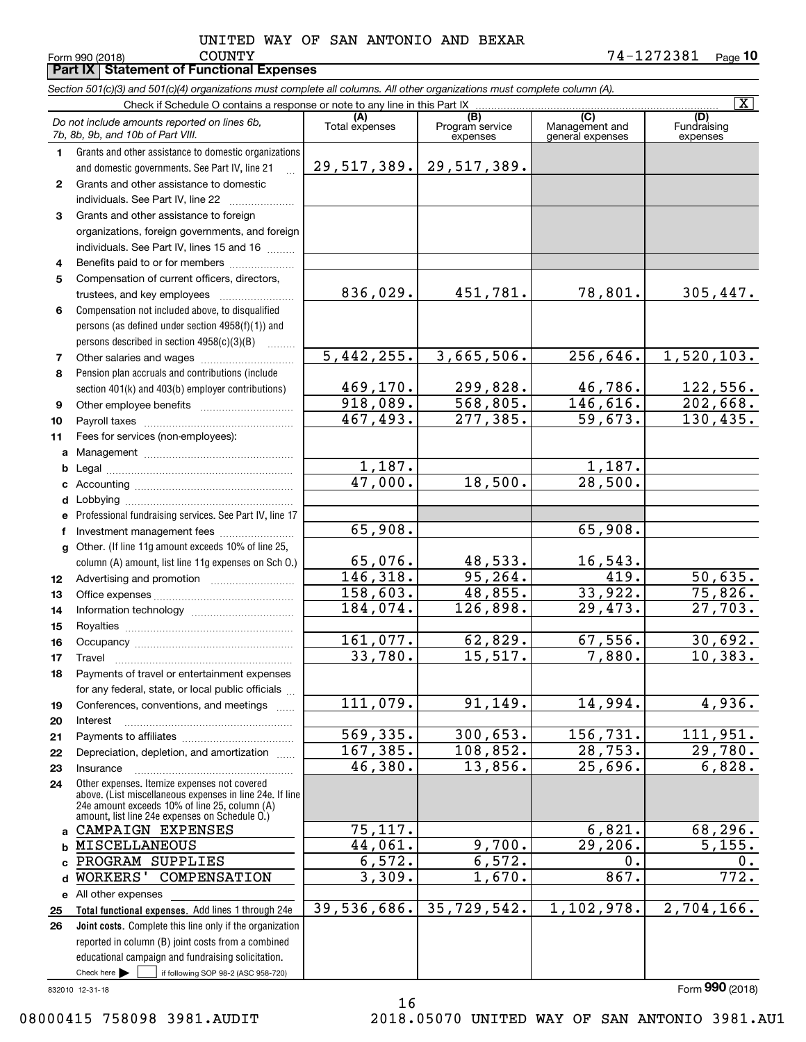UNITED WAY OF SAN ANTONIO AND BEXAR COUNTY

Form 990 (2018) 74-1272381 Page 10

**Part IX Statement of Functional Expenses**

*Section 501(c)(3) and 501(c)(4) organizations must complete all columns. All other organizations must complete column (A).*

Check if Schedule O contains a response or note to any line in this Part IX [X]

| | *Do not include amounts reported on lines 6b, 7b, 8b, 9b, and 10b of Part VIII.* | (A) Total expenses | (B) Program service expenses | (C) Management and general expenses | (D) Fundraising expenses |
|---|---|---|---|---|---|
| 1 | Grants and other assistance to domestic organizations and domestic governments. See Part IV, line 21 | 29,517,389. | 29,517,389. | | |
| 2 | Grants and other assistance to domestic individuals. See Part IV, line 22 | | | | |
| 3 | Grants and other assistance to foreign organizations, foreign governments, and foreign individuals. See Part IV, lines 15 and 16 | | | | |
| 4 | Benefits paid to or for members | | | | |
| 5 | Compensation of current officers, directors, trustees, and key employees | 836,029. | 451,781. | 78,801. | 305,447. |
| 6 | Compensation not included above, to disqualified persons (as defined under section 4958(f)(1)) and persons described in section 4958(c)(3)(B) | | | | |
| 7 | Other salaries and wages | 5,442,255. | 3,665,506. | 256,646. | 1,520,103. |
| 8 | Pension plan accruals and contributions (include section 401(k) and 403(b) employer contributions) | 469,170. | 299,828. | 46,786. | 122,556. |
| 9 | Other employee benefits | 918,089. | 568,805. | 146,616. | 202,668. |
| 10 | Payroll taxes | 467,493. | 277,385. | 59,673. | 130,435. |
| 11 | Fees for services (non-employees): | | | | |
| a | Management | | | | |
| b | Legal | 1,187. | | 1,187. | |
| c | Accounting | 47,000. | 18,500. | 28,500. | |
| d | Lobbying | | | | |
| e | Professional fundraising services. See Part IV, line 17 | | | | |
| f | Investment management fees | 65,908. | | 65,908. | |
| g | Other. (If line 11g amount exceeds 10% of line 25, column (A) amount, list line 11g expenses on Sch O.) | 65,076. | 48,533. | 16,543. | |
| 12 | Advertising and promotion | 146,318. | 95,264. | 419. | 50,635. |
| 13 | Office expenses | 158,603. | 48,855. | 33,922. | 75,826. |
| 14 | Information technology | 184,074. | 126,898. | 29,473. | 27,703. |
| 15 | Royalties | | | | |
| 16 | Occupancy | 161,077. | 62,829. | 67,556. | 30,692. |
| 17 | Travel | 33,780. | 15,517. | 7,880. | 10,383. |
| 18 | Payments of travel or entertainment expenses for any federal, state, or local public officials | | | | |
| 19 | Conferences, conventions, and meetings | 111,079. | 91,149. | 14,994. | 4,936. |
| 20 | Interest | | | | |
| 21 | Payments to affiliates | 569,335. | 300,653. | 156,731. | 111,951. |
| 22 | Depreciation, depletion, and amortization | 167,385. | 108,852. | 28,753. | 29,780. |
| 23 | Insurance | 46,380. | 13,856. | 25,696. | 6,828. |
| 24 | Other expenses. Itemize expenses not covered above. (List miscellaneous expenses in line 24e. If line 24e amount exceeds 10% of line 25, column (A) amount, list line 24e expenses on Schedule O.) | | | | |
| a | CAMPAIGN EXPENSES | 75,117. | | 6,821. | 68,296. |
| b | MISCELLANEOUS | 44,061. | 9,700. | 29,206. | 5,155. |
| c | PROGRAM SUPPLIES | 6,572. | 6,572. | 0. | 0. |
| d | WORKERS' COMPENSATION | 3,309. | 1,670. | 867. | 772. |
| e | All other expenses | | | | |
| 25 | **Total functional expenses.** Add lines 1 through 24e | 39,536,686. | 35,729,542. | 1,102,978. | 2,704,166. |
| 26 | **Joint costs.** Complete this line only if the organization reported in column (B) joint costs from a combined educational campaign and fundraising solicitation. Check here [ ] if following SOP 98-2 (ASC 958-720) | | | | |

832010 12-31-18 Form **990** (2018)

08000415 758098 3981.AUDIT 2018.05070 UNITED WAY OF SAN ANTONIO 3981.AU1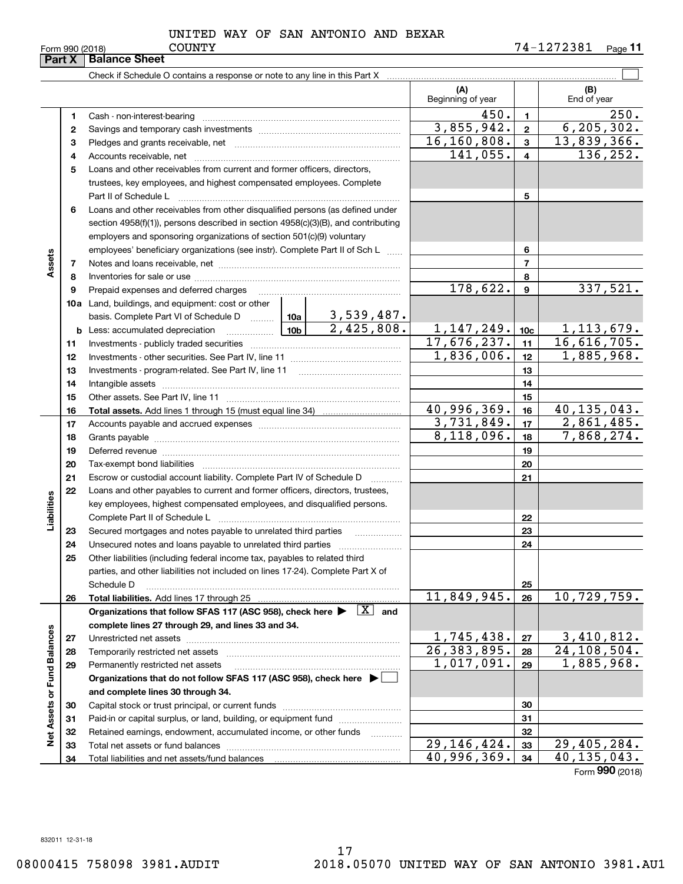UNITED WAY OF SAN ANTONIO AND BEXAR COUNTY

Form 990 (2018) 74-1272381 Page 11

**Part X Balance Sheet**

Check if Schedule O contains a response or note to any line in this Part X

| | | | | (A) Beginning of year | | (B) End of year |
|---|---|---|---|---|---|---|
| **Assets** | 1 | Cash - non-interest-bearing | | 450. | 1 | 250. |
| | 2 | Savings and temporary cash investments | | 3,855,942. | 2 | 6,205,302. |
| | 3 | Pledges and grants receivable, net | | 16,160,808. | 3 | 13,839,366. |
| | 4 | Accounts receivable, net | | 141,055. | 4 | 136,252. |
| | 5 | Loans and other receivables from current and former officers, directors, trustees, key employees, and highest compensated employees. Complete Part II of Schedule L | | | 5 | |
| | 6 | Loans and other receivables from other disqualified persons (as defined under section 4958(f)(1)), persons described in section 4958(c)(3)(B), and contributing employers and sponsoring organizations of section 501(c)(9) voluntary employees' beneficiary organizations (see instr). Complete Part II of Sch L | | | 6 | |
| | 7 | Notes and loans receivable, net | | | 7 | |
| | 8 | Inventories for sale or use | | | 8 | |
| | 9 | Prepaid expenses and deferred charges | | 178,622. | 9 | 337,521. |
| | 10a | Land, buildings, and equipment: cost or other basis. Complete Part VI of Schedule D | 10a 3,539,487. | | | |
| | b | Less: accumulated depreciation | 10b 2,425,808. | 1,147,249. | 10c | 1,113,679. |
| | 11 | Investments - publicly traded securities | | 17,676,237. | 11 | 16,616,705. |
| | 12 | Investments - other securities. See Part IV, line 11 | | 1,836,006. | 12 | 1,885,968. |
| | 13 | Investments - program-related. See Part IV, line 11 | | | 13 | |
| | 14 | Intangible assets | | | 14 | |
| | 15 | Other assets. See Part IV, line 11 | | | 15 | |
| | 16 | **Total assets.** Add lines 1 through 15 (must equal line 34) | | 40,996,369. | 16 | 40,135,043. |
| **Liabilities** | 17 | Accounts payable and accrued expenses | | 3,731,849. | 17 | 2,861,485. |
| | 18 | Grants payable | | 8,118,096. | 18 | 7,868,274. |
| | 19 | Deferred revenue | | | 19 | |
| | 20 | Tax-exempt bond liabilities | | | 20 | |
| | 21 | Escrow or custodial account liability. Complete Part IV of Schedule D | | | 21 | |
| | 22 | Loans and other payables to current and former officers, directors, trustees, key employees, highest compensated employees, and disqualified persons. Complete Part II of Schedule L | | | 22 | |
| | 23 | Secured mortgages and notes payable to unrelated third parties | | | 23 | |
| | 24 | Unsecured notes and loans payable to unrelated third parties | | | 24 | |
| | 25 | Other liabilities (including federal income tax, payables to related third parties, and other liabilities not included on lines 17-24). Complete Part X of Schedule D | | | 25 | |
| | 26 | **Total liabilities.** Add lines 17 through 25 | | 11,849,945. | 26 | 10,729,759. |
| **Net Assets or Fund Balances** | | **Organizations that follow SFAS 117 (ASC 958), check here ▶ [X] and complete lines 27 through 29, and lines 33 and 34.** | | | | |
| | 27 | Unrestricted net assets | | 1,745,438. | 27 | 3,410,812. |
| | 28 | Temporarily restricted net assets | | 26,383,895. | 28 | 24,108,504. |
| | 29 | Permanently restricted net assets | | 1,017,091. | 29 | 1,885,968. |
| | | **Organizations that do not follow SFAS 117 (ASC 958), check here ▶ [ ] and complete lines 30 through 34.** | | | | |
| | 30 | Capital stock or trust principal, or current funds | | | 30 | |
| | 31 | Paid-in or capital surplus, or land, building, or equipment fund | | | 31 | |
| | 32 | Retained earnings, endowment, accumulated income, or other funds | | | 32 | |
| | 33 | Total net assets or fund balances | | 29,146,424. | 33 | 29,405,284. |
| | 34 | Total liabilities and net assets/fund balances | | 40,996,369. | 34 | 40,135,043. |

Form **990** (2018)

832011 12-31-18

08000415 758098 3981.AUDIT 2018.05070 UNITED WAY OF SAN ANTONIO 3981.AU1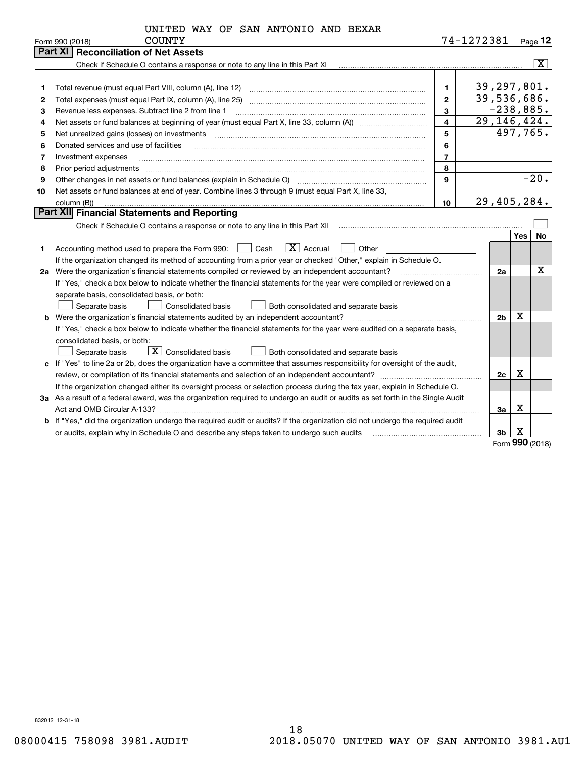UNITED WAY OF SAN ANTONIO AND BEXAR COUNTY 74-1272381

Form 990 (2018) Page 12

## Part XI Reconciliation of Net Assets

Check if Schedule O contains a response or note to any line in this Part XI [X]

| | | | |
|---|---|---|---|
| 1 | Total revenue (must equal Part VIII, column (A), line 12) | 1 | 39,297,801. |
| 2 | Total expenses (must equal Part IX, column (A), line 25) | 2 | 39,536,686. |
| 3 | Revenue less expenses. Subtract line 2 from line 1 | 3 | -238,885. |
| 4 | Net assets or fund balances at beginning of year (must equal Part X, line 33, column (A)) | 4 | 29,146,424. |
| 5 | Net unrealized gains (losses) on investments | 5 | 497,765. |
| 6 | Donated services and use of facilities | 6 | |
| 7 | Investment expenses | 7 | |
| 8 | Prior period adjustments | 8 | |
| 9 | Other changes in net assets or fund balances (explain in Schedule O) | 9 | -20. |
| 10 | Net assets or fund balances at end of year. Combine lines 3 through 9 (must equal Part X, line 33, column (B)) | 10 | 29,405,284. |

## Part XII Financial Statements and Reporting

Check if Schedule O contains a response or note to any line in this Part XII [ ]

| | | | Yes | No |
|---|---|---|---|---|
| 1 | Accounting method used to prepare the Form 990: [ ] Cash [X] Accrual [ ] Other<br>If the organization changed its method of accounting from a prior year or checked "Other," explain in Schedule O. | | | |
| 2a | Were the organization's financial statements compiled or reviewed by an independent accountant?<br>If "Yes," check a box below to indicate whether the financial statements for the year were compiled or reviewed on a separate basis, consolidated basis, or both:<br>[ ] Separate basis [ ] Consolidated basis [ ] Both consolidated and separate basis | 2a | | X |
| b | Were the organization's financial statements audited by an independent accountant?<br>If "Yes," check a box below to indicate whether the financial statements for the year were audited on a separate basis, consolidated basis, or both:<br>[ ] Separate basis [X] Consolidated basis [ ] Both consolidated and separate basis | 2b | X | |
| c | If "Yes" to line 2a or 2b, does the organization have a committee that assumes responsibility for oversight of the audit, review, or compilation of its financial statements and selection of an independent accountant?<br>If the organization changed either its oversight process or selection process during the tax year, explain in Schedule O. | 2c | X | |
| 3a | As a result of a federal award, was the organization required to undergo an audit or audits as set forth in the Single Audit Act and OMB Circular A-133? | 3a | X | |
| b | If "Yes," did the organization undergo the required audit or audits? If the organization did not undergo the required audit or audits, explain why in Schedule O and describe any steps taken to undergo such audits | 3b | X | |

Form 990 (2018)

832012 12-31-18

08000415 758098 3981.AUDIT 2018.05070 UNITED WAY OF SAN ANTONIO 3981.AU1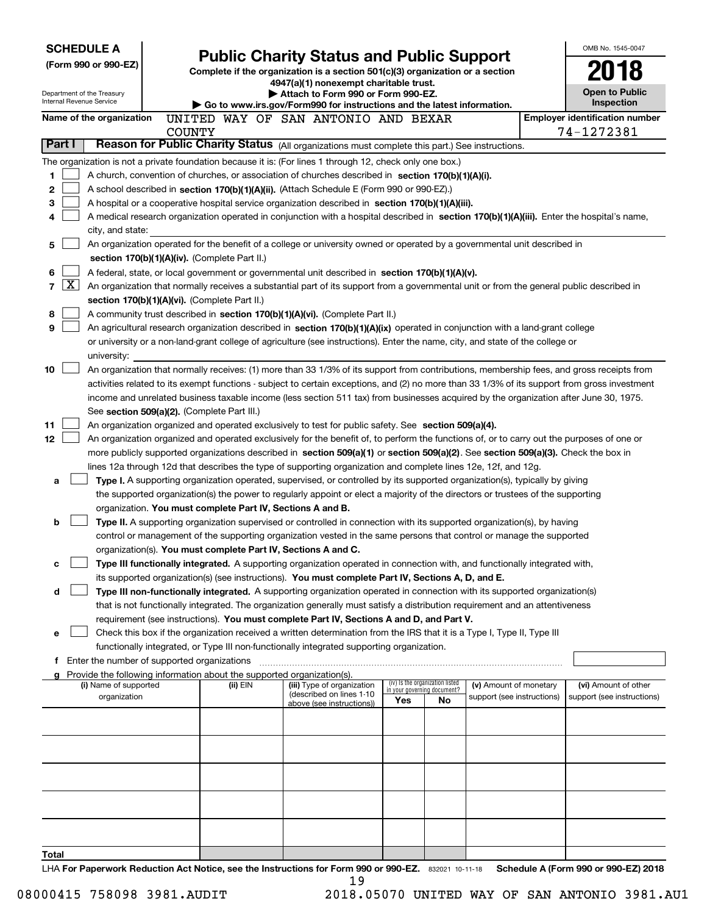**SCHEDULE A**
**(Form 990 or 990-EZ)**

Department of the Treasury
Internal Revenue Service

# Public Charity Status and Public Support

**Complete if the organization is a section 501(c)(3) organization or a section 4947(a)(1) nonexempt charitable trust.**
**▶ Attach to Form 990 or Form 990-EZ.**
**▶ Go to www.irs.gov/Form990 for instructions and the latest information.**

OMB No. 1545-0047
**2018**
**Open to Public Inspection**

**Name of the organization** UNITED WAY OF SAN ANTONIO AND BEXAR COUNTY
**Employer identification number** 74-1272381

**Part I  Reason for Public Charity Status** (All organizations must complete this part.) See instructions.

The organization is not a private foundation because it is: (For lines 1 through 12, check only one box.)

1 ☐ A church, convention of churches, or association of churches described in **section 170(b)(1)(A)(i).**

2 ☐ A school described in **section 170(b)(1)(A)(ii).** (Attach Schedule E (Form 990 or 990-EZ).)

3 ☐ A hospital or a cooperative hospital service organization described in **section 170(b)(1)(A)(iii).**

4 ☐ A medical research organization operated in conjunction with a hospital described in **section 170(b)(1)(A)(iii).** Enter the hospital's name, city, and state:

5 ☐ An organization operated for the benefit of a college or university owned or operated by a governmental unit described in **section 170(b)(1)(A)(iv).** (Complete Part II.)

6 ☐ A federal, state, or local government or governmental unit described in **section 170(b)(1)(A)(v).**

7 ☒ An organization that normally receives a substantial part of its support from a governmental unit or from the general public described in **section 170(b)(1)(A)(vi).** (Complete Part II.)

8 ☐ A community trust described in **section 170(b)(1)(A)(vi).** (Complete Part II.)

9 ☐ An agricultural research organization described in **section 170(b)(1)(A)(ix)** operated in conjunction with a land-grant college or university or a non-land-grant college of agriculture (see instructions). Enter the name, city, and state of the college or university:

10 ☐ An organization that normally receives: (1) more than 33 1/3% of its support from contributions, membership fees, and gross receipts from activities related to its exempt functions - subject to certain exceptions, and (2) no more than 33 1/3% of its support from gross investment income and unrelated business taxable income (less section 511 tax) from businesses acquired by the organization after June 30, 1975. See **section 509(a)(2).** (Complete Part III.)

11 ☐ An organization organized and operated exclusively to test for public safety. See **section 509(a)(4).**

12 ☐ An organization organized and operated exclusively for the benefit of, to perform the functions of, or to carry out the purposes of one or more publicly supported organizations described in **section 509(a)(1)** or **section 509(a)(2)**. See **section 509(a)(3).** Check the box in lines 12a through 12d that describes the type of supporting organization and complete lines 12e, 12f, and 12g.

a ☐ **Type I.** A supporting organization operated, supervised, or controlled by its supported organization(s), typically by giving the supported organization(s) the power to regularly appoint or elect a majority of the directors or trustees of the supporting organization. **You must complete Part IV, Sections A and B.**

b ☐ **Type II.** A supporting organization supervised or controlled in connection with its supported organization(s), by having control or management of the supporting organization vested in the same persons that control or manage the supported organization(s). **You must complete Part IV, Sections A and C.**

c ☐ **Type III functionally integrated.** A supporting organization operated in connection with, and functionally integrated with, its supported organization(s) (see instructions). **You must complete Part IV, Sections A, D, and E.**

d ☐ **Type III non-functionally integrated.** A supporting organization operated in connection with its supported organization(s) that is not functionally integrated. The organization generally must satisfy a distribution requirement and an attentiveness requirement (see instructions). **You must complete Part IV, Sections A and D, and Part V.**

e ☐ Check this box if the organization received a written determination from the IRS that it is a Type I, Type II, Type III functionally integrated, or Type III non-functionally integrated supporting organization.

f Enter the number of supported organizations

g Provide the following information about the supported organization(s).

| (i) Name of supported organization | (ii) EIN | (iii) Type of organization (described on lines 1-10 above (see instructions)) | (iv) Is the organization listed in your governing document? Yes | No | (v) Amount of monetary support (see instructions) | (vi) Amount of other support (see instructions) |
|---|---|---|---|---|---|---|
| | | | | | | |
| | | | | | | |
| | | | | | | |
| | | | | | | |
| | | | | | | |
| **Total** | | | | | | |

LHA **For Paperwork Reduction Act Notice, see the Instructions for Form 990 or 990-EZ.** 832021 10-11-18 **Schedule A (Form 990 or 990-EZ) 2018**

08000415 758098 3981.AUDIT     2018.05070 UNITED WAY OF SAN ANTONIO 3981.AU1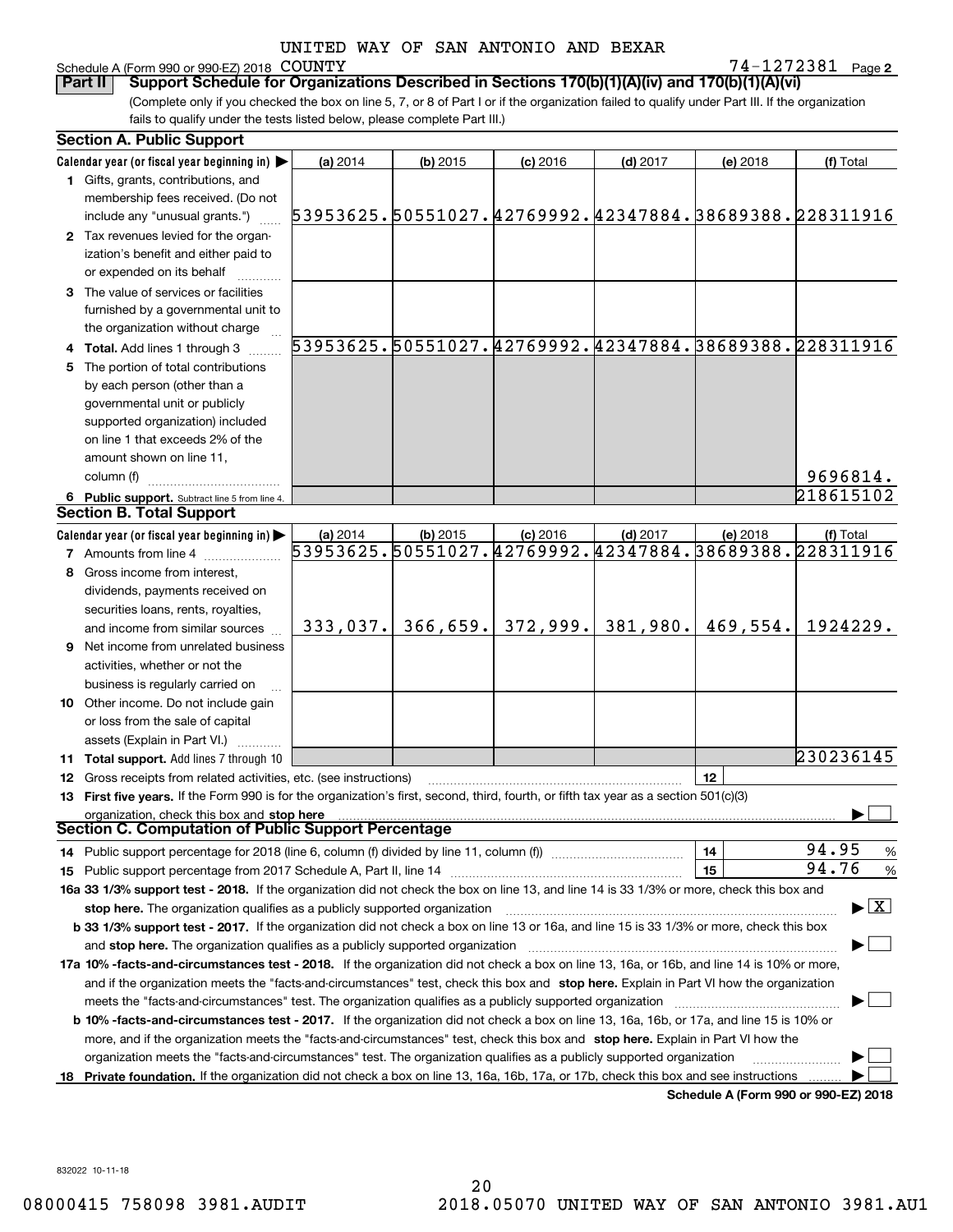UNITED WAY OF SAN ANTONIO AND BEXAR COUNTY

Schedule A (Form 990 or 990-EZ) 2018 74-1272381 Page 2

**Part II Support Schedule for Organizations Described in Sections 170(b)(1)(A)(iv) and 170(b)(1)(A)(vi)**

(Complete only if you checked the box on line 5, 7, or 8 of Part I or if the organization failed to qualify under Part III. If the organization fails to qualify under the tests listed below, please complete Part III.)

**Section A. Public Support**

| Calendar year (or fiscal year beginning in) ▶ | (a) 2014 | (b) 2015 | (c) 2016 | (d) 2017 | (e) 2018 | (f) Total |
|---|---|---|---|---|---|---|
| 1 Gifts, grants, contributions, and membership fees received. (Do not include any "unusual grants.") | 53953625. | 50551027. | 42769992. | 42347884. | 38689388. | 228311916 |
| 2 Tax revenues levied for the organization's benefit and either paid to or expended on its behalf | | | | | | |
| 3 The value of services or facilities furnished by a governmental unit to the organization without charge | | | | | | |
| 4 Total. Add lines 1 through 3 | 53953625. | 50551027. | 42769992. | 42347884. | 38689388. | 228311916 |
| 5 The portion of total contributions by each person (other than a governmental unit or publicly supported organization) included on line 1 that exceeds 2% of the amount shown on line 11, column (f) | | | | | | 9696814. |
| 6 Public support. Subtract line 5 from line 4. | | | | | | 218615102 |

**Section B. Total Support**

| Calendar year (or fiscal year beginning in) ▶ | (a) 2014 | (b) 2015 | (c) 2016 | (d) 2017 | (e) 2018 | (f) Total |
|---|---|---|---|---|---|---|
| 7 Amounts from line 4 | 53953625. | 50551027. | 42769992. | 42347884. | 38689388. | 228311916 |
| 8 Gross income from interest, dividends, payments received on securities loans, rents, royalties, and income from similar sources | 333,037. | 366,659. | 372,999. | 381,980. | 469,554. | 1924229. |
| 9 Net income from unrelated business activities, whether or not the business is regularly carried on | | | | | | |
| 10 Other income. Do not include gain or loss from the sale of capital assets (Explain in Part VI.) | | | | | | |
| 11 Total support. Add lines 7 through 10 | | | | | | 230236145 |

12 Gross receipts from related activities, etc. (see instructions) | 12 |

13 **First five years.** If the Form 990 is for the organization's first, second, third, fourth, or fifth tax year as a section 501(c)(3) organization, check this box and **stop here** ▶ ☐

**Section C. Computation of Public Support Percentage**

14 Public support percentage for 2018 (line 6, column (f) divided by line 11, column (f)) | 14 | 94.95 %

15 Public support percentage from 2017 Schedule A, Part II, line 14 | 15 | 94.76 %

**16a 33 1/3% support test - 2018.** If the organization did not check the box on line 13, and line 14 is 33 1/3% or more, check this box and **stop here.** The organization qualifies as a publicly supported organization ▶ ☒

**b 33 1/3% support test - 2017.** If the organization did not check a box on line 13 or 16a, and line 15 is 33 1/3% or more, check this box and **stop here.** The organization qualifies as a publicly supported organization ▶ ☐

**17a 10% -facts-and-circumstances test - 2018.** If the organization did not check a box on line 13, 16a, or 16b, and line 14 is 10% or more, and if the organization meets the "facts-and-circumstances" test, check this box and **stop here.** Explain in Part VI how the organization meets the "facts-and-circumstances" test. The organization qualifies as a publicly supported organization ▶ ☐

**b 10% -facts-and-circumstances test - 2017.** If the organization did not check a box on line 13, 16a, 16b, or 17a, and line 15 is 10% or more, and if the organization meets the "facts-and-circumstances" test, check this box and **stop here.** Explain in Part VI how the organization meets the "facts-and-circumstances" test. The organization qualifies as a publicly supported organization ▶ ☐

18 **Private foundation.** If the organization did not check a box on line 13, 16a, 16b, 17a, or 17b, check this box and see instructions ▶ ☐

**Schedule A (Form 990 or 990-EZ) 2018**

832022 10-11-18

08000415 758098 3981.AUDIT 2018.05070 UNITED WAY OF SAN ANTONIO 3981.AU1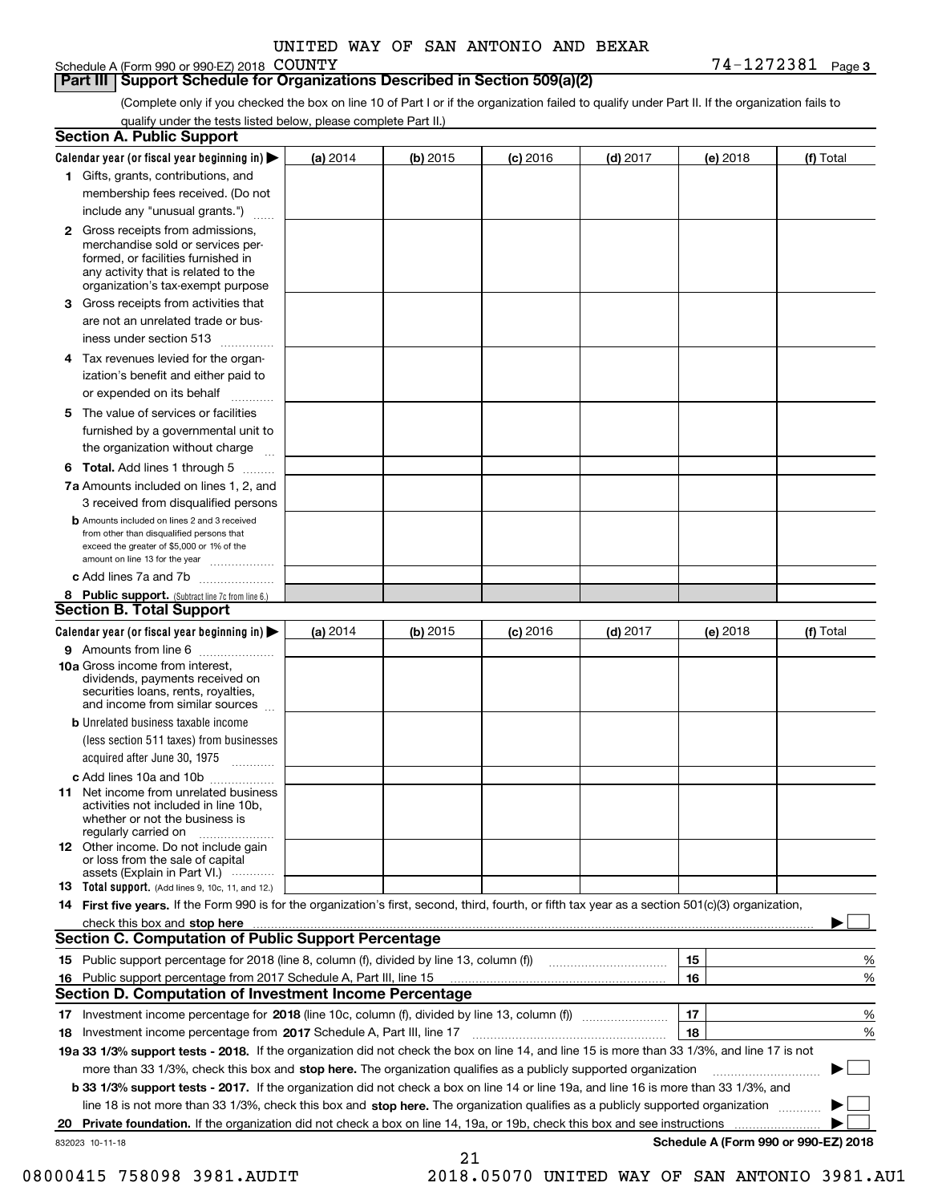UNITED WAY OF SAN ANTONIO AND BEXAR

Schedule A (Form 990 or 990-EZ) 2018 COUNTY 74-1272381 Page 3

## Part III Support Schedule for Organizations Described in Section 509(a)(2)

(Complete only if you checked the box on line 10 of Part I or if the organization failed to qualify under Part II. If the organization fails to qualify under the tests listed below, please complete Part II.)

### Section A. Public Support

| Calendar year (or fiscal year beginning in) ▶ | (a) 2014 | (b) 2015 | (c) 2016 | (d) 2017 | (e) 2018 | (f) Total |
|---|---|---|---|---|---|---|
| 1 Gifts, grants, contributions, and membership fees received. (Do not include any "unusual grants.") | | | | | | |
| 2 Gross receipts from admissions, merchandise sold or services performed, or facilities furnished in any activity that is related to the organization's tax-exempt purpose | | | | | | |
| 3 Gross receipts from activities that are not an unrelated trade or business under section 513 | | | | | | |
| 4 Tax revenues levied for the organization's benefit and either paid to or expended on its behalf | | | | | | |
| 5 The value of services or facilities furnished by a governmental unit to the organization without charge | | | | | | |
| 6 Total. Add lines 1 through 5 | | | | | | |
| 7a Amounts included on lines 1, 2, and 3 received from disqualified persons | | | | | | |
| b Amounts included on lines 2 and 3 received from other than disqualified persons that exceed the greater of $5,000 or 1% of the amount on line 13 for the year | | | | | | |
| c Add lines 7a and 7b | | | | | | |
| 8 Public support. (Subtract line 7c from line 6.) | | | | | | |

### Section B. Total Support

| Calendar year (or fiscal year beginning in) ▶ | (a) 2014 | (b) 2015 | (c) 2016 | (d) 2017 | (e) 2018 | (f) Total |
|---|---|---|---|---|---|---|
| 9 Amounts from line 6 | | | | | | |
| 10a Gross income from interest, dividends, payments received on securities loans, rents, royalties, and income from similar sources | | | | | | |
| b Unrelated business taxable income (less section 511 taxes) from businesses acquired after June 30, 1975 | | | | | | |
| c Add lines 10a and 10b | | | | | | |
| 11 Net income from unrelated business activities not included in line 10b, whether or not the business is regularly carried on | | | | | | |
| 12 Other income. Do not include gain or loss from the sale of capital assets (Explain in Part VI.) | | | | | | |
| 13 Total support. (Add lines 9, 10c, 11, and 12.) | | | | | | |

14 **First five years.** If the Form 990 is for the organization's first, second, third, fourth, or fifth tax year as a section 501(c)(3) organization, check this box and **stop here** ▶ ☐

### Section C. Computation of Public Support Percentage

| | | | |
|---|---|---|---|
| 15 | Public support percentage for 2018 (line 8, column (f), divided by line 13, column (f)) | 15 | % |
| 16 | Public support percentage from 2017 Schedule A, Part III, line 15 | 16 | % |

### Section D. Computation of Investment Income Percentage

| | | | |
|---|---|---|---|
| 17 | Investment income percentage for **2018** (line 10c, column (f), divided by line 13, column (f)) | 17 | % |
| 18 | Investment income percentage from **2017** Schedule A, Part III, line 17 | 18 | % |

**19a 33 1/3% support tests - 2018.** If the organization did not check the box on line 14, and line 15 is more than 33 1/3%, and line 17 is not more than 33 1/3%, check this box and **stop here.** The organization qualifies as a publicly supported organization ▶ ☐

**b 33 1/3% support tests - 2017.** If the organization did not check a box on line 14 or line 19a, and line 16 is more than 33 1/3%, and line 18 is not more than 33 1/3%, check this box and **stop here.** The organization qualifies as a publicly supported organization ▶ ☐

**20 Private foundation.** If the organization did not check a box on line 14, 19a, or 19b, check this box and see instructions ▶ ☐

832023 10-11-18 **Schedule A (Form 990 or 990-EZ) 2018**

08000415 758098 3981.AUDIT 2018.05070 UNITED WAY OF SAN ANTONIO 3981.AU1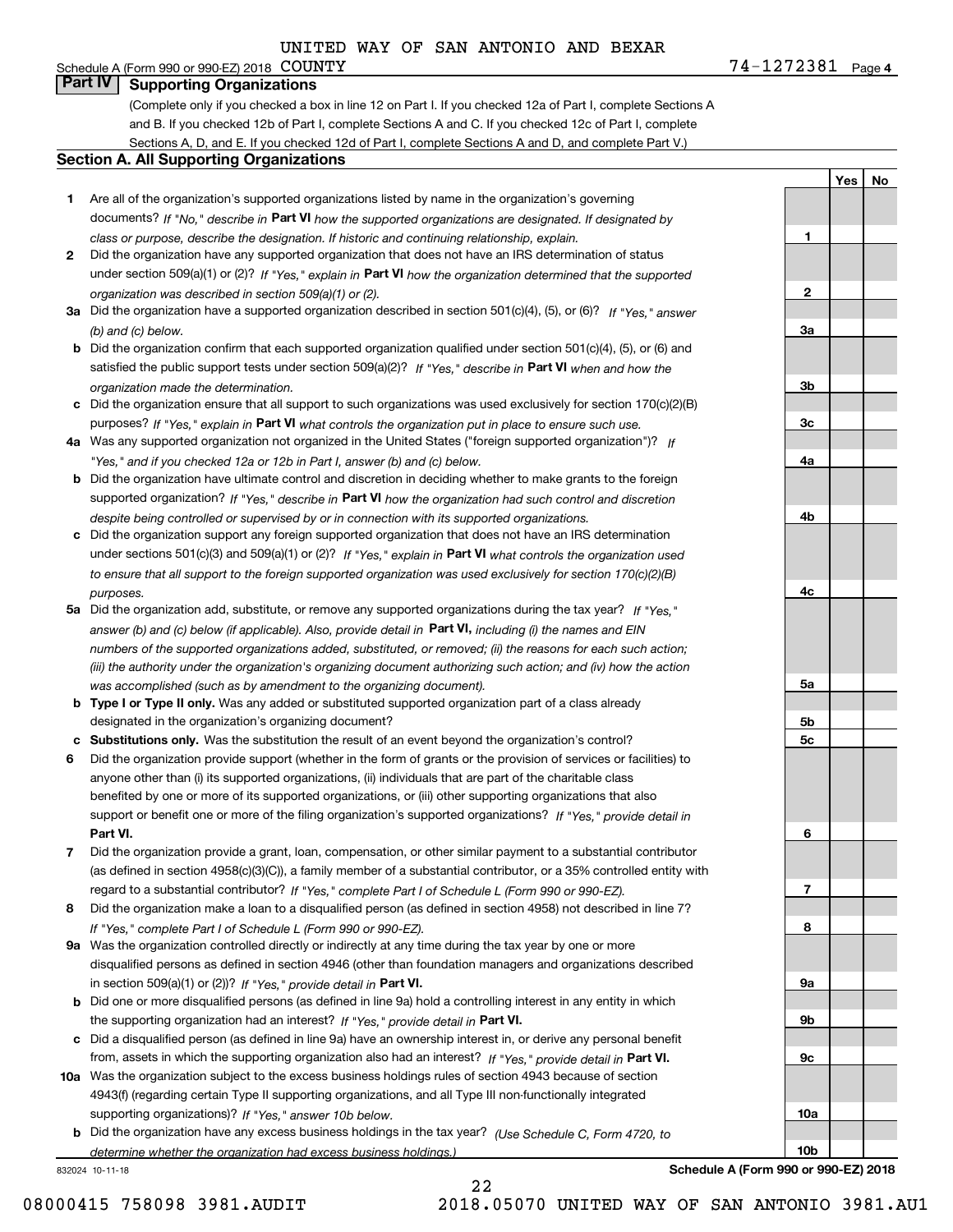UNITED WAY OF SAN ANTONIO AND BEXAR COUNTY 74-1272381

Schedule A (Form 990 or 990-EZ) 2018

## Part IV Supporting Organizations

(Complete only if you checked a box in line 12 on Part I. If you checked 12a of Part I, complete Sections A and B. If you checked 12b of Part I, complete Sections A and C. If you checked 12c of Part I, complete Sections A, D, and E. If you checked 12d of Part I, complete Sections A and D, and complete Part V.)

### Section A. All Supporting Organizations

| | | | Yes | No |
|---|---|---|---|---|
| **1** | Are all of the organization's supported organizations listed by name in the organization's governing documents? *If "No," describe in* **Part VI** *how the supported organizations are designated. If designated by class or purpose, describe the designation. If historic and continuing relationship, explain.* | **1** | | |
| **2** | Did the organization have any supported organization that does not have an IRS determination of status under section 509(a)(1) or (2)? *If "Yes," explain in* **Part VI** *how the organization determined that the supported organization was described in section 509(a)(1) or (2).* | **2** | | |
| **3a** | Did the organization have a supported organization described in section 501(c)(4), (5), or (6)? *If "Yes," answer (b) and (c) below.* | **3a** | | |
| **b** | Did the organization confirm that each supported organization qualified under section 501(c)(4), (5), or (6) and satisfied the public support tests under section 509(a)(2)? *If "Yes," describe in* **Part VI** *when and how the organization made the determination.* | **3b** | | |
| **c** | Did the organization ensure that all support to such organizations was used exclusively for section 170(c)(2)(B) purposes? *If "Yes," explain in* **Part VI** *what controls the organization put in place to ensure such use.* | **3c** | | |
| **4a** | Was any supported organization not organized in the United States ("foreign supported organization")? *If "Yes," and if you checked 12a or 12b in Part I, answer (b) and (c) below.* | **4a** | | |
| **b** | Did the organization have ultimate control and discretion in deciding whether to make grants to the foreign supported organization? *If "Yes," describe in* **Part VI** *how the organization had such control and discretion despite being controlled or supervised by or in connection with its supported organizations.* | **4b** | | |
| **c** | Did the organization support any foreign supported organization that does not have an IRS determination under sections 501(c)(3) and 509(a)(1) or (2)? *If "Yes," explain in* **Part VI** *what controls the organization used to ensure that all support to the foreign supported organization was used exclusively for section 170(c)(2)(B) purposes.* | **4c** | | |
| **5a** | Did the organization add, substitute, or remove any supported organizations during the tax year? *If "Yes," answer (b) and (c) below (if applicable). Also, provide detail in* **Part VI,** *including (i) the names and EIN numbers of the supported organizations added, substituted, or removed; (ii) the reasons for each such action; (iii) the authority under the organization's organizing document authorizing such action; and (iv) how the action was accomplished (such as by amendment to the organizing document).* | **5a** | | |
| **b** | **Type I or Type II only.** Was any added or substituted supported organization part of a class already designated in the organization's organizing document? | **5b** | | |
| **c** | **Substitutions only.** Was the substitution the result of an event beyond the organization's control? | **5c** | | |
| **6** | Did the organization provide support (whether in the form of grants or the provision of services or facilities) to anyone other than (i) its supported organizations, (ii) individuals that are part of the charitable class benefited by one or more of its supported organizations, or (iii) other supporting organizations that also support or benefit one or more of the filing organization's supported organizations? *If "Yes," provide detail in* **Part VI.** | **6** | | |
| **7** | Did the organization provide a grant, loan, compensation, or other similar payment to a substantial contributor (as defined in section 4958(c)(3)(C)), a family member of a substantial contributor, or a 35% controlled entity with regard to a substantial contributor? *If "Yes," complete Part I of Schedule L (Form 990 or 990-EZ).* | **7** | | |
| **8** | Did the organization make a loan to a disqualified person (as defined in section 4958) not described in line 7? *If "Yes," complete Part I of Schedule L (Form 990 or 990-EZ).* | **8** | | |
| **9a** | Was the organization controlled directly or indirectly at any time during the tax year by one or more disqualified persons as defined in section 4946 (other than foundation managers and organizations described in section 509(a)(1) or (2))? *If "Yes," provide detail in* **Part VI.** | **9a** | | |
| **b** | Did one or more disqualified persons (as defined in line 9a) hold a controlling interest in any entity in which the supporting organization had an interest? *If "Yes," provide detail in* **Part VI.** | **9b** | | |
| **c** | Did a disqualified person (as defined in line 9a) have an ownership interest in, or derive any personal benefit from, assets in which the supporting organization also had an interest? *If "Yes," provide detail in* **Part VI.** | **9c** | | |
| **10a** | Was the organization subject to the excess business holdings rules of section 4943 because of section 4943(f) (regarding certain Type II supporting organizations, and all Type III non-functionally integrated supporting organizations)? *If "Yes," answer 10b below.* | **10a** | | |
| **b** | Did the organization have any excess business holdings in the tax year? *(Use Schedule C, Form 4720, to determine whether the organization had excess business holdings.)* | **10b** | | |

832024 10-11-18

**Schedule A (Form 990 or 990-EZ) 2018**

08000415 758098 3981.AUDIT 2018.05070 UNITED WAY OF SAN ANTONIO 3981.AU1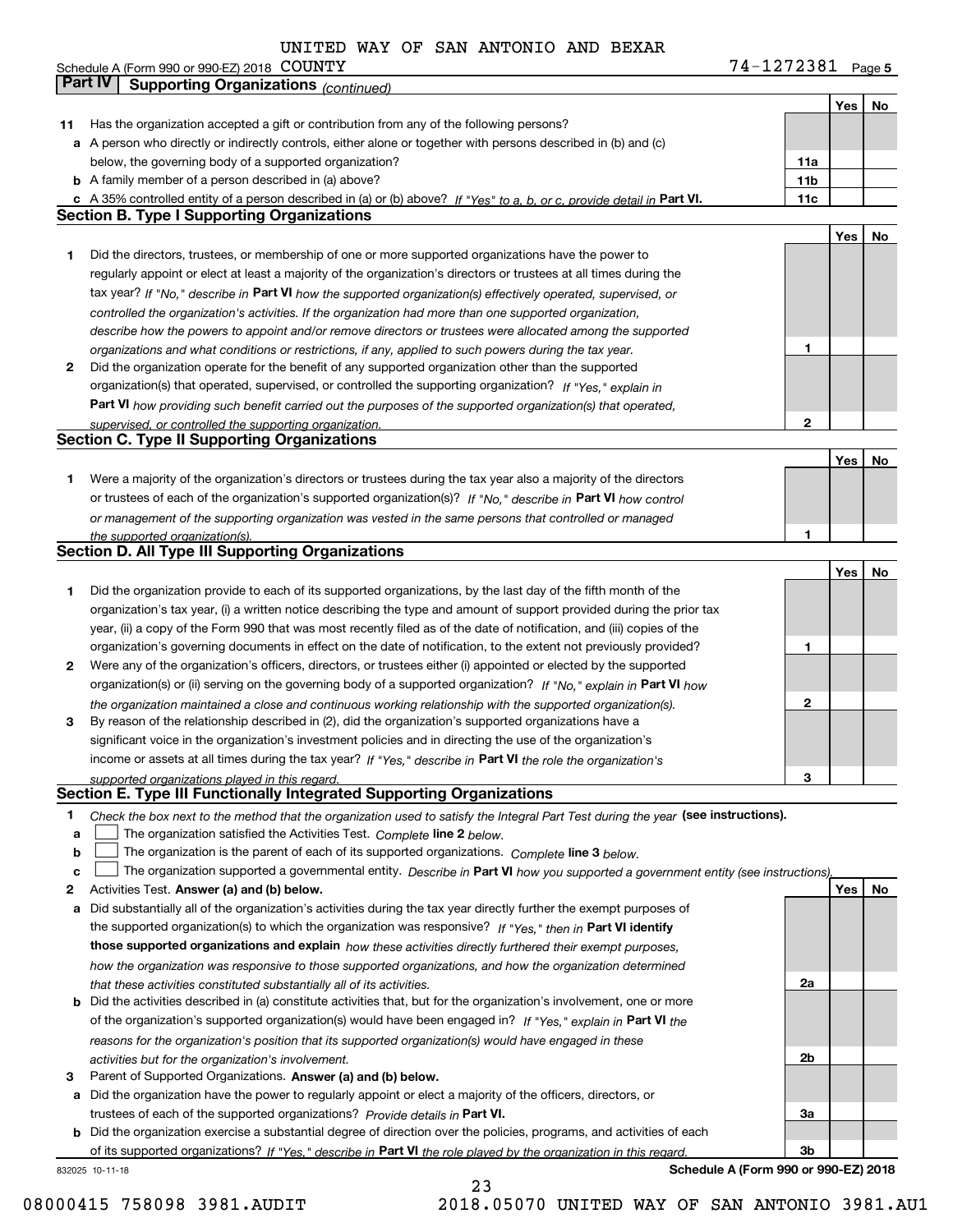UNITED WAY OF SAN ANTONIO AND BEXAR COUNTY

Schedule A (Form 990 or 990-EZ) 2018 74-1272381 Page 5

## Part IV Supporting Organizations *(continued)*

| | | | Yes | No |
|---|---|---|---|---|
| **11** | Has the organization accepted a gift or contribution from any of the following persons? | | | |
| **a** | A person who directly or indirectly controls, either alone or together with persons described in (b) and (c) below, the governing body of a supported organization? | **11a** | | |
| **b** | A family member of a person described in (a) above? | **11b** | | |
| **c** | A 35% controlled entity of a person described in (a) or (b) above? *If "Yes" to a, b, or c, provide detail in* **Part VI.** | **11c** | | |

### Section B. Type I Supporting Organizations

| | | | Yes | No |
|---|---|---|---|---|
| **1** | Did the directors, trustees, or membership of one or more supported organizations have the power to regularly appoint or elect at least a majority of the organization's directors or trustees at all times during the tax year? *If "No," describe in* **Part VI** *how the supported organization(s) effectively operated, supervised, or controlled the organization's activities. If the organization had more than one supported organization, describe how the powers to appoint and/or remove directors or trustees were allocated among the supported organizations and what conditions or restrictions, if any, applied to such powers during the tax year.* | **1** | | |
| **2** | Did the organization operate for the benefit of any supported organization other than the supported organization(s) that operated, supervised, or controlled the supporting organization? *If "Yes," explain in* **Part VI** *how providing such benefit carried out the purposes of the supported organization(s) that operated, supervised, or controlled the supporting organization.* | **2** | | |

### Section C. Type II Supporting Organizations

| | | | Yes | No |
|---|---|---|---|---|
| **1** | Were a majority of the organization's directors or trustees during the tax year also a majority of the directors or trustees of each of the organization's supported organization(s)? *If "No," describe in* **Part VI** *how control or management of the supporting organization was vested in the same persons that controlled or managed the supported organization(s).* | **1** | | |

### Section D. All Type III Supporting Organizations

| | | | Yes | No |
|---|---|---|---|---|
| **1** | Did the organization provide to each of its supported organizations, by the last day of the fifth month of the organization's tax year, (i) a written notice describing the type and amount of support provided during the prior tax year, (ii) a copy of the Form 990 that was most recently filed as of the date of notification, and (iii) copies of the organization's governing documents in effect on the date of notification, to the extent not previously provided? | **1** | | |
| **2** | Were any of the organization's officers, directors, or trustees either (i) appointed or elected by the supported organization(s) or (ii) serving on the governing body of a supported organization? *If "No," explain in* **Part VI** *how the organization maintained a close and continuous working relationship with the supported organization(s).* | **2** | | |
| **3** | By reason of the relationship described in (2), did the organization's supported organizations have a significant voice in the organization's investment policies and in directing the use of the organization's income or assets at all times during the tax year? *If "Yes," describe in* **Part VI** *the role the organization's supported organizations played in this regard.* | **3** | | |

### Section E. Type III Functionally Integrated Supporting Organizations

**1** *Check the box next to the method that the organization used to satisfy the Integral Part Test during the year* **(see instructions).**

- **a** ☐ The organization satisfied the Activities Test. *Complete* **line 2** *below.*
- **b** ☐ The organization is the parent of each of its supported organizations. *Complete* **line 3** *below.*
- **c** ☐ The organization supported a governmental entity. *Describe in* **Part VI** *how you supported a government entity (see instructions).*

| | | | Yes | No |
|---|---|---|---|---|
| **2** | Activities Test. **Answer (a) and (b) below.** | | | |
| **a** | Did substantially all of the organization's activities during the tax year directly further the exempt purposes of the supported organization(s) to which the organization was responsive? *If "Yes," then in* **Part VI identify those supported organizations and explain** *how these activities directly furthered their exempt purposes, how the organization was responsive to those supported organizations, and how the organization determined that these activities constituted substantially all of its activities.* | **2a** | | |
| **b** | Did the activities described in (a) constitute activities that, but for the organization's involvement, one or more of the organization's supported organization(s) would have been engaged in? *If "Yes," explain in* **Part VI** *the reasons for the organization's position that its supported organization(s) would have engaged in these activities but for the organization's involvement.* | **2b** | | |
| **3** | Parent of Supported Organizations. **Answer (a) and (b) below.** | | | |
| **a** | Did the organization have the power to regularly appoint or elect a majority of the officers, directors, or trustees of each of the supported organizations? *Provide details in* **Part VI.** | **3a** | | |
| **b** | Did the organization exercise a substantial degree of direction over the policies, programs, and activities of each of its supported organizations? *If "Yes," describe in* **Part VI** *the role played by the organization in this regard.* | **3b** | | |

832025 10-11-18 **Schedule A (Form 990 or 990-EZ) 2018**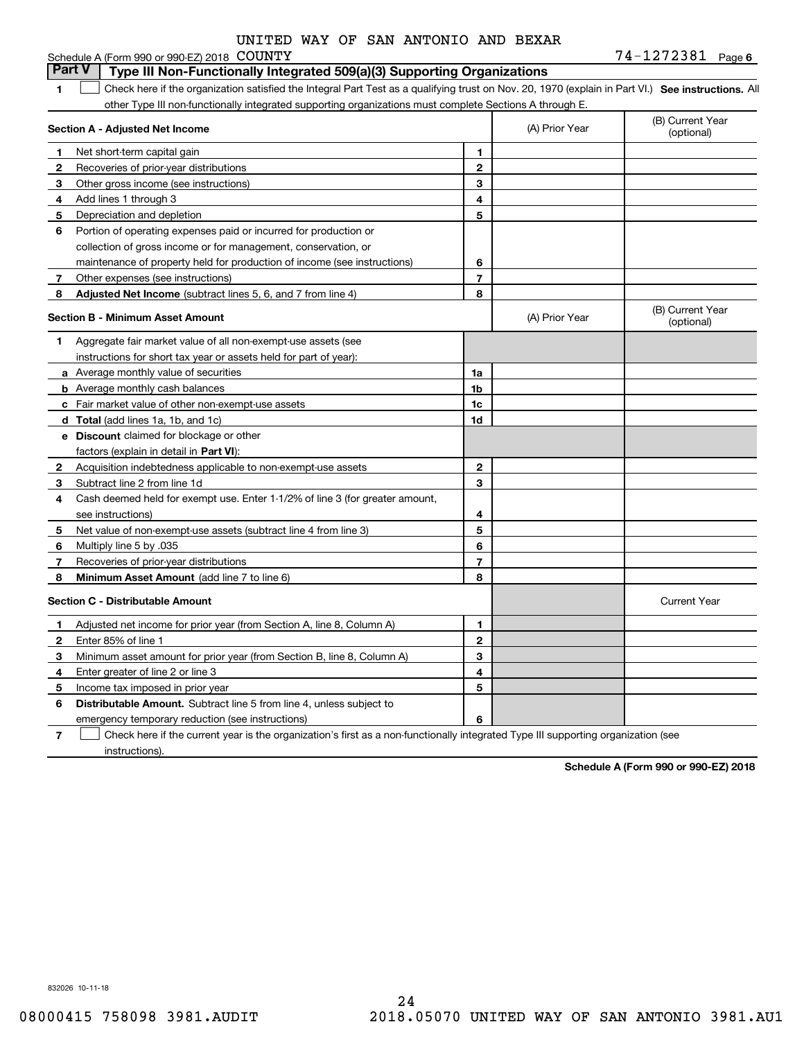UNITED WAY OF SAN ANTONIO AND BEXAR COUNTY

Schedule A (Form 990 or 990-EZ) 2018 74-1272381 Page 6

**Part V | Type III Non-Functionally Integrated 509(a)(3) Supporting Organizations**

1 ☐ Check here if the organization satisfied the Integral Part Test as a qualifying trust on Nov. 20, 1970 (explain in Part VI.) **See instructions.** All other Type III non-functionally integrated supporting organizations must complete Sections A through E.

| **Section A - Adjusted Net Income** | | | (A) Prior Year | (B) Current Year (optional) |
|---|---|---|---|---|
| 1 | Net short-term capital gain | 1 | | |
| 2 | Recoveries of prior-year distributions | 2 | | |
| 3 | Other gross income (see instructions) | 3 | | |
| 4 | Add lines 1 through 3 | 4 | | |
| 5 | Depreciation and depletion | 5 | | |
| 6 | Portion of operating expenses paid or incurred for production or collection of gross income or for management, conservation, or maintenance of property held for production of income (see instructions) | 6 | | |
| 7 | Other expenses (see instructions) | 7 | | |
| 8 | **Adjusted Net Income** (subtract lines 5, 6, and 7 from line 4) | 8 | | |

| **Section B - Minimum Asset Amount** | | | (A) Prior Year | (B) Current Year (optional) |
|---|---|---|---|---|
| 1 | Aggregate fair market value of all non-exempt-use assets (see instructions for short tax year or assets held for part of year): | | | |
| a | Average monthly value of securities | 1a | | |
| b | Average monthly cash balances | 1b | | |
| c | Fair market value of other non-exempt-use assets | 1c | | |
| d | **Total** (add lines 1a, 1b, and 1c) | 1d | | |
| e | **Discount** claimed for blockage or other factors (explain in detail in **Part VI**): | | | |
| 2 | Acquisition indebtedness applicable to non-exempt-use assets | 2 | | |
| 3 | Subtract line 2 from line 1d | 3 | | |
| 4 | Cash deemed held for exempt use. Enter 1-1/2% of line 3 (for greater amount, see instructions) | 4 | | |
| 5 | Net value of non-exempt-use assets (subtract line 4 from line 3) | 5 | | |
| 6 | Multiply line 5 by .035 | 6 | | |
| 7 | Recoveries of prior-year distributions | 7 | | |
| 8 | **Minimum Asset Amount** (add line 7 to line 6) | 8 | | |

| **Section C - Distributable Amount** | | | | Current Year |
|---|---|---|---|---|
| 1 | Adjusted net income for prior year (from Section A, line 8, Column A) | 1 | | |
| 2 | Enter 85% of line 1 | 2 | | |
| 3 | Minimum asset amount for prior year (from Section B, line 8, Column A) | 3 | | |
| 4 | Enter greater of line 2 or line 3 | 4 | | |
| 5 | Income tax imposed in prior year | 5 | | |
| 6 | **Distributable Amount.** Subtract line 5 from line 4, unless subject to emergency temporary reduction (see instructions) | 6 | | |

7 ☐ Check here if the current year is the organization's first as a non-functionally integrated Type III supporting organization (see instructions).

**Schedule A (Form 990 or 990-EZ) 2018**

832026 10-11-18

08000415 758098 3981.AUDIT 2018.05070 UNITED WAY OF SAN ANTONIO 3981.AU1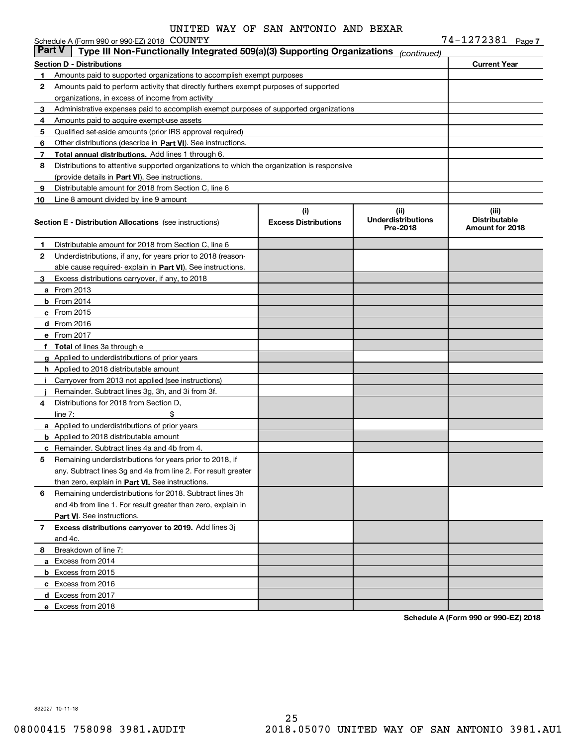UNITED WAY OF SAN ANTONIO AND BEXAR COUNTY

Schedule A (Form 990 or 990-EZ) 2018 74-1272381 Page 7

## Part V | Type III Non-Functionally Integrated 509(a)(3) Supporting Organizations (continued)

| Section D - Distributions | | Current Year |
|---|---|---|
| 1 | Amounts paid to supported organizations to accomplish exempt purposes | |
| 2 | Amounts paid to perform activity that directly furthers exempt purposes of supported organizations, in excess of income from activity | |
| 3 | Administrative expenses paid to accomplish exempt purposes of supported organizations | |
| 4 | Amounts paid to acquire exempt-use assets | |
| 5 | Qualified set-aside amounts (prior IRS approval required) | |
| 6 | Other distributions (describe in **Part VI**). See instructions. | |
| 7 | **Total annual distributions.** Add lines 1 through 6. | |
| 8 | Distributions to attentive supported organizations to which the organization is responsive (provide details in **Part VI**). See instructions. | |
| 9 | Distributable amount for 2018 from Section C, line 6 | |
| 10 | Line 8 amount divided by line 9 amount | |

| Section E - Distribution Allocations (see instructions) | (i) Excess Distributions | (ii) Underdistributions Pre-2018 | (iii) Distributable Amount for 2018 |
|---|---|---|---|
| 1 Distributable amount for 2018 from Section C, line 6 | | | |
| 2 Underdistributions, if any, for years prior to 2018 (reasonable cause required- explain in **Part VI**). See instructions. | | | |
| 3 Excess distributions carryover, if any, to 2018 | | | |
| a From 2013 | | | |
| b From 2014 | | | |
| c From 2015 | | | |
| d From 2016 | | | |
| e From 2017 | | | |
| f **Total** of lines 3a through e | | | |
| g Applied to underdistributions of prior years | | | |
| h Applied to 2018 distributable amount | | | |
| i Carryover from 2013 not applied (see instructions) | | | |
| j Remainder. Subtract lines 3g, 3h, and 3i from 3f. | | | |
| 4 Distributions for 2018 from Section D, line 7: $ | | | |
| a Applied to underdistributions of prior years | | | |
| b Applied to 2018 distributable amount | | | |
| c Remainder. Subtract lines 4a and 4b from 4. | | | |
| 5 Remaining underdistributions for years prior to 2018, if any. Subtract lines 3g and 4a from line 2. For result greater than zero, explain in **Part VI.** See instructions. | | | |
| 6 Remaining underdistributions for 2018. Subtract lines 3h and 4b from line 1. For result greater than zero, explain in **Part VI**. See instructions. | | | |
| 7 **Excess distributions carryover to 2019.** Add lines 3j and 4c. | | | |
| 8 Breakdown of line 7: | | | |
| a Excess from 2014 | | | |
| b Excess from 2015 | | | |
| c Excess from 2016 | | | |
| d Excess from 2017 | | | |
| e Excess from 2018 | | | |

**Schedule A (Form 990 or 990-EZ) 2018**

832027 10-11-18

08000415 758098 3981.AUDIT 2018.05070 UNITED WAY OF SAN ANTONIO 3981.AU1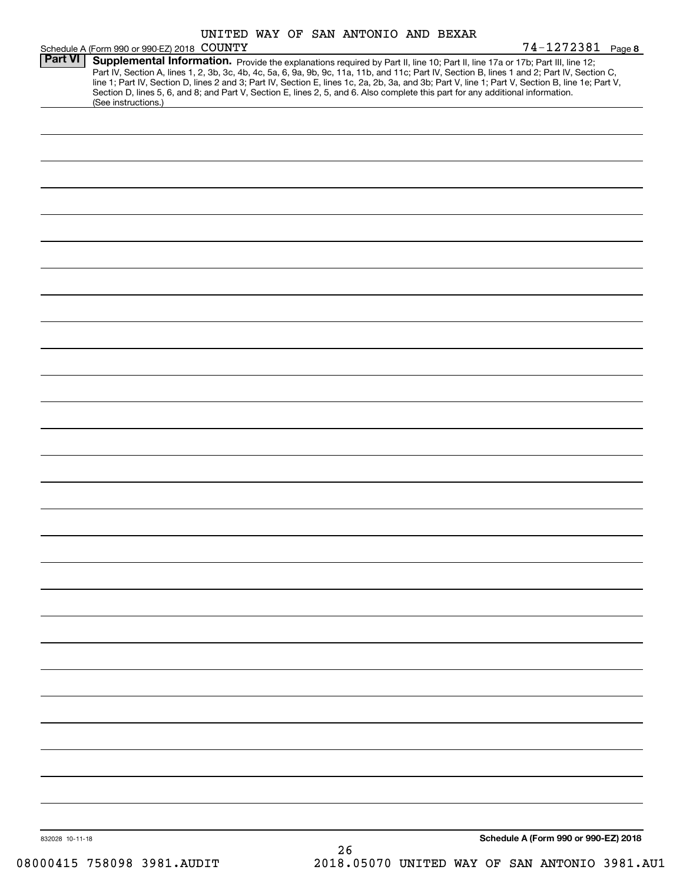UNITED WAY OF SAN ANTONIO AND BEXAR COUNTY

Schedule A (Form 990 or 990-EZ) 2018 — 74-1272381 — Page 8

## Part VI Supplemental Information.

Provide the explanations required by Part II, line 10; Part II, line 17a or 17b; Part III, line 12; Part IV, Section A, lines 1, 2, 3b, 3c, 4b, 4c, 5a, 6, 9a, 9b, 9c, 11a, 11b, and 11c; Part IV, Section B, lines 1 and 2; Part IV, Section C, line 1; Part IV, Section D, lines 2 and 3; Part IV, Section E, lines 1c, 2a, 2b, 3a, and 3b; Part V, line 1; Part V, Section B, line 1e; Part V, Section D, lines 5, 6, and 8; and Part V, Section E, lines 2, 5, and 6. Also complete this part for any additional information. (See instructions.)

832028 10-11-18

**Schedule A (Form 990 or 990-EZ) 2018**

08000415 758098 3981.AUDIT — 2018.05070 UNITED WAY OF SAN ANTONIO 3981.AU1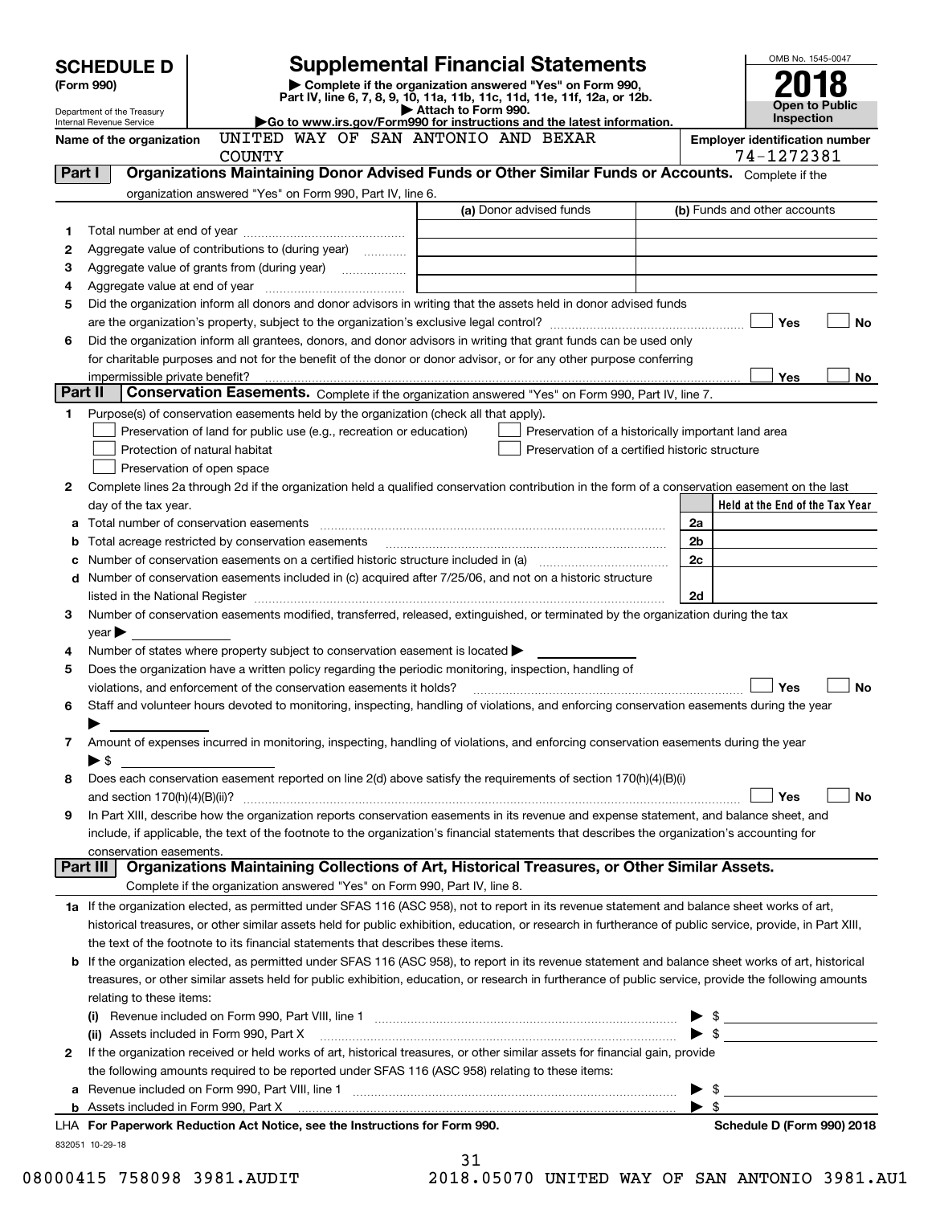# SCHEDULE D (Form 990)

Department of the Treasury
Internal Revenue Service

## Supplemental Financial Statements

▶ Complete if the organization answered "Yes" on Form 990, Part IV, line 6, 7, 8, 9, 10, 11a, 11b, 11c, 11d, 11e, 11f, 12a, or 12b.
▶ Attach to Form 990.
▶Go to www.irs.gov/Form990 for instructions and the latest information.

OMB No. 1545-0047

**2018**

**Open to Public Inspection**

**Name of the organization** UNITED WAY OF SAN ANTONIO AND BEXAR COUNTY

**Employer identification number** 74-1272381

## Part I — Organizations Maintaining Donor Advised Funds or Other Similar Funds or Accounts.

Complete if the organization answered "Yes" on Form 990, Part IV, line 6.

| | | (a) Donor advised funds | (b) Funds and other accounts |
|---|---|---|---|
| 1 | Total number at end of year | | |
| 2 | Aggregate value of contributions to (during year) | | |
| 3 | Aggregate value of grants from (during year) | | |
| 4 | Aggregate value at end of year | | |

5 Did the organization inform all donors and donor advisors in writing that the assets held in donor advised funds are the organization's property, subject to the organization's exclusive legal control? ☐ Yes ☐ No

6 Did the organization inform all grantees, donors, and donor advisors in writing that grant funds can be used only for charitable purposes and not for the benefit of the donor or donor advisor, or for any other purpose conferring impermissible private benefit? ☐ Yes ☐ No

## Part II — Conservation Easements.

Complete if the organization answered "Yes" on Form 990, Part IV, line 7.

1 Purpose(s) of conservation easements held by the organization (check all that apply).

- ☐ Preservation of land for public use (e.g., recreation or education)
- ☐ Protection of natural habitat
- ☐ Preservation of open space
- ☐ Preservation of a historically important land area
- ☐ Preservation of a certified historic structure

2 Complete lines 2a through 2d if the organization held a qualified conservation contribution in the form of a conservation easement on the last day of the tax year.

| | | | Held at the End of the Tax Year |
|---|---|---|---|
| a | Total number of conservation easements | 2a | |
| b | Total acreage restricted by conservation easements | 2b | |
| c | Number of conservation easements on a certified historic structure included in (a) | 2c | |
| d | Number of conservation easements included in (c) acquired after 7/25/06, and not on a historic structure listed in the National Register | 2d | |

3 Number of conservation easements modified, transferred, released, extinguished, or terminated by the organization during the tax year ▶

4 Number of states where property subject to conservation easement is located ▶

5 Does the organization have a written policy regarding the periodic monitoring, inspection, handling of violations, and enforcement of the conservation easements it holds? ☐ Yes ☐ No

6 Staff and volunteer hours devoted to monitoring, inspecting, handling of violations, and enforcing conservation easements during the year ▶

7 Amount of expenses incurred in monitoring, inspecting, handling of violations, and enforcing conservation easements during the year ▶ $

8 Does each conservation easement reported on line 2(d) above satisfy the requirements of section 170(h)(4)(B)(i) and section 170(h)(4)(B)(ii)? ☐ Yes ☐ No

9 In Part XIII, describe how the organization reports conservation easements in its revenue and expense statement, and balance sheet, and include, if applicable, the text of the footnote to the organization's financial statements that describes the organization's accounting for conservation easements.

## Part III — Organizations Maintaining Collections of Art, Historical Treasures, or Other Similar Assets.

Complete if the organization answered "Yes" on Form 990, Part IV, line 8.

1a If the organization elected, as permitted under SFAS 116 (ASC 958), not to report in its revenue statement and balance sheet works of art, historical treasures, or other similar assets held for public exhibition, education, or research in furtherance of public service, provide, in Part XIII, the text of the footnote to its financial statements that describes these items.

b If the organization elected, as permitted under SFAS 116 (ASC 958), to report in its revenue statement and balance sheet works of art, historical treasures, or other similar assets held for public exhibition, education, or research in furtherance of public service, provide the following amounts relating to these items:

(i) Revenue included on Form 990, Part VIII, line 1 ▶ $

(ii) Assets included in Form 990, Part X ▶ $

2 If the organization received or held works of art, historical treasures, or other similar assets for financial gain, provide the following amounts required to be reported under SFAS 116 (ASC 958) relating to these items:

a Revenue included on Form 990, Part VIII, line 1 ▶ $

b Assets included in Form 990, Part X ▶ $

LHA **For Paperwork Reduction Act Notice, see the Instructions for Form 990.** **Schedule D (Form 990) 2018**

832051 10-29-18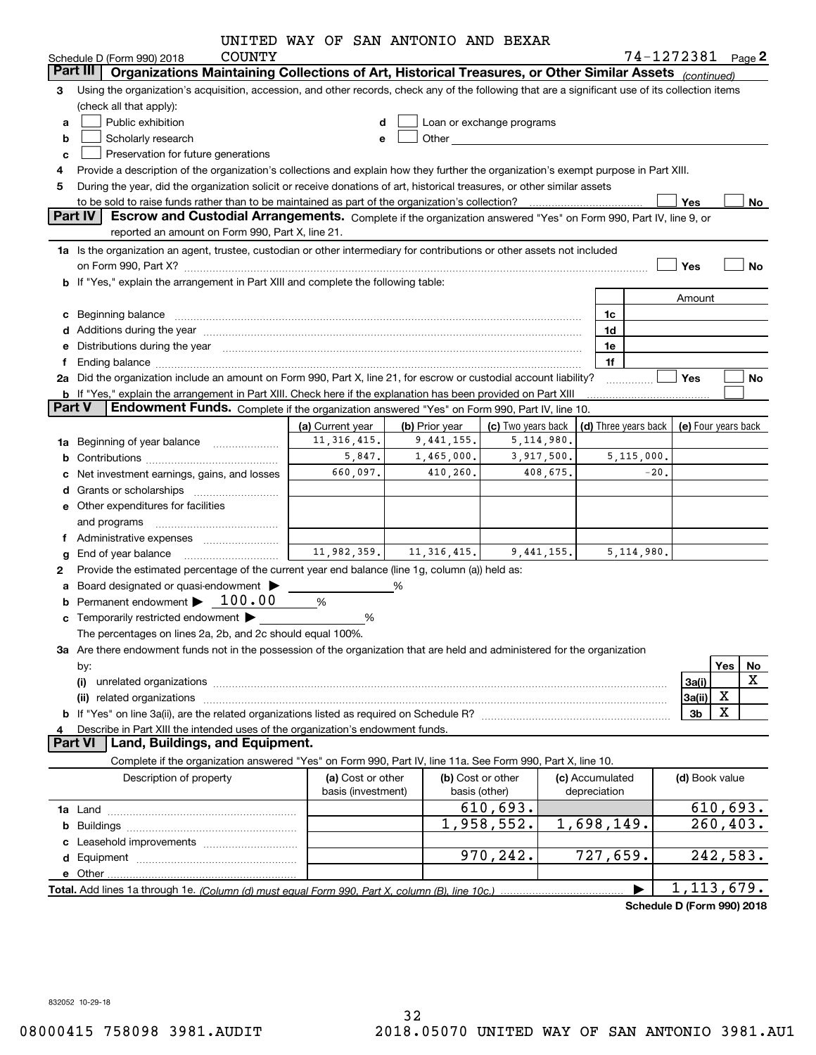UNITED WAY OF SAN ANTONIO AND BEXAR COUNTY

Schedule D (Form 990) 2018 — 74-1272381 Page 2

## Part III Organizations Maintaining Collections of Art, Historical Treasures, or Other Similar Assets *(continued)*

3 Using the organization's acquisition, accession, and other records, check any of the following that are a significant use of its collection items (check all that apply):

- a ☐ Public exhibition
- b ☐ Scholarly research
- c ☐ Preservation for future generations
- d ☐ Loan or exchange programs
- e ☐ Other

4 Provide a description of the organization's collections and explain how they further the organization's exempt purpose in Part XIII.

5 During the year, did the organization solicit or receive donations of art, historical treasures, or other similar assets to be sold to raise funds rather than to be maintained as part of the organization's collection? ☐ Yes ☐ No

## Part IV Escrow and Custodial Arrangements.

Complete if the organization answered "Yes" on Form 990, Part IV, line 9, or reported an amount on Form 990, Part X, line 21.

1a Is the organization an agent, trustee, custodian or other intermediary for contributions or other assets not included on Form 990, Part X? ☐ Yes ☐ No

b If "Yes," explain the arrangement in Part XIII and complete the following table:

| | | Amount |
|---|---|---|
| c Beginning balance | 1c | |
| d Additions during the year | 1d | |
| e Distributions during the year | 1e | |
| f Ending balance | 1f | |

2a Did the organization include an amount on Form 990, Part X, line 21, for escrow or custodial account liability? ☐ Yes ☐ No

b If "Yes," explain the arrangement in Part XIII. Check here if the explanation has been provided on Part XIII ☐

## Part V Endowment Funds.

Complete if the organization answered "Yes" on Form 990, Part IV, line 10.

| | (a) Current year | (b) Prior year | (c) Two years back | (d) Three years back | (e) Four years back |
|---|---|---|---|---|---|
| 1a Beginning of year balance | 11,316,415. | 9,441,155. | 5,114,980. | | |
| b Contributions | 5,847. | 1,465,000. | 3,917,500. | 5,115,000. | |
| c Net investment earnings, gains, and losses | 660,097. | 410,260. | 408,675. | -20. | |
| d Grants or scholarships | | | | | |
| e Other expenditures for facilities and programs | | | | | |
| f Administrative expenses | | | | | |
| g End of year balance | 11,982,359. | 11,316,415. | 9,441,155. | 5,114,980. | |

2 Provide the estimated percentage of the current year end balance (line 1g, column (a)) held as:

- a Board designated or quasi-endowment ▶ ______ %
- b Permanent endowment ▶ 100.00 %
- c Temporarily restricted endowment ▶ ______ %

The percentages on lines 2a, 2b, and 2c should equal 100%.

3a Are there endowment funds not in the possession of the organization that are held and administered for the organization by:

| | | Yes | No |
|---|---|---|---|
| (i) unrelated organizations | 3a(i) | | X |
| (ii) related organizations | 3a(ii) | X | |
| b If "Yes" on line 3a(ii), are the related organizations listed as required on Schedule R? | 3b | X | |

4 Describe in Part XIII the intended uses of the organization's endowment funds.

## Part VI Land, Buildings, and Equipment.

Complete if the organization answered "Yes" on Form 990, Part IV, line 11a. See Form 990, Part X, line 10.

| Description of property | (a) Cost or other basis (investment) | (b) Cost or other basis (other) | (c) Accumulated depreciation | (d) Book value |
|---|---|---|---|---|
| 1a Land | | 610,693. | | 610,693. |
| b Buildings | | 1,958,552. | 1,698,149. | 260,403. |
| c Leasehold improvements | | | | |
| d Equipment | | 970,242. | 727,659. | 242,583. |
| e Other | | | | |
| **Total.** Add lines 1a through 1e. *(Column (d) must equal Form 990, Part X, column (B), line 10c.)* | | | ▶ | 1,113,679. |

**Schedule D (Form 990) 2018**

832052 10-29-18

08000415 758098 3981.AUDIT 2018.05070 UNITED WAY OF SAN ANTONIO 3981.AU1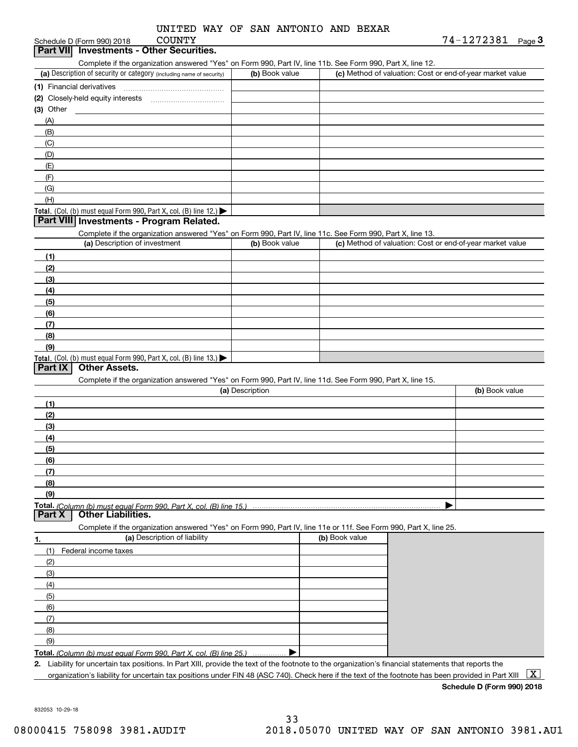UNITED WAY OF SAN ANTONIO AND BEXAR COUNTY

Schedule D (Form 990) 2018 — 74-1272381 Page 3

## Part VII Investments - Other Securities.

Complete if the organization answered "Yes" on Form 990, Part IV, line 11b. See Form 990, Part X, line 12.

| (a) Description of security or category (including name of security) | (b) Book value | (c) Method of valuation: Cost or end-of-year market value |
|---|---|---|
| (1) Financial derivatives | | |
| (2) Closely-held equity interests | | |
| (3) Other | | |
| (A) | | |
| (B) | | |
| (C) | | |
| (D) | | |
| (E) | | |
| (F) | | |
| (G) | | |
| (H) | | |
| **Total.** (Col. (b) must equal Form 990, Part X, col. (B) line 12.) ▶ | | |

## Part VIII Investments - Program Related.

Complete if the organization answered "Yes" on Form 990, Part IV, line 11c. See Form 990, Part X, line 13.

| (a) Description of investment | (b) Book value | (c) Method of valuation: Cost or end-of-year market value |
|---|---|---|
| (1) | | |
| (2) | | |
| (3) | | |
| (4) | | |
| (5) | | |
| (6) | | |
| (7) | | |
| (8) | | |
| (9) | | |
| **Total.** (Col. (b) must equal Form 990, Part X, col. (B) line 13.) ▶ | | |

## Part IX Other Assets.

Complete if the organization answered "Yes" on Form 990, Part IV, line 11d. See Form 990, Part X, line 15.

| (a) Description | (b) Book value |
|---|---|
| (1) | |
| (2) | |
| (3) | |
| (4) | |
| (5) | |
| (6) | |
| (7) | |
| (8) | |
| (9) | |
| **Total.** *(Column (b) must equal Form 990, Part X, col. (B) line 15.)* ▶ | |

## Part X Other Liabilities.

Complete if the organization answered "Yes" on Form 990, Part IV, line 11e or 11f. See Form 990, Part X, line 25.

| 1. (a) Description of liability | (b) Book value |
|---|---|
| (1) Federal income taxes | |
| (2) | |
| (3) | |
| (4) | |
| (5) | |
| (6) | |
| (7) | |
| (8) | |
| (9) | |
| **Total.** *(Column (b) must equal Form 990, Part X, col. (B) line 25.)* ▶ | |

**2.** Liability for uncertain tax positions. In Part XIII, provide the text of the footnote to the organization's financial statements that reports the organization's liability for uncertain tax positions under FIN 48 (ASC 740). Check here if the text of the footnote has been provided in Part XIII [X]

**Schedule D (Form 990) 2018**

832053 10-29-18

08000415 758098 3981.AUDIT 2018.05070 UNITED WAY OF SAN ANTONIO 3981.AU1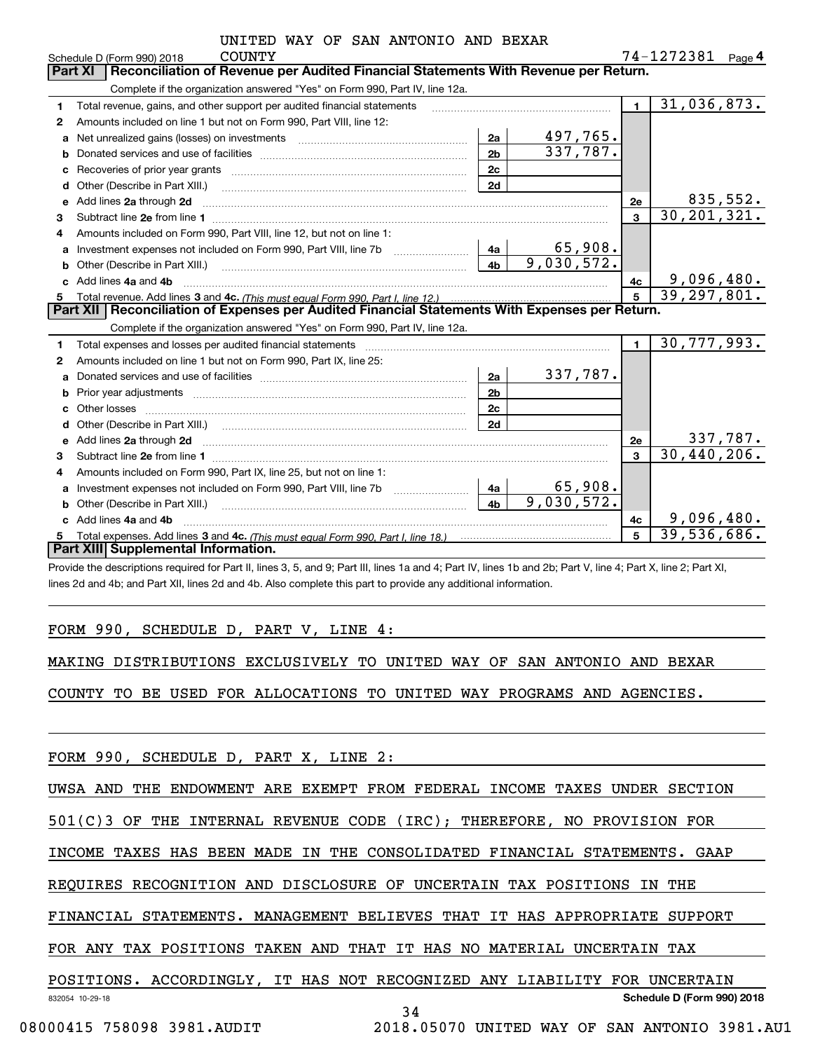UNITED WAY OF SAN ANTONIO AND BEXAR COUNTY

Schedule D (Form 990) 2018 | 74-1272381 | Page 4

## Part XI | Reconciliation of Revenue per Audited Financial Statements With Revenue per Return.

Complete if the organization answered "Yes" on Form 990, Part IV, line 12a.

| | | | | | |
|---|---|---|---|---|---|
| 1 | Total revenue, gains, and other support per audited financial statements | | | 1 | 31,036,873. |
| 2 | Amounts included on line 1 but not on Form 990, Part VIII, line 12: | | | | |
| a | Net unrealized gains (losses) on investments | 2a | 497,765. | | |
| b | Donated services and use of facilities | 2b | 337,787. | | |
| c | Recoveries of prior year grants | 2c | | | |
| d | Other (Describe in Part XIII.) | 2d | | | |
| e | Add lines 2a through 2d | | | 2e | 835,552. |
| 3 | Subtract line 2e from line 1 | | | 3 | 30,201,321. |
| 4 | Amounts included on Form 990, Part VIII, line 12, but not on line 1: | | | | |
| a | Investment expenses not included on Form 990, Part VIII, line 7b | 4a | 65,908. | | |
| b | Other (Describe in Part XIII.) | 4b | 9,030,572. | | |
| c | Add lines 4a and 4b | | | 4c | 9,096,480. |
| 5 | Total revenue. Add lines 3 and 4c. *(This must equal Form 990, Part I, line 12.)* | | | 5 | 39,297,801. |

## Part XII | Reconciliation of Expenses per Audited Financial Statements With Expenses per Return.

Complete if the organization answered "Yes" on Form 990, Part IV, line 12a.

| | | | | | |
|---|---|---|---|---|---|
| 1 | Total expenses and losses per audited financial statements | | | 1 | 30,777,993. |
| 2 | Amounts included on line 1 but not on Form 990, Part IX, line 25: | | | | |
| a | Donated services and use of facilities | 2a | 337,787. | | |
| b | Prior year adjustments | 2b | | | |
| c | Other losses | 2c | | | |
| d | Other (Describe in Part XIII.) | 2d | | | |
| e | Add lines 2a through 2d | | | 2e | 337,787. |
| 3 | Subtract line 2e from line 1 | | | 3 | 30,440,206. |
| 4 | Amounts included on Form 990, Part IX, line 25, but not on line 1: | | | | |
| a | Investment expenses not included on Form 990, Part VIII, line 7b | 4a | 65,908. | | |
| b | Other (Describe in Part XIII.) | 4b | 9,030,572. | | |
| c | Add lines 4a and 4b | | | 4c | 9,096,480. |
| 5 | Total expenses. Add lines 3 and 4c. *(This must equal Form 990, Part I, line 18.)* | | | 5 | 39,536,686. |

## Part XIII | Supplemental Information.

Provide the descriptions required for Part II, lines 3, 5, and 9; Part III, lines 1a and 4; Part IV, lines 1b and 2b; Part V, line 4; Part X, line 2; Part XI, lines 2d and 4b; and Part XII, lines 2d and 4b. Also complete this part to provide any additional information.

FORM 990, SCHEDULE D, PART V, LINE 4:

MAKING DISTRIBUTIONS EXCLUSIVELY TO UNITED WAY OF SAN ANTONIO AND BEXAR COUNTY TO BE USED FOR ALLOCATIONS TO UNITED WAY PROGRAMS AND AGENCIES.

FORM 990, SCHEDULE D, PART X, LINE 2:

UWSA AND THE ENDOWMENT ARE EXEMPT FROM FEDERAL INCOME TAXES UNDER SECTION 501(C)3 OF THE INTERNAL REVENUE CODE (IRC); THEREFORE, NO PROVISION FOR INCOME TAXES HAS BEEN MADE IN THE CONSOLIDATED FINANCIAL STATEMENTS. GAAP REQUIRES RECOGNITION AND DISCLOSURE OF UNCERTAIN TAX POSITIONS IN THE FINANCIAL STATEMENTS. MANAGEMENT BELIEVES THAT IT HAS APPROPRIATE SUPPORT FOR ANY TAX POSITIONS TAKEN AND THAT IT HAS NO MATERIAL UNCERTAIN TAX POSITIONS. ACCORDINGLY, IT HAS NOT RECOGNIZED ANY LIABILITY FOR UNCERTAIN

832054 10-29-18 | Schedule D (Form 990) 2018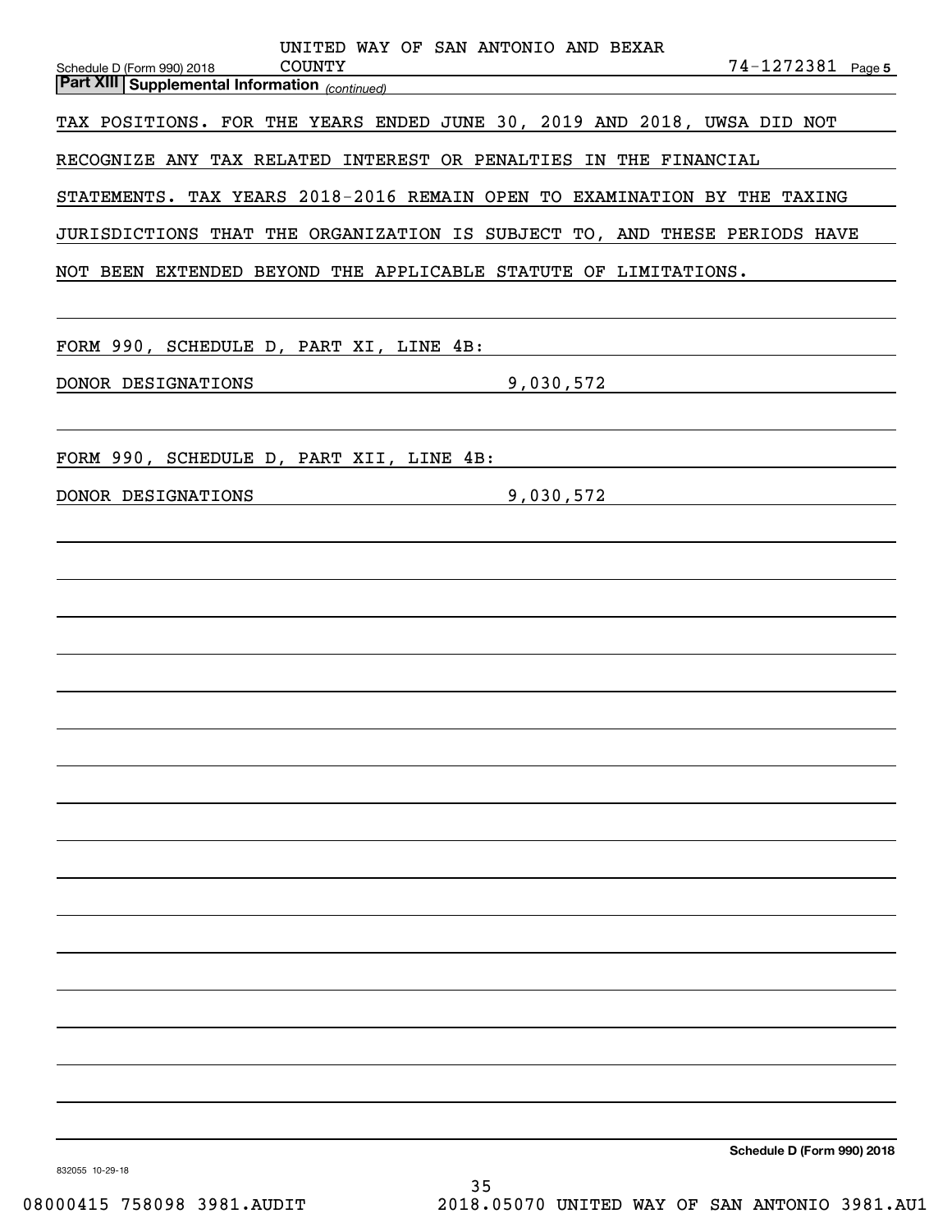## Part XIII Supplemental Information *(continued)*

TAX POSITIONS. FOR THE YEARS ENDED JUNE 30, 2019 AND 2018, UWSA DID NOT RECOGNIZE ANY TAX RELATED INTEREST OR PENALTIES IN THE FINANCIAL STATEMENTS. TAX YEARS 2018-2016 REMAIN OPEN TO EXAMINATION BY THE TAXING JURISDICTIONS THAT THE ORGANIZATION IS SUBJECT TO, AND THESE PERIODS HAVE NOT BEEN EXTENDED BEYOND THE APPLICABLE STATUTE OF LIMITATIONS.

FORM 990, SCHEDULE D, PART XI, LINE 4B:

| | |
|---|---|
| DONOR DESIGNATIONS | 9,030,572 |

FORM 990, SCHEDULE D, PART XII, LINE 4B:

| | |
|---|---|
| DONOR DESIGNATIONS | 9,030,572 |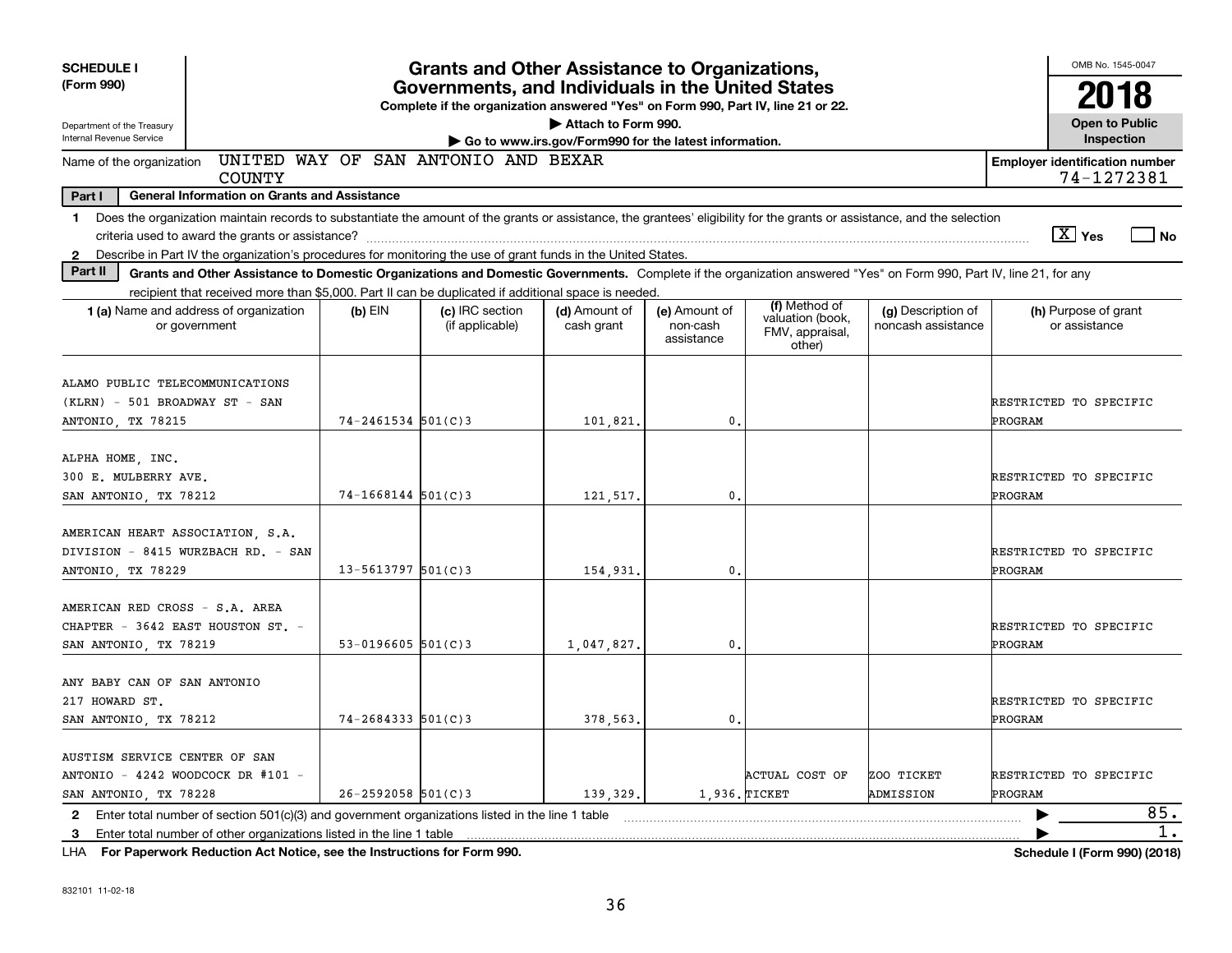**SCHEDULE I (Form 990)**

Department of the Treasury
Internal Revenue Service

# Grants and Other Assistance to Organizations, Governments, and Individuals in the United States

**Complete if the organization answered "Yes" on Form 990, Part IV, line 21 or 22.**

**▶ Attach to Form 990.**

**▶ Go to www.irs.gov/Form990 for the latest information.**

OMB No. 1545-0047

**2018**

**Open to Public Inspection**

Name of the organization: UNITED WAY OF SAN ANTONIO AND BEXAR COUNTY

**Employer identification number:** 74-1272381

**Part I — General Information on Grants and Assistance**

1. Does the organization maintain records to substantiate the amount of the grants or assistance, the grantees' eligibility for the grants or assistance, and the selection criteria used to award the grants or assistance? [X] Yes [ ] No
2. Describe in Part IV the organization's procedures for monitoring the use of grant funds in the United States.

**Part II — Grants and Other Assistance to Domestic Organizations and Domestic Governments.** Complete if the organization answered "Yes" on Form 990, Part IV, line 21, for any recipient that received more than $5,000. Part II can be duplicated if additional space is needed.

| 1 (a) Name and address of organization or government | (b) EIN | (c) IRC section (if applicable) | (d) Amount of cash grant | (e) Amount of non-cash assistance | (f) Method of valuation (book, FMV, appraisal, other) | (g) Description of noncash assistance | (h) Purpose of grant or assistance |
|---|---|---|---|---|---|---|---|
| ALAMO PUBLIC TELECOMMUNICATIONS (KLRN) - 501 BROADWAY ST - SAN ANTONIO, TX 78215 | 74-2461534 | 501(C)3 | 101,821. | 0. | | | RESTRICTED TO SPECIFIC PROGRAM |
| ALPHA HOME, INC. 300 E. MULBERRY AVE. SAN ANTONIO, TX 78212 | 74-1668144 | 501(C)3 | 121,517. | 0. | | | RESTRICTED TO SPECIFIC PROGRAM |
| AMERICAN HEART ASSOCIATION, S.A. DIVISION - 8415 WURZBACH RD. - SAN ANTONIO, TX 78229 | 13-5613797 | 501(C)3 | 154,931. | 0. | | | RESTRICTED TO SPECIFIC PROGRAM |
| AMERICAN RED CROSS - S.A. AREA CHAPTER - 3642 EAST HOUSTON ST. - SAN ANTONIO, TX 78219 | 53-0196605 | 501(C)3 | 1,047,827. | 0. | | | RESTRICTED TO SPECIFIC PROGRAM |
| ANY BABY CAN OF SAN ANTONIO 217 HOWARD ST. SAN ANTONIO, TX 78212 | 74-2684333 | 501(C)3 | 378,563. | 0. | | | RESTRICTED TO SPECIFIC PROGRAM |
| AUSTISM SERVICE CENTER OF SAN ANTONIO - 4242 WOODCOCK DR #101 - SAN ANTONIO, TX 78228 | 26-2592058 | 501(C)3 | 139,329. | 1,936. | ACTUAL COST OF TICKET | ZOO TICKET ADMISSION | RESTRICTED TO SPECIFIC PROGRAM |

2. Enter total number of section 501(c)(3) and government organizations listed in the line 1 table ▶ 85.
3. Enter total number of other organizations listed in the line 1 table ▶ 1.

LHA **For Paperwork Reduction Act Notice, see the Instructions for Form 990.** **Schedule I (Form 990) (2018)**

832101 11-02-18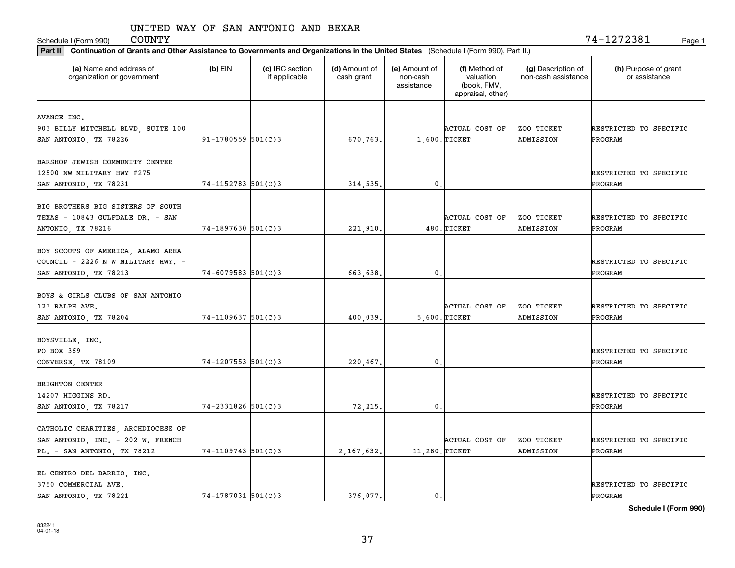UNITED WAY OF SAN ANTONIO AND BEXAR COUNTY

Schedule I (Form 990) 74-1272381

**Part II** **Continuation of Grants and Other Assistance to Governments and Organizations in the United States** (Schedule I (Form 990), Part II.)

| (a) Name and address of organization or government | (b) EIN | (c) IRC section if applicable | (d) Amount of cash grant | (e) Amount of non-cash assistance | (f) Method of valuation (book, FMV, appraisal, other) | (g) Description of non-cash assistance | (h) Purpose of grant or assistance |
|---|---|---|---|---|---|---|---|
| AVANCE INC. 903 BILLY MITCHELL BLVD, SUITE 100 SAN ANTONIO, TX 78226 | 91-1780559 | 501(C)3 | 670,763. | 1,600. | ACTUAL COST OF TICKET | ZOO TICKET ADMISSION | RESTRICTED TO SPECIFIC PROGRAM |
| BARSHOP JEWISH COMMUNITY CENTER 12500 NW MILITARY HWY #275 SAN ANTONIO, TX 78231 | 74-1152783 | 501(C)3 | 314,535. | 0. | | | RESTRICTED TO SPECIFIC PROGRAM |
| BIG BROTHERS BIG SISTERS OF SOUTH TEXAS - 10843 GULFDALE DR. - SAN ANTONIO, TX 78216 | 74-1897630 | 501(C)3 | 221,910. | 480. | ACTUAL COST OF TICKET | ZOO TICKET ADMISSION | RESTRICTED TO SPECIFIC PROGRAM |
| BOY SCOUTS OF AMERICA, ALAMO AREA COUNCIL - 2226 N W MILITARY HWY. - SAN ANTONIO, TX 78213 | 74-6079583 | 501(C)3 | 663,638. | 0. | | | RESTRICTED TO SPECIFIC PROGRAM |
| BOYS & GIRLS CLUBS OF SAN ANTONIO 123 RALPH AVE. SAN ANTONIO, TX 78204 | 74-1109637 | 501(C)3 | 400,039. | 5,600. | ACTUAL COST OF TICKET | ZOO TICKET ADMISSION | RESTRICTED TO SPECIFIC PROGRAM |
| BOYSVILLE, INC. PO BOX 369 CONVERSE, TX 78109 | 74-1207553 | 501(C)3 | 220,467. | 0. | | | RESTRICTED TO SPECIFIC PROGRAM |
| BRIGHTON CENTER 14207 HIGGINS RD. SAN ANTONIO, TX 78217 | 74-2331826 | 501(C)3 | 72,215. | 0. | | | RESTRICTED TO SPECIFIC PROGRAM |
| CATHOLIC CHARITIES, ARCHDIOCESE OF SAN ANTONIO, INC. - 202 W. FRENCH PL. - SAN ANTONIO, TX 78212 | 74-1109743 | 501(C)3 | 2,167,632. | 11,280. | ACTUAL COST OF TICKET | ZOO TICKET ADMISSION | RESTRICTED TO SPECIFIC PROGRAM |
| EL CENTRO DEL BARRIO, INC. 3750 COMMERCIAL AVE. SAN ANTONIO, TX 78221 | 74-1787031 | 501(C)3 | 376,077. | 0. | | | RESTRICTED TO SPECIFIC PROGRAM |

**Schedule I (Form 990)**

832241 04-01-18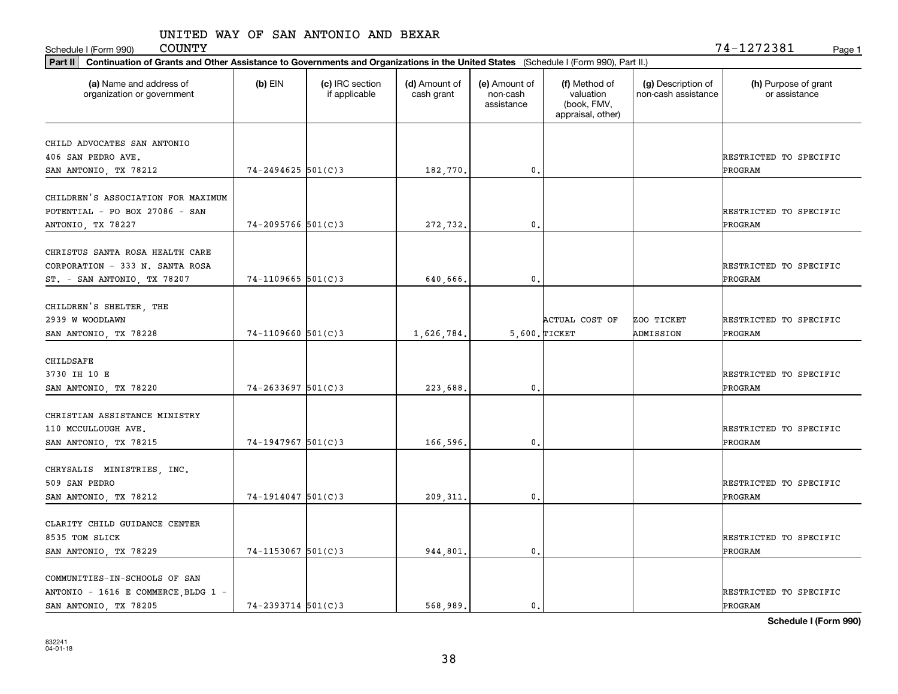UNITED WAY OF SAN ANTONIO AND BEXAR COUNTY

Schedule I (Form 990) 74-1272381

**Part II** **Continuation of Grants and Other Assistance to Governments and Organizations in the United States** (Schedule I (Form 990), Part II.)

| (a) Name and address of organization or government | (b) EIN | (c) IRC section if applicable | (d) Amount of cash grant | (e) Amount of non-cash assistance | (f) Method of valuation (book, FMV, appraisal, other) | (g) Description of non-cash assistance | (h) Purpose of grant or assistance |
|---|---|---|---|---|---|---|---|
| CHILD ADVOCATES SAN ANTONIO 406 SAN PEDRO AVE. SAN ANTONIO, TX 78212 | 74-2494625 | 501(C)3 | 182,770. | 0. | | | RESTRICTED TO SPECIFIC PROGRAM |
| CHILDREN'S ASSOCIATION FOR MAXIMUM POTENTIAL - PO BOX 27086 - SAN ANTONIO, TX 78227 | 74-2095766 | 501(C)3 | 272,732. | 0. | | | RESTRICTED TO SPECIFIC PROGRAM |
| CHRISTUS SANTA ROSA HEALTH CARE CORPORATION - 333 N. SANTA ROSA ST. - SAN ANTONIO, TX 78207 | 74-1109665 | 501(C)3 | 640,666. | 0. | | | RESTRICTED TO SPECIFIC PROGRAM |
| CHILDREN'S SHELTER, THE 2939 W WOODLAWN SAN ANTONIO, TX 78228 | 74-1109660 | 501(C)3 | 1,626,784. | 5,600. | ACTUAL COST OF TICKET | ZOO TICKET ADMISSION | RESTRICTED TO SPECIFIC PROGRAM |
| CHILDSAFE 3730 IH 10 E SAN ANTONIO, TX 78220 | 74-2633697 | 501(C)3 | 223,688. | 0. | | | RESTRICTED TO SPECIFIC PROGRAM |
| CHRISTIAN ASSISTANCE MINISTRY 110 MCCULLOUGH AVE. SAN ANTONIO, TX 78215 | 74-1947967 | 501(C)3 | 166,596. | 0. | | | RESTRICTED TO SPECIFIC PROGRAM |
| CHRYSALIS MINISTRIES, INC. 509 SAN PEDRO SAN ANTONIO, TX 78212 | 74-1914047 | 501(C)3 | 209,311. | 0. | | | RESTRICTED TO SPECIFIC PROGRAM |
| CLARITY CHILD GUIDANCE CENTER 8535 TOM SLICK SAN ANTONIO, TX 78229 | 74-1153067 | 501(C)3 | 944,801. | 0. | | | RESTRICTED TO SPECIFIC PROGRAM |
| COMMUNITIES-IN-SCHOOLS OF SAN ANTONIO - 1616 E COMMERCE, BLDG 1 - SAN ANTONIO, TX 78205 | 74-2393714 | 501(C)3 | 568,989. | 0. | | | RESTRICTED TO SPECIFIC PROGRAM |

**Schedule I (Form 990)**

832241 04-01-18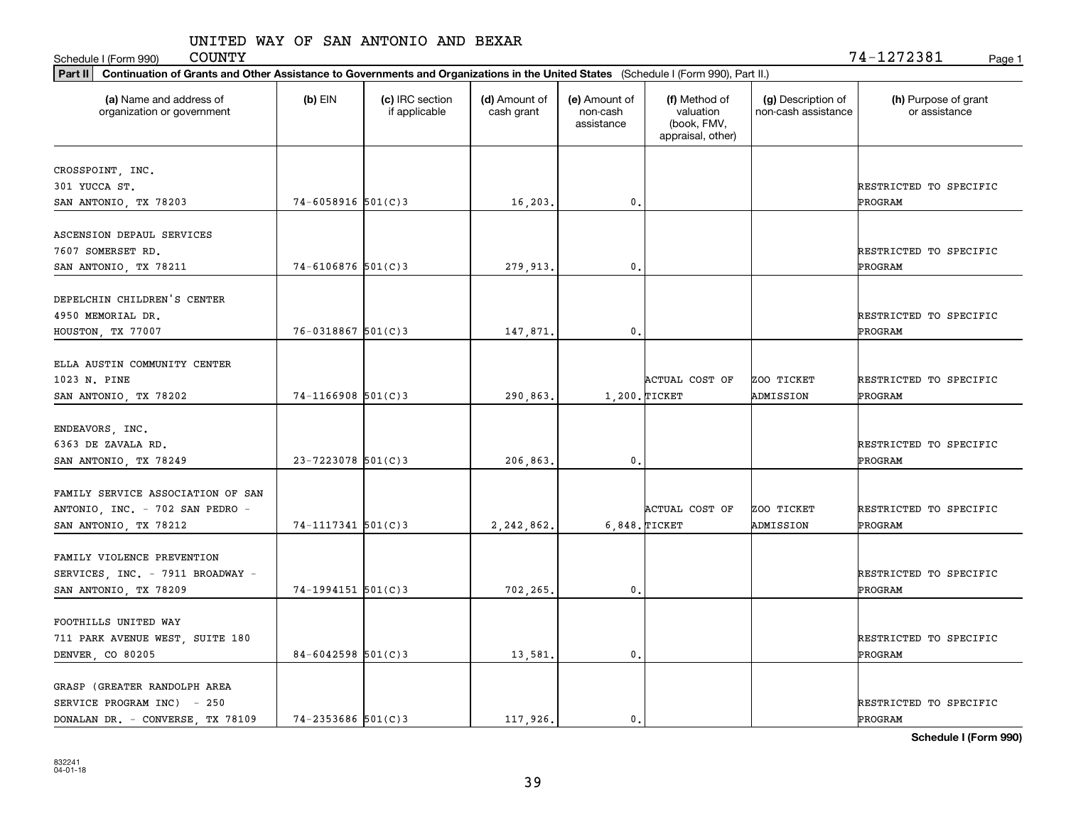UNITED WAY OF SAN ANTONIO AND BEXAR COUNTY

Schedule I (Form 990) 74-1272381

**Part II** **Continuation of Grants and Other Assistance to Governments and Organizations in the United States** (Schedule I (Form 990), Part II.)

| (a) Name and address of organization or government | (b) EIN | (c) IRC section if applicable | (d) Amount of cash grant | (e) Amount of non-cash assistance | (f) Method of valuation (book, FMV, appraisal, other) | (g) Description of non-cash assistance | (h) Purpose of grant or assistance |
|---|---|---|---|---|---|---|---|
| CROSSPOINT, INC. 301 YUCCA ST. SAN ANTONIO, TX 78203 | 74-6058916 | 501(C)3 | 16,203. | 0. | | | RESTRICTED TO SPECIFIC PROGRAM |
| ASCENSION DEPAUL SERVICES 7607 SOMERSET RD. SAN ANTONIO, TX 78211 | 74-6106876 | 501(C)3 | 279,913. | 0. | | | RESTRICTED TO SPECIFIC PROGRAM |
| DEPELCHIN CHILDREN'S CENTER 4950 MEMORIAL DR. HOUSTON, TX 77007 | 76-0318867 | 501(C)3 | 147,871. | 0. | | | RESTRICTED TO SPECIFIC PROGRAM |
| ELLA AUSTIN COMMUNITY CENTER 1023 N. PINE SAN ANTONIO, TX 78202 | 74-1166908 | 501(C)3 | 290,863. | 1,200. | ACTUAL COST OF TICKET | ZOO TICKET ADMISSION | RESTRICTED TO SPECIFIC PROGRAM |
| ENDEAVORS, INC. 6363 DE ZAVALA RD. SAN ANTONIO, TX 78249 | 23-7223078 | 501(C)3 | 206,863. | 0. | | | RESTRICTED TO SPECIFIC PROGRAM |
| FAMILY SERVICE ASSOCIATION OF SAN ANTONIO, INC. - 702 SAN PEDRO - SAN ANTONIO, TX 78212 | 74-1117341 | 501(C)3 | 2,242,862. | 6,848. | ACTUAL COST OF TICKET | ZOO TICKET ADMISSION | RESTRICTED TO SPECIFIC PROGRAM |
| FAMILY VIOLENCE PREVENTION SERVICES, INC. - 7911 BROADWAY - SAN ANTONIO, TX 78209 | 74-1994151 | 501(C)3 | 702,265. | 0. | | | RESTRICTED TO SPECIFIC PROGRAM |
| FOOTHILLS UNITED WAY 711 PARK AVENUE WEST, SUITE 180 DENVER, CO 80205 | 84-6042598 | 501(C)3 | 13,581. | 0. | | | RESTRICTED TO SPECIFIC PROGRAM |
| GRASP (GREATER RANDOLPH AREA SERVICE PROGRAM INC) - 250 DONALAN DR. - CONVERSE, TX 78109 | 74-2353686 | 501(C)3 | 117,926. | 0. | | | RESTRICTED TO SPECIFIC PROGRAM |

Schedule I (Form 990)

832241 04-01-18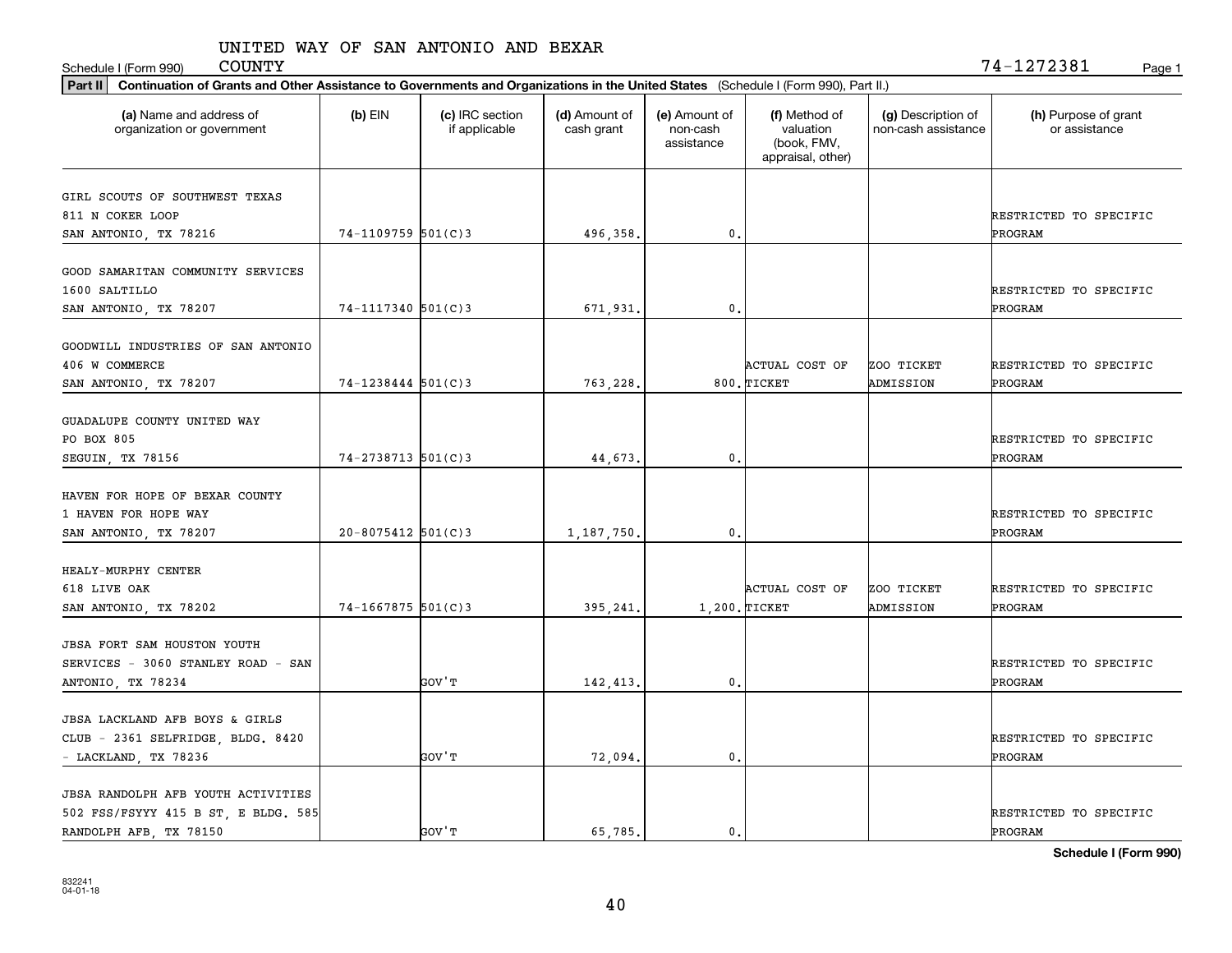Schedule I (Form 990) UNITED WAY OF SAN ANTONIO AND BEXAR COUNTY 74-1272381 Page 1

**Part II** **Continuation of Grants and Other Assistance to Governments and Organizations in the United States** (Schedule I (Form 990), Part II.)

| (a) Name and address of organization or government | (b) EIN | (c) IRC section if applicable | (d) Amount of cash grant | (e) Amount of non-cash assistance | (f) Method of valuation (book, FMV, appraisal, other) | (g) Description of non-cash assistance | (h) Purpose of grant or assistance |
|---|---|---|---|---|---|---|---|
| GIRL SCOUTS OF SOUTHWEST TEXAS 811 N COKER LOOP SAN ANTONIO, TX 78216 | 74-1109759 | 501(C)3 | 496,358. | 0. | | | RESTRICTED TO SPECIFIC PROGRAM |
| GOOD SAMARITAN COMMUNITY SERVICES 1600 SALTILLO SAN ANTONIO, TX 78207 | 74-1117340 | 501(C)3 | 671,931. | 0. | | | RESTRICTED TO SPECIFIC PROGRAM |
| GOODWILL INDUSTRIES OF SAN ANTONIO 406 W COMMERCE SAN ANTONIO, TX 78207 | 74-1238444 | 501(C)3 | 763,228. | 800. | ACTUAL COST OF TICKET | ZOO TICKET ADMISSION | RESTRICTED TO SPECIFIC PROGRAM |
| GUADALUPE COUNTY UNITED WAY PO BOX 805 SEGUIN, TX 78156 | 74-2738713 | 501(C)3 | 44,673. | 0. | | | RESTRICTED TO SPECIFIC PROGRAM |
| HAVEN FOR HOPE OF BEXAR COUNTY 1 HAVEN FOR HOPE WAY SAN ANTONIO, TX 78207 | 20-8075412 | 501(C)3 | 1,187,750. | 0. | | | RESTRICTED TO SPECIFIC PROGRAM |
| HEALY-MURPHY CENTER 618 LIVE OAK SAN ANTONIO, TX 78202 | 74-1667875 | 501(C)3 | 395,241. | 1,200. | ACTUAL COST OF TICKET | ZOO TICKET ADMISSION | RESTRICTED TO SPECIFIC PROGRAM |
| JBSA FORT SAM HOUSTON YOUTH SERVICES - 3060 STANLEY ROAD - SAN ANTONIO, TX 78234 | | GOV'T | 142,413. | 0. | | | RESTRICTED TO SPECIFIC PROGRAM |
| JBSA LACKLAND AFB BOYS & GIRLS CLUB - 2361 SELFRIDGE, BLDG. 8420 - LACKLAND, TX 78236 | | GOV'T | 72,094. | 0. | | | RESTRICTED TO SPECIFIC PROGRAM |
| JBSA RANDOLPH AFB YOUTH ACTIVITIES 502 FSS/FSYYY 415 B ST, E BLDG. 585 RANDOLPH AFB, TX 78150 | | GOV'T | 65,785. | 0. | | | RESTRICTED TO SPECIFIC PROGRAM |

**Schedule I (Form 990)**

832241 04-01-18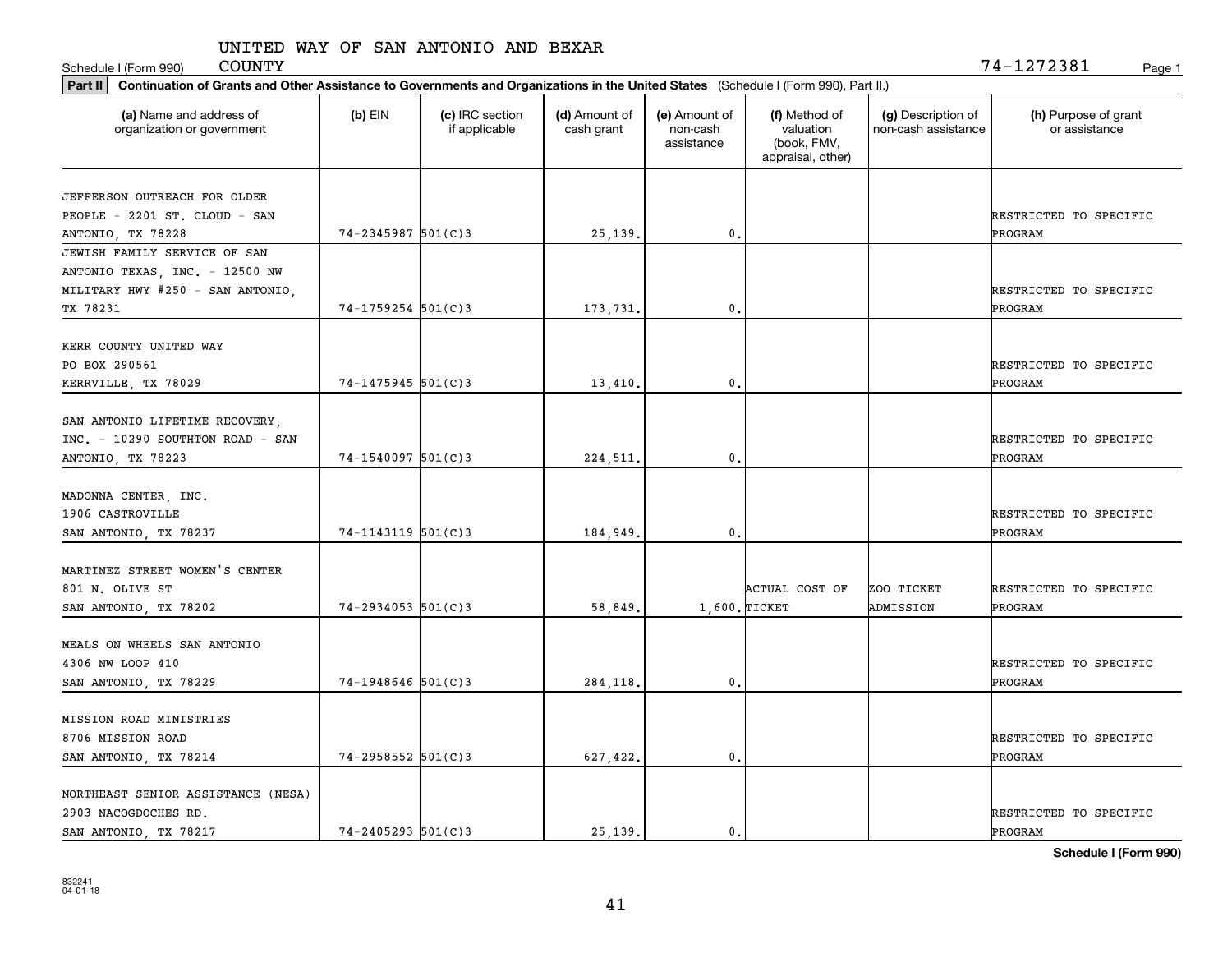Schedule I (Form 990) UNITED WAY OF SAN ANTONIO AND BEXAR COUNTY 74-1272381 Page 1

**Part II** **Continuation of Grants and Other Assistance to Governments and Organizations in the United States** (Schedule I (Form 990), Part II.)

| (a) Name and address of organization or government | (b) EIN | (c) IRC section if applicable | (d) Amount of cash grant | (e) Amount of non-cash assistance | (f) Method of valuation (book, FMV, appraisal, other) | (g) Description of non-cash assistance | (h) Purpose of grant or assistance |
|---|---|---|---|---|---|---|---|
| JEFFERSON OUTREACH FOR OLDER PEOPLE - 2201 ST. CLOUD - SAN ANTONIO, TX 78228 | 74-2345987 | 501(C)3 | 25,139. | 0. | | | RESTRICTED TO SPECIFIC PROGRAM |
| JEWISH FAMILY SERVICE OF SAN ANTONIO TEXAS, INC. - 12500 NW MILITARY HWY #250 - SAN ANTONIO, TX 78231 | 74-1759254 | 501(C)3 | 173,731. | 0. | | | RESTRICTED TO SPECIFIC PROGRAM |
| KERR COUNTY UNITED WAY PO BOX 290561 KERRVILLE, TX 78029 | 74-1475945 | 501(C)3 | 13,410. | 0. | | | RESTRICTED TO SPECIFIC PROGRAM |
| SAN ANTONIO LIFETIME RECOVERY, INC. - 10290 SOUTHTON ROAD - SAN ANTONIO, TX 78223 | 74-1540097 | 501(C)3 | 224,511. | 0. | | | RESTRICTED TO SPECIFIC PROGRAM |
| MADONNA CENTER, INC. 1906 CASTROVILLE SAN ANTONIO, TX 78237 | 74-1143119 | 501(C)3 | 184,949. | 0. | | | RESTRICTED TO SPECIFIC PROGRAM |
| MARTINEZ STREET WOMEN'S CENTER 801 N. OLIVE ST SAN ANTONIO, TX 78202 | 74-2934053 | 501(C)3 | 58,849. | 1,600. | ACTUAL COST OF TICKET | ZOO TICKET ADMISSION | RESTRICTED TO SPECIFIC PROGRAM |
| MEALS ON WHEELS SAN ANTONIO 4306 NW LOOP 410 SAN ANTONIO, TX 78229 | 74-1948646 | 501(C)3 | 284,118. | 0. | | | RESTRICTED TO SPECIFIC PROGRAM |
| MISSION ROAD MINISTRIES 8706 MISSION ROAD SAN ANTONIO, TX 78214 | 74-2958552 | 501(C)3 | 627,422. | 0. | | | RESTRICTED TO SPECIFIC PROGRAM |
| NORTHEAST SENIOR ASSISTANCE (NESA) 2903 NACOGDOCHES RD. SAN ANTONIO, TX 78217 | 74-2405293 | 501(C)3 | 25,139. | 0. | | | RESTRICTED TO SPECIFIC PROGRAM |

**Schedule I (Form 990)**

832241 04-01-18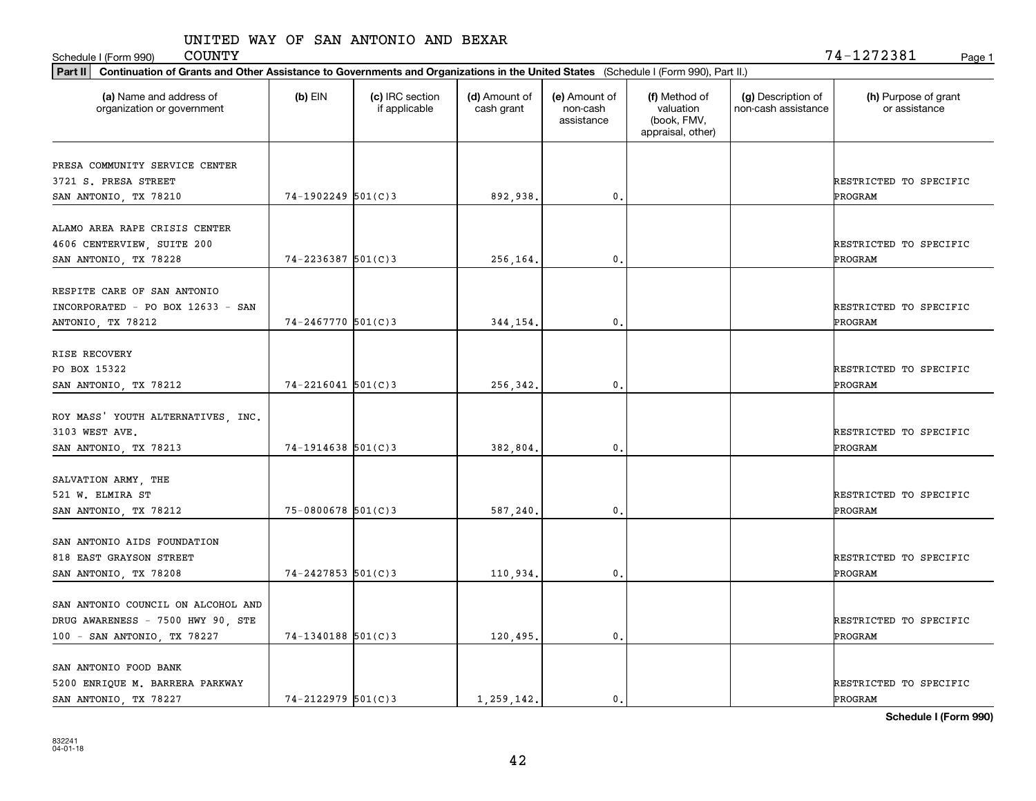UNITED WAY OF SAN ANTONIO AND BEXAR COUNTY

Schedule I (Form 990) 74-1272381

**Part II** **Continuation of Grants and Other Assistance to Governments and Organizations in the United States** (Schedule I (Form 990), Part II.)

| (a) Name and address of organization or government | (b) EIN | (c) IRC section if applicable | (d) Amount of cash grant | (e) Amount of non-cash assistance | (f) Method of valuation (book, FMV, appraisal, other) | (g) Description of non-cash assistance | (h) Purpose of grant or assistance |
|---|---|---|---|---|---|---|---|
| PRESA COMMUNITY SERVICE CENTER 3721 S. PRESA STREET SAN ANTONIO, TX 78210 | 74-1902249 | 501(C)3 | 892,938. | 0. | | | RESTRICTED TO SPECIFIC PROGRAM |
| ALAMO AREA RAPE CRISIS CENTER 4606 CENTERVIEW, SUITE 200 SAN ANTONIO, TX 78228 | 74-2236387 | 501(C)3 | 256,164. | 0. | | | RESTRICTED TO SPECIFIC PROGRAM |
| RESPITE CARE OF SAN ANTONIO INCORPORATED - PO BOX 12633 - SAN ANTONIO, TX 78212 | 74-2467770 | 501(C)3 | 344,154. | 0. | | | RESTRICTED TO SPECIFIC PROGRAM |
| RISE RECOVERY PO BOX 15322 SAN ANTONIO, TX 78212 | 74-2216041 | 501(C)3 | 256,342. | 0. | | | RESTRICTED TO SPECIFIC PROGRAM |
| ROY MASS' YOUTH ALTERNATIVES, INC. 3103 WEST AVE. SAN ANTONIO, TX 78213 | 74-1914638 | 501(C)3 | 382,804. | 0. | | | RESTRICTED TO SPECIFIC PROGRAM |
| SALVATION ARMY, THE 521 W. ELMIRA ST SAN ANTONIO, TX 78212 | 75-0800678 | 501(C)3 | 587,240. | 0. | | | RESTRICTED TO SPECIFIC PROGRAM |
| SAN ANTONIO AIDS FOUNDATION 818 EAST GRAYSON STREET SAN ANTONIO, TX 78208 | 74-2427853 | 501(C)3 | 110,934. | 0. | | | RESTRICTED TO SPECIFIC PROGRAM |
| SAN ANTONIO COUNCIL ON ALCOHOL AND DRUG AWARENESS - 7500 HWY 90, STE 100 - SAN ANTONIO, TX 78227 | 74-1340188 | 501(C)3 | 120,495. | 0. | | | RESTRICTED TO SPECIFIC PROGRAM |
| SAN ANTONIO FOOD BANK 5200 ENRIQUE M. BARRERA PARKWAY SAN ANTONIO, TX 78227 | 74-2122979 | 501(C)3 | 1,259,142. | 0. | | | RESTRICTED TO SPECIFIC PROGRAM |

**Schedule I (Form 990)**

832241 04-01-18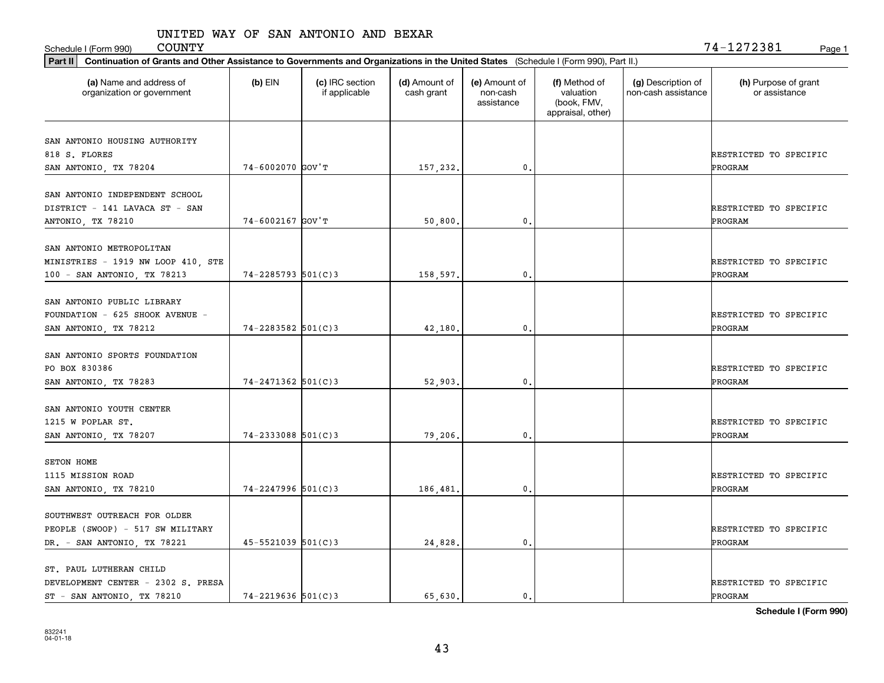UNITED WAY OF SAN ANTONIO AND BEXAR COUNTY

Schedule I (Form 990) 74-1272381

**Part II** **Continuation of Grants and Other Assistance to Governments and Organizations in the United States** (Schedule I (Form 990), Part II.)

| (a) Name and address of organization or government | (b) EIN | (c) IRC section if applicable | (d) Amount of cash grant | (e) Amount of non-cash assistance | (f) Method of valuation (book, FMV, appraisal, other) | (g) Description of non-cash assistance | (h) Purpose of grant or assistance |
|---|---|---|---|---|---|---|---|
| SAN ANTONIO HOUSING AUTHORITY 818 S. FLORES SAN ANTONIO, TX 78204 | 74-6002070 | GOV'T | 157,232. | 0. | | | RESTRICTED TO SPECIFIC PROGRAM |
| SAN ANTONIO INDEPENDENT SCHOOL DISTRICT - 141 LAVACA ST - SAN ANTONIO, TX 78210 | 74-6002167 | GOV'T | 50,800. | 0. | | | RESTRICTED TO SPECIFIC PROGRAM |
| SAN ANTONIO METROPOLITAN MINISTRIES - 1919 NW LOOP 410, STE 100 - SAN ANTONIO, TX 78213 | 74-2285793 | 501(C)3 | 158,597. | 0. | | | RESTRICTED TO SPECIFIC PROGRAM |
| SAN ANTONIO PUBLIC LIBRARY FOUNDATION - 625 SHOOK AVENUE - SAN ANTONIO, TX 78212 | 74-2283582 | 501(C)3 | 42,180. | 0. | | | RESTRICTED TO SPECIFIC PROGRAM |
| SAN ANTONIO SPORTS FOUNDATION PO BOX 830386 SAN ANTONIO, TX 78283 | 74-2471362 | 501(C)3 | 52,903. | 0. | | | RESTRICTED TO SPECIFIC PROGRAM |
| SAN ANTONIO YOUTH CENTER 1215 W POPLAR ST. SAN ANTONIO, TX 78207 | 74-2333088 | 501(C)3 | 79,206. | 0. | | | RESTRICTED TO SPECIFIC PROGRAM |
| SETON HOME 1115 MISSION ROAD SAN ANTONIO, TX 78210 | 74-2247996 | 501(C)3 | 186,481. | 0. | | | RESTRICTED TO SPECIFIC PROGRAM |
| SOUTHWEST OUTREACH FOR OLDER PEOPLE (SWOOP) - 517 SW MILITARY DR. - SAN ANTONIO, TX 78221 | 45-5521039 | 501(C)3 | 24,828. | 0. | | | RESTRICTED TO SPECIFIC PROGRAM |
| ST. PAUL LUTHERAN CHILD DEVELOPMENT CENTER - 2302 S. PRESA ST - SAN ANTONIO, TX 78210 | 74-2219636 | 501(C)3 | 65,630. | 0. | | | RESTRICTED TO SPECIFIC PROGRAM |

**Schedule I (Form 990)**

832241 04-01-18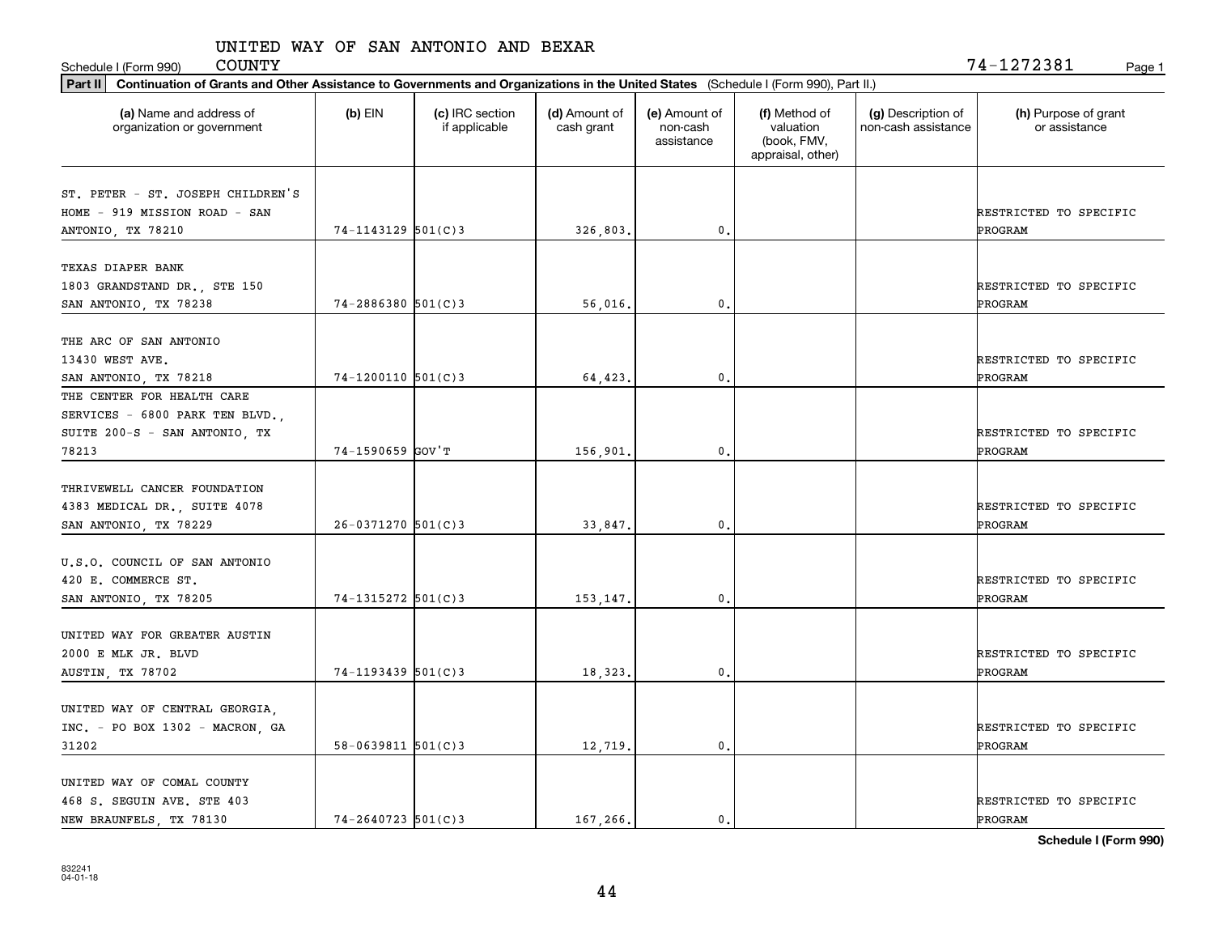UNITED WAY OF SAN ANTONIO AND BEXAR COUNTY

Schedule I (Form 990) 74-1272381

**Part II** **Continuation of Grants and Other Assistance to Governments and Organizations in the United States** (Schedule I (Form 990), Part II.)

| (a) Name and address of organization or government | (b) EIN | (c) IRC section if applicable | (d) Amount of cash grant | (e) Amount of non-cash assistance | (f) Method of valuation (book, FMV, appraisal, other) | (g) Description of non-cash assistance | (h) Purpose of grant or assistance |
|---|---|---|---|---|---|---|---|
| ST. PETER - ST. JOSEPH CHILDREN'S HOME - 919 MISSION ROAD - SAN ANTONIO, TX 78210 | 74-1143129 | 501(C)3 | 326,803. | 0. | | | RESTRICTED TO SPECIFIC PROGRAM |
| TEXAS DIAPER BANK 1803 GRANDSTAND DR., STE 150 SAN ANTONIO, TX 78238 | 74-2886380 | 501(C)3 | 56,016. | 0. | | | RESTRICTED TO SPECIFIC PROGRAM |
| THE ARC OF SAN ANTONIO 13430 WEST AVE. SAN ANTONIO, TX 78218 | 74-1200110 | 501(C)3 | 64,423. | 0. | | | RESTRICTED TO SPECIFIC PROGRAM |
| THE CENTER FOR HEALTH CARE SERVICES - 6800 PARK TEN BLVD., SUITE 200-S - SAN ANTONIO, TX 78213 | 74-1590659 | GOV'T | 156,901. | 0. | | | RESTRICTED TO SPECIFIC PROGRAM |
| THRIVEWELL CANCER FOUNDATION 4383 MEDICAL DR., SUITE 4078 SAN ANTONIO, TX 78229 | 26-0371270 | 501(C)3 | 33,847. | 0. | | | RESTRICTED TO SPECIFIC PROGRAM |
| U.S.O. COUNCIL OF SAN ANTONIO 420 E. COMMERCE ST. SAN ANTONIO, TX 78205 | 74-1315272 | 501(C)3 | 153,147. | 0. | | | RESTRICTED TO SPECIFIC PROGRAM |
| UNITED WAY FOR GREATER AUSTIN 2000 E MLK JR. BLVD AUSTIN, TX 78702 | 74-1193439 | 501(C)3 | 18,323. | 0. | | | RESTRICTED TO SPECIFIC PROGRAM |
| UNITED WAY OF CENTRAL GEORGIA, INC. - PO BOX 1302 - MACRON, GA 31202 | 58-0639811 | 501(C)3 | 12,719. | 0. | | | RESTRICTED TO SPECIFIC PROGRAM |
| UNITED WAY OF COMAL COUNTY 468 S. SEGUIN AVE. STE 403 NEW BRAUNFELS, TX 78130 | 74-2640723 | 501(C)3 | 167,266. | 0. | | | RESTRICTED TO SPECIFIC PROGRAM |

**Schedule I (Form 990)**

832241 04-01-18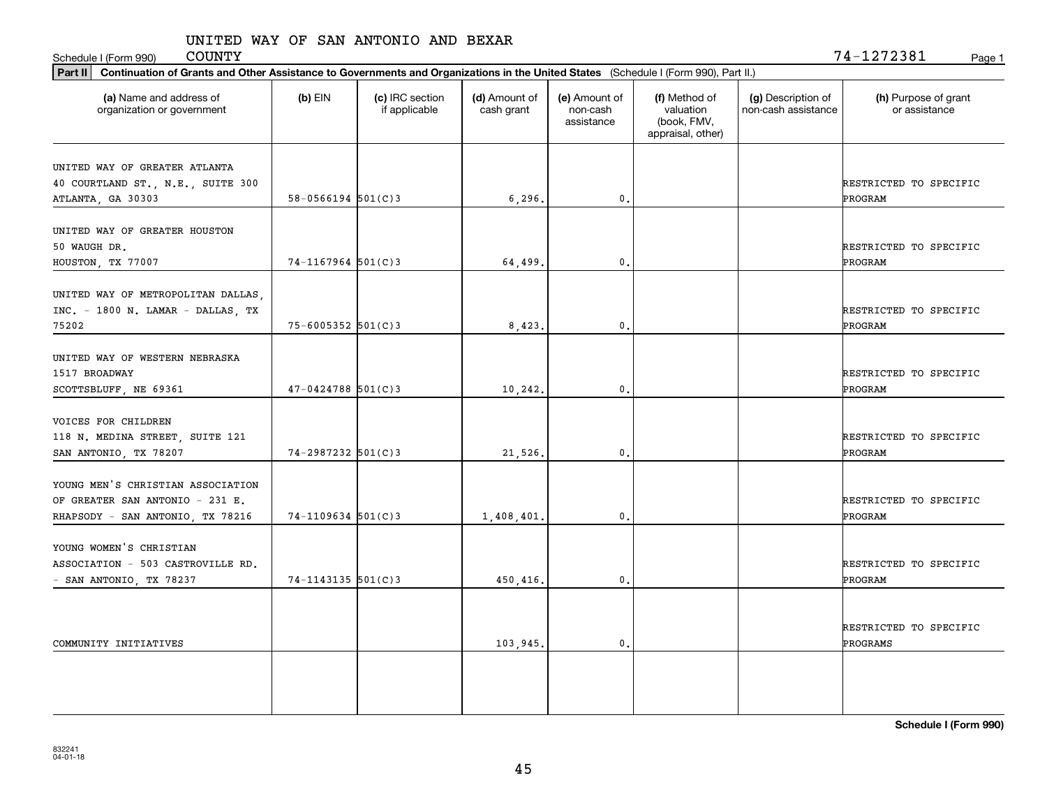UNITED WAY OF SAN ANTONIO AND BEXAR COUNTY

Schedule I (Form 990) 74-1272381 Page 1

**Part II Continuation of Grants and Other Assistance to Governments and Organizations in the United States** (Schedule I (Form 990), Part II.)

| (a) Name and address of organization or government | (b) EIN | (c) IRC section if applicable | (d) Amount of cash grant | (e) Amount of non-cash assistance | (f) Method of valuation (book, FMV, appraisal, other) | (g) Description of non-cash assistance | (h) Purpose of grant or assistance |
|---|---|---|---|---|---|---|---|
| UNITED WAY OF GREATER ATLANTA 40 COURTLAND ST., N.E., SUITE 300 ATLANTA, GA 30303 | 58-0566194 | 501(C)3 | 6,296. | 0. | | | RESTRICTED TO SPECIFIC PROGRAM |
| UNITED WAY OF GREATER HOUSTON 50 WAUGH DR. HOUSTON, TX 77007 | 74-1167964 | 501(C)3 | 64,499. | 0. | | | RESTRICTED TO SPECIFIC PROGRAM |
| UNITED WAY OF METROPOLITAN DALLAS, INC. - 1800 N. LAMAR - DALLAS, TX 75202 | 75-6005352 | 501(C)3 | 8,423. | 0. | | | RESTRICTED TO SPECIFIC PROGRAM |
| UNITED WAY OF WESTERN NEBRASKA 1517 BROADWAY SCOTTSBLUFF, NE 69361 | 47-0424788 | 501(C)3 | 10,242. | 0. | | | RESTRICTED TO SPECIFIC PROGRAM |
| VOICES FOR CHILDREN 118 N. MEDINA STREET, SUITE 121 SAN ANTONIO, TX 78207 | 74-2987232 | 501(C)3 | 21,526. | 0. | | | RESTRICTED TO SPECIFIC PROGRAM |
| YOUNG MEN'S CHRISTIAN ASSOCIATION OF GREATER SAN ANTONIO - 231 E. RHAPSODY - SAN ANTONIO, TX 78216 | 74-1109634 | 501(C)3 | 1,408,401. | 0. | | | RESTRICTED TO SPECIFIC PROGRAM |
| YOUNG WOMEN'S CHRISTIAN ASSOCIATION - 503 CASTROVILLE RD. - SAN ANTONIO, TX 78237 | 74-1143135 | 501(C)3 | 450,416. | 0. | | | RESTRICTED TO SPECIFIC PROGRAM |
| COMMUNITY INITIATIVES | | | 103,945. | 0. | | | RESTRICTED TO SPECIFIC PROGRAMS |
| | | | | | | | |

**Schedule I (Form 990)**

832241 04-01-18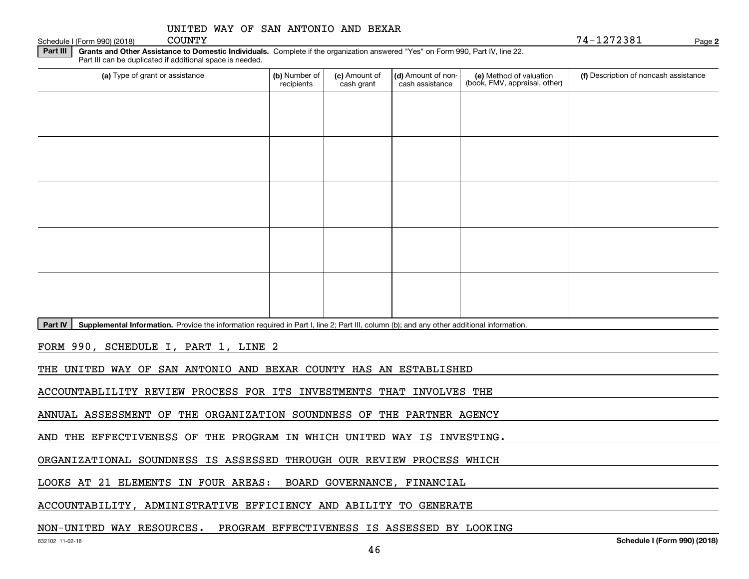UNITED WAY OF SAN ANTONIO AND BEXAR COUNTY

74-1272381

**Part III** **Grants and Other Assistance to Domestic Individuals.** Complete if the organization answered "Yes" on Form 990, Part IV, line 22. Part III can be duplicated if additional space is needed.

| (a) Type of grant or assistance | (b) Number of recipients | (c) Amount of cash grant | (d) Amount of non-cash assistance | (e) Method of valuation (book, FMV, appraisal, other) | (f) Description of noncash assistance |
|---|---|---|---|---|---|
| | | | | | |
| | | | | | |
| | | | | | |
| | | | | | |
| | | | | | |

**Part IV** **Supplemental Information.** Provide the information required in Part I, line 2; Part III, column (b); and any other additional information.

FORM 990, SCHEDULE I, PART 1, LINE 2

THE UNITED WAY OF SAN ANTONIO AND BEXAR COUNTY HAS AN ESTABLISHED ACCOUNTABLILITY REVIEW PROCESS FOR ITS INVESTMENTS THAT INVOLVES THE ANNUAL ASSESSMENT OF THE ORGANIZATION SOUNDNESS OF THE PARTNER AGENCY AND THE EFFECTIVENESS OF THE PROGRAM IN WHICH UNITED WAY IS INVESTING. ORGANIZATIONAL SOUNDNESS IS ASSESSED THROUGH OUR REVIEW PROCESS WHICH LOOKS AT 21 ELEMENTS IN FOUR AREAS: BOARD GOVERNANCE, FINANCIAL ACCOUNTABILITY, ADMINISTRATIVE EFFICIENCY AND ABILITY TO GENERATE NON-UNITED WAY RESOURCES. PROGRAM EFFECTIVENESS IS ASSESSED BY LOOKING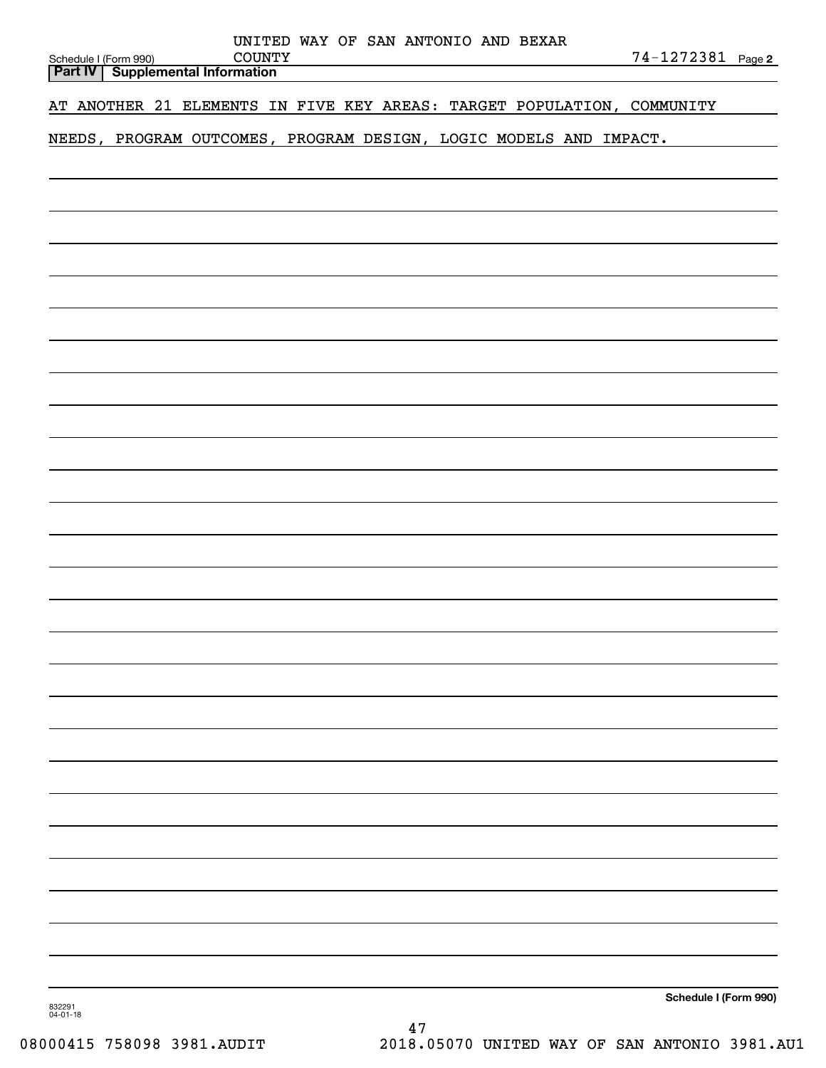UNITED WAY OF SAN ANTONIO AND BEXAR COUNTY

74-1272381

Schedule I (Form 990) Page 2

**Part IV | Supplemental Information**

AT ANOTHER 21 ELEMENTS IN FIVE KEY AREAS: TARGET POPULATION, COMMUNITY NEEDS, PROGRAM OUTCOMES, PROGRAM DESIGN, LOGIC MODELS AND IMPACT.

**Schedule I (Form 990)**

832291 04-01-18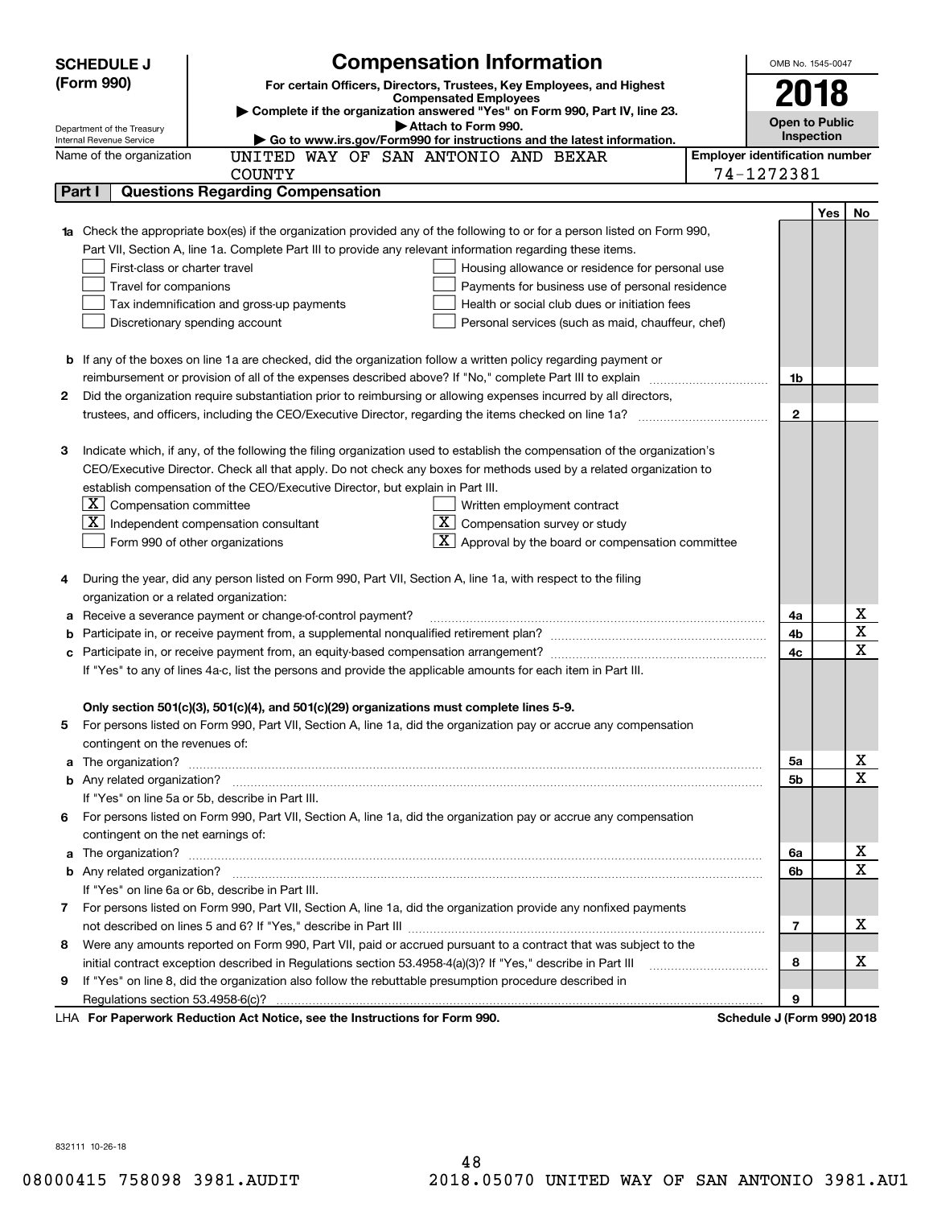# SCHEDULE J (Form 990)

## Compensation Information

**For certain Officers, Directors, Trustees, Key Employees, and Highest Compensated Employees**

▶ Complete if the organization answered "Yes" on Form 990, Part IV, line 23.

▶ Attach to Form 990.

▶ Go to www.irs.gov/Form990 for instructions and the latest information.

Department of the Treasury
Internal Revenue Service

OMB No. 1545-0047

**2018**

**Open to Public Inspection**

Name of the organization: UNITED WAY OF SAN ANTONIO AND BEXAR COUNTY

Employer identification number: 74-1272381

### Part I Questions Regarding Compensation

| | | | Yes | No |
|---|---|---|---|---|
| **1a** | Check the appropriate box(es) if the organization provided any of the following to or for a person listed on Form 990, Part VII, Section A, line 1a. Complete Part III to provide any relevant information regarding these items.<br>☐ First-class or charter travel ☐ Housing allowance or residence for personal use<br>☐ Travel for companions ☐ Payments for business use of personal residence<br>☐ Tax indemnification and gross-up payments ☐ Health or social club dues or initiation fees<br>☐ Discretionary spending account ☐ Personal services (such as maid, chauffeur, chef) | | | |
| **b** | If any of the boxes on line 1a are checked, did the organization follow a written policy regarding payment or reimbursement or provision of all of the expenses described above? If "No," complete Part III to explain | 1b | | |
| **2** | Did the organization require substantiation prior to reimbursing or allowing expenses incurred by all directors, trustees, and officers, including the CEO/Executive Director, regarding the items checked on line 1a? | 2 | | |
| **3** | Indicate which, if any, of the following the filing organization used to establish the compensation of the organization's CEO/Executive Director. Check all that apply. Do not check any boxes for methods used by a related organization to establish compensation of the CEO/Executive Director, but explain in Part III.<br>☒ Compensation committee ☐ Written employment contract<br>☒ Independent compensation consultant ☒ Compensation survey or study<br>☐ Form 990 of other organizations ☒ Approval by the board or compensation committee | | | |
| **4** | During the year, did any person listed on Form 990, Part VII, Section A, line 1a, with respect to the filing organization or a related organization: | | | |
| **a** | Receive a severance payment or change-of-control payment? | 4a | | X |
| **b** | Participate in, or receive payment from, a supplemental nonqualified retirement plan? | 4b | | X |
| **c** | Participate in, or receive payment from, an equity-based compensation arrangement? | 4c | | X |
| | If "Yes" to any of lines 4a-c, list the persons and provide the applicable amounts for each item in Part III. | | | |
| | **Only section 501(c)(3), 501(c)(4), and 501(c)(29) organizations must complete lines 5-9.** | | | |
| **5** | For persons listed on Form 990, Part VII, Section A, line 1a, did the organization pay or accrue any compensation contingent on the revenues of: | | | |
| **a** | The organization? | 5a | | X |
| **b** | Any related organization? | 5b | | X |
| | If "Yes" on line 5a or 5b, describe in Part III. | | | |
| **6** | For persons listed on Form 990, Part VII, Section A, line 1a, did the organization pay or accrue any compensation contingent on the net earnings of: | | | |
| **a** | The organization? | 6a | | X |
| **b** | Any related organization? | 6b | | X |
| | If "Yes" on line 6a or 6b, describe in Part III. | | | |
| **7** | For persons listed on Form 990, Part VII, Section A, line 1a, did the organization provide any nonfixed payments not described on lines 5 and 6? If "Yes," describe in Part III | 7 | | X |
| **8** | Were any amounts reported on Form 990, Part VII, paid or accrued pursuant to a contract that was subject to the initial contract exception described in Regulations section 53.4958-4(a)(3)? If "Yes," describe in Part III | 8 | | X |
| **9** | If "Yes" on line 8, did the organization also follow the rebuttable presumption procedure described in Regulations section 53.4958-6(c)? | 9 | | |

LHA **For Paperwork Reduction Act Notice, see the Instructions for Form 990.** **Schedule J (Form 990) 2018**

832111 10-26-18

08000415 758098 3981.AUDIT 2018.05070 UNITED WAY OF SAN ANTONIO 3981.AU1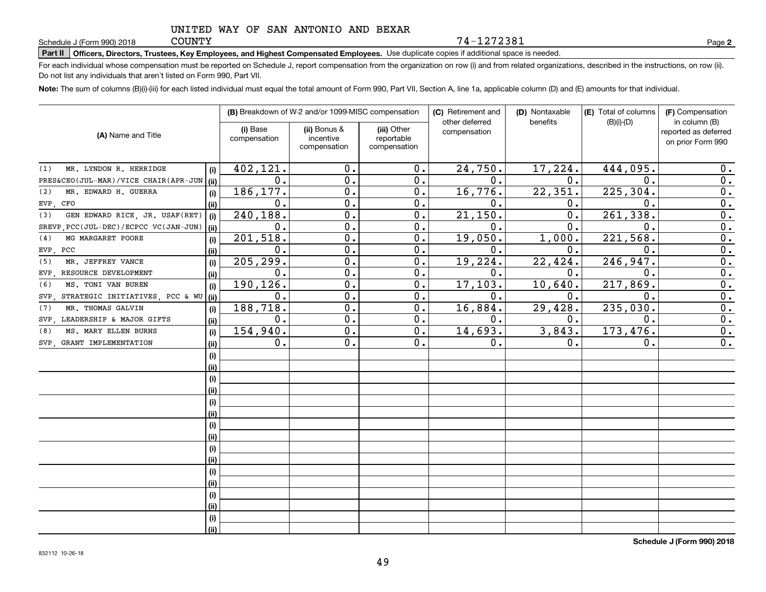UNITED WAY OF SAN ANTONIO AND BEXAR COUNTY

Schedule J (Form 990) 2018 — 74-1272381 — Page 2

**Part II Officers, Directors, Trustees, Key Employees, and Highest Compensated Employees.** Use duplicate copies if additional space is needed.

For each individual whose compensation must be reported on Schedule J, report compensation from the organization on row (i) and from related organizations, described in the instructions, on row (ii). Do not list any individuals that aren't listed on Form 990, Part VII.

**Note:** The sum of columns (B)(i)-(iii) for each listed individual must equal the total amount of Form 990, Part VII, Section A, line 1a, applicable column (D) and (E) amounts for that individual.

| (A) Name and Title | | (B) Breakdown of W-2 and/or 1099-MISC compensation | | | (C) Retirement and other deferred compensation | (D) Nontaxable benefits | (E) Total of columns (B)(i)-(D) | (F) Compensation in column (B) reported as deferred on prior Form 990 |
|---|---|---|---|---|---|---|---|---|
| | | (i) Base compensation | (ii) Bonus & incentive compensation | (iii) Other reportable compensation | | | | |
| (1) MR. LYNDON R. HERRIDGE | (i) | 402,121. | 0. | 0. | 24,750. | 17,224. | 444,095. | 0. |
| PRES&CEO(JUL-MAR)/VICE CHAIR(APR-JUN | (ii) | 0. | 0. | 0. | 0. | 0. | 0. | 0. |
| (2) MR. EDWARD H. GUERRA | (i) | 186,177. | 0. | 0. | 16,776. | 22,351. | 225,304. | 0. |
| EVP, CFO | (ii) | 0. | 0. | 0. | 0. | 0. | 0. | 0. |
| (3) GEN EDWARD RICE, JR. USAF(RET) | (i) | 240,188. | 0. | 0. | 21,150. | 0. | 261,338. | 0. |
| SREVP,PCC(JUL-DEC)/ECPCC VC(JAN-JUN) | (ii) | 0. | 0. | 0. | 0. | 0. | 0. | 0. |
| (4) MG MARGARET POORE | (i) | 201,518. | 0. | 0. | 19,050. | 1,000. | 221,568. | 0. |
| EVP, PCC | (ii) | 0. | 0. | 0. | 0. | 0. | 0. | 0. |
| (5) MR. JEFFREY VANCE | (i) | 205,299. | 0. | 0. | 19,224. | 22,424. | 246,947. | 0. |
| EVP, RESOURCE DEVELOPMENT | (ii) | 0. | 0. | 0. | 0. | 0. | 0. | 0. |
| (6) MS. TONI VAN BUREN | (i) | 190,126. | 0. | 0. | 17,103. | 10,640. | 217,869. | 0. |
| SVP, STRATEGIC INITIATIVES, PCC & WU | (ii) | 0. | 0. | 0. | 0. | 0. | 0. | 0. |
| (7) MR. THOMAS GALVIN | (i) | 188,718. | 0. | 0. | 16,884. | 29,428. | 235,030. | 0. |
| SVP, LEADERSHIP & MAJOR GIFTS | (ii) | 0. | 0. | 0. | 0. | 0. | 0. | 0. |
| (8) MS. MARY ELLEN BURNS | (i) | 154,940. | 0. | 0. | 14,693. | 3,843. | 173,476. | 0. |
| SVP, GRANT IMPLEMENTATION | (ii) | 0. | 0. | 0. | 0. | 0. | 0. | 0. |
| | (i) | | | | | | | |
| | (ii) | | | | | | | |
| | (i) | | | | | | | |
| | (ii) | | | | | | | |
| | (i) | | | | | | | |
| | (ii) | | | | | | | |
| | (i) | | | | | | | |
| | (ii) | | | | | | | |
| | (i) | | | | | | | |
| | (ii) | | | | | | | |
| | (i) | | | | | | | |
| | (ii) | | | | | | | |
| | (i) | | | | | | | |
| | (ii) | | | | | | | |
| | (i) | | | | | | | |
| | (ii) | | | | | | | |

**Schedule J (Form 990) 2018**

832112 10-26-18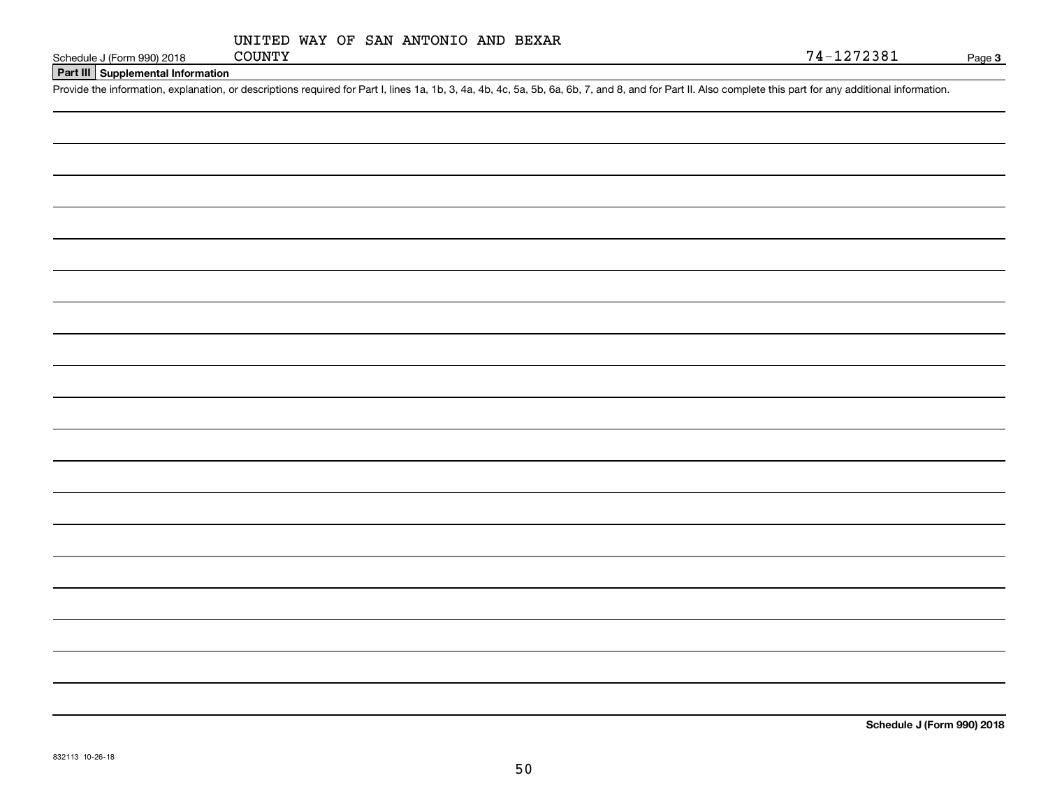UNITED WAY OF SAN ANTONIO AND BEXAR COUNTY

74-1272381

## Part III Supplemental Information

Provide the information, explanation, or descriptions required for Part I, lines 1a, 1b, 3, 4a, 4b, 4c, 5a, 5b, 6a, 6b, 7, and 8, and for Part II. Also complete this part for any additional information.

832113 10-26-18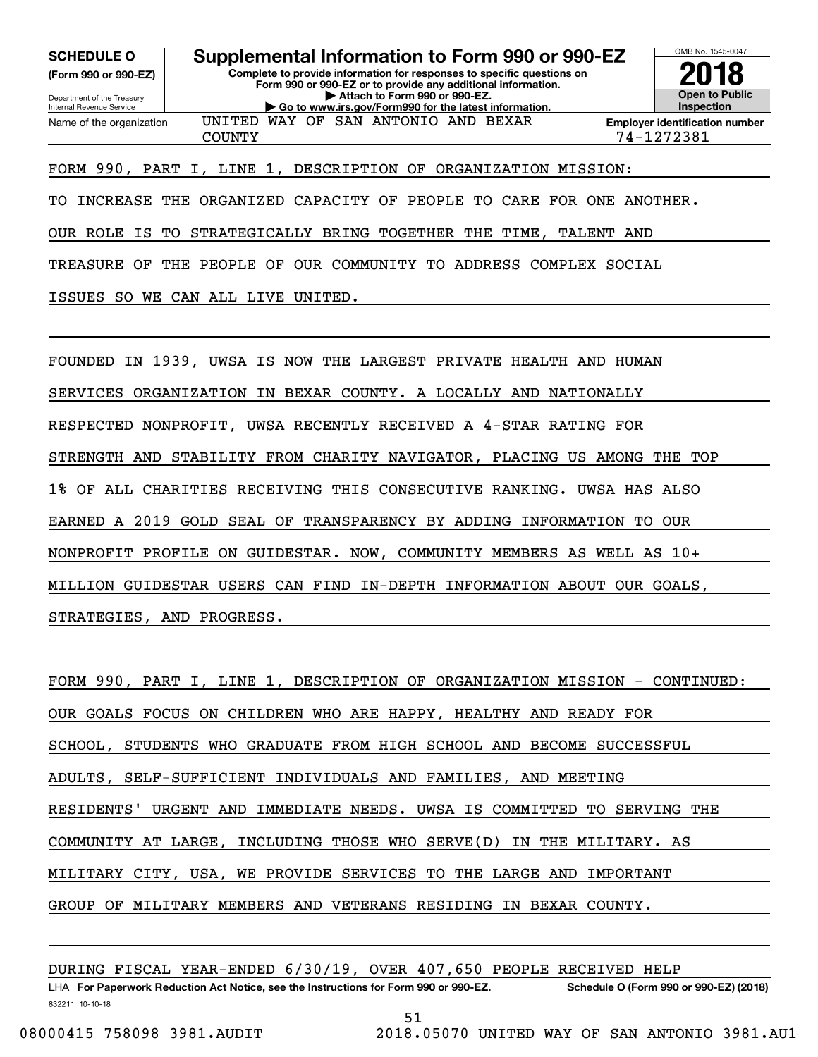**SCHEDULE O**
**(Form 990 or 990-EZ)**

Department of the Treasury
Internal Revenue Service

# Supplemental Information to Form 990 or 990-EZ

**Complete to provide information for responses to specific questions on Form 990 or 990-EZ or to provide any additional information.**
**▶ Attach to Form 990 or 990-EZ.**
**▶ Go to www.irs.gov/Form990 for the latest information.**

OMB No. 1545-0047
**2018**
**Open to Public Inspection**

Name of the organization: UNITED WAY OF SAN ANTONIO AND BEXAR COUNTY

**Employer identification number:** 74-1272381

FORM 990, PART I, LINE 1, DESCRIPTION OF ORGANIZATION MISSION:

TO INCREASE THE ORGANIZED CAPACITY OF PEOPLE TO CARE FOR ONE ANOTHER. OUR ROLE IS TO STRATEGICALLY BRING TOGETHER THE TIME, TALENT AND TREASURE OF THE PEOPLE OF OUR COMMUNITY TO ADDRESS COMPLEX SOCIAL ISSUES SO WE CAN ALL LIVE UNITED.

FOUNDED IN 1939, UWSA IS NOW THE LARGEST PRIVATE HEALTH AND HUMAN SERVICES ORGANIZATION IN BEXAR COUNTY. A LOCALLY AND NATIONALLY RESPECTED NONPROFIT, UWSA RECENTLY RECEIVED A 4-STAR RATING FOR STRENGTH AND STABILITY FROM CHARITY NAVIGATOR, PLACING US AMONG THE TOP 1% OF ALL CHARITIES RECEIVING THIS CONSECUTIVE RANKING. UWSA HAS ALSO EARNED A 2019 GOLD SEAL OF TRANSPARENCY BY ADDING INFORMATION TO OUR NONPROFIT PROFILE ON GUIDESTAR. NOW, COMMUNITY MEMBERS AS WELL AS 10+ MILLION GUIDESTAR USERS CAN FIND IN-DEPTH INFORMATION ABOUT OUR GOALS, STRATEGIES, AND PROGRESS.

FORM 990, PART I, LINE 1, DESCRIPTION OF ORGANIZATION MISSION - CONTINUED:

OUR GOALS FOCUS ON CHILDREN WHO ARE HAPPY, HEALTHY AND READY FOR SCHOOL, STUDENTS WHO GRADUATE FROM HIGH SCHOOL AND BECOME SUCCESSFUL ADULTS, SELF-SUFFICIENT INDIVIDUALS AND FAMILIES, AND MEETING RESIDENTS' URGENT AND IMMEDIATE NEEDS. UWSA IS COMMITTED TO SERVING THE COMMUNITY AT LARGE, INCLUDING THOSE WHO SERVE(D) IN THE MILITARY. AS MILITARY CITY, USA, WE PROVIDE SERVICES TO THE LARGE AND IMPORTANT GROUP OF MILITARY MEMBERS AND VETERANS RESIDING IN BEXAR COUNTY.

DURING FISCAL YEAR-ENDED 6/30/19, OVER 407,650 PEOPLE RECEIVED HELP

LHA **For Paperwork Reduction Act Notice, see the Instructions for Form 990 or 990-EZ.** **Schedule O (Form 990 or 990-EZ) (2018)**

832211 10-10-18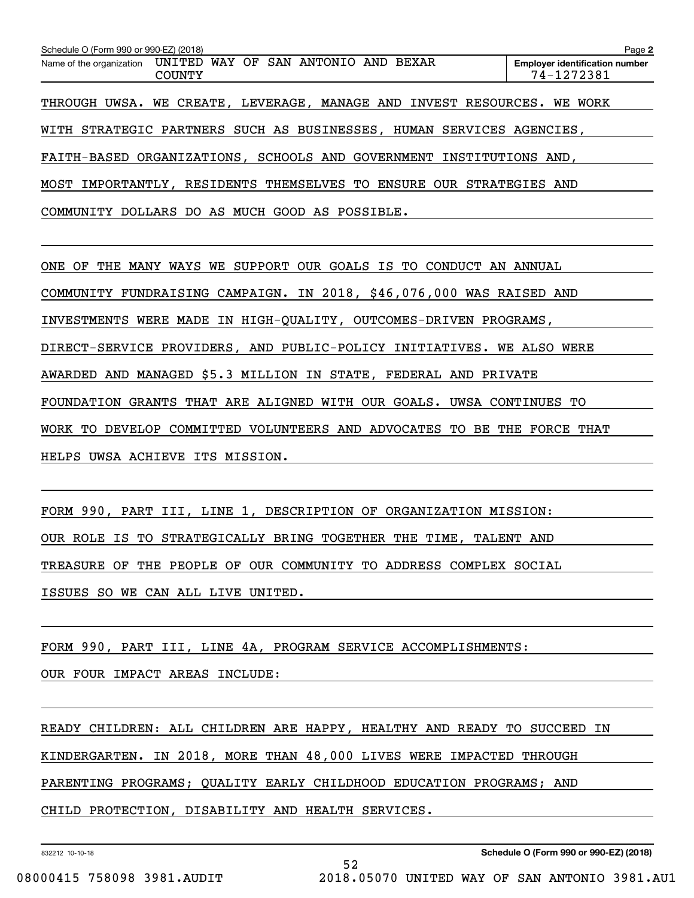Schedule O (Form 990 or 990-EZ) (2018)

| Name of the organization | Employer identification number |
|---|---|
| UNITED WAY OF SAN ANTONIO AND BEXAR COUNTY | 74-1272381 |

THROUGH UWSA. WE CREATE, LEVERAGE, MANAGE AND INVEST RESOURCES. WE WORK WITH STRATEGIC PARTNERS SUCH AS BUSINESSES, HUMAN SERVICES AGENCIES, FAITH-BASED ORGANIZATIONS, SCHOOLS AND GOVERNMENT INSTITUTIONS AND, MOST IMPORTANTLY, RESIDENTS THEMSELVES TO ENSURE OUR STRATEGIES AND COMMUNITY DOLLARS DO AS MUCH GOOD AS POSSIBLE.

ONE OF THE MANY WAYS WE SUPPORT OUR GOALS IS TO CONDUCT AN ANNUAL COMMUNITY FUNDRAISING CAMPAIGN. IN 2018, $46,076,000 WAS RAISED AND INVESTMENTS WERE MADE IN HIGH-QUALITY, OUTCOMES-DRIVEN PROGRAMS, DIRECT-SERVICE PROVIDERS, AND PUBLIC-POLICY INITIATIVES. WE ALSO WERE AWARDED AND MANAGED $5.3 MILLION IN STATE, FEDERAL AND PRIVATE FOUNDATION GRANTS THAT ARE ALIGNED WITH OUR GOALS. UWSA CONTINUES TO WORK TO DEVELOP COMMITTED VOLUNTEERS AND ADVOCATES TO BE THE FORCE THAT HELPS UWSA ACHIEVE ITS MISSION.

FORM 990, PART III, LINE 1, DESCRIPTION OF ORGANIZATION MISSION:

OUR ROLE IS TO STRATEGICALLY BRING TOGETHER THE TIME, TALENT AND TREASURE OF THE PEOPLE OF OUR COMMUNITY TO ADDRESS COMPLEX SOCIAL ISSUES SO WE CAN ALL LIVE UNITED.

FORM 990, PART III, LINE 4A, PROGRAM SERVICE ACCOMPLISHMENTS:

OUR FOUR IMPACT AREAS INCLUDE:

READY CHILDREN: ALL CHILDREN ARE HAPPY, HEALTHY AND READY TO SUCCEED IN KINDERGARTEN. IN 2018, MORE THAN 48,000 LIVES WERE IMPACTED THROUGH PARENTING PROGRAMS; QUALITY EARLY CHILDHOOD EDUCATION PROGRAMS; AND CHILD PROTECTION, DISABILITY AND HEALTH SERVICES.

832212 10-10-18

Schedule O (Form 990 or 990-EZ) (2018)

08000415 758098 3981.AUDIT 2018.05070 UNITED WAY OF SAN ANTONIO 3981.AU1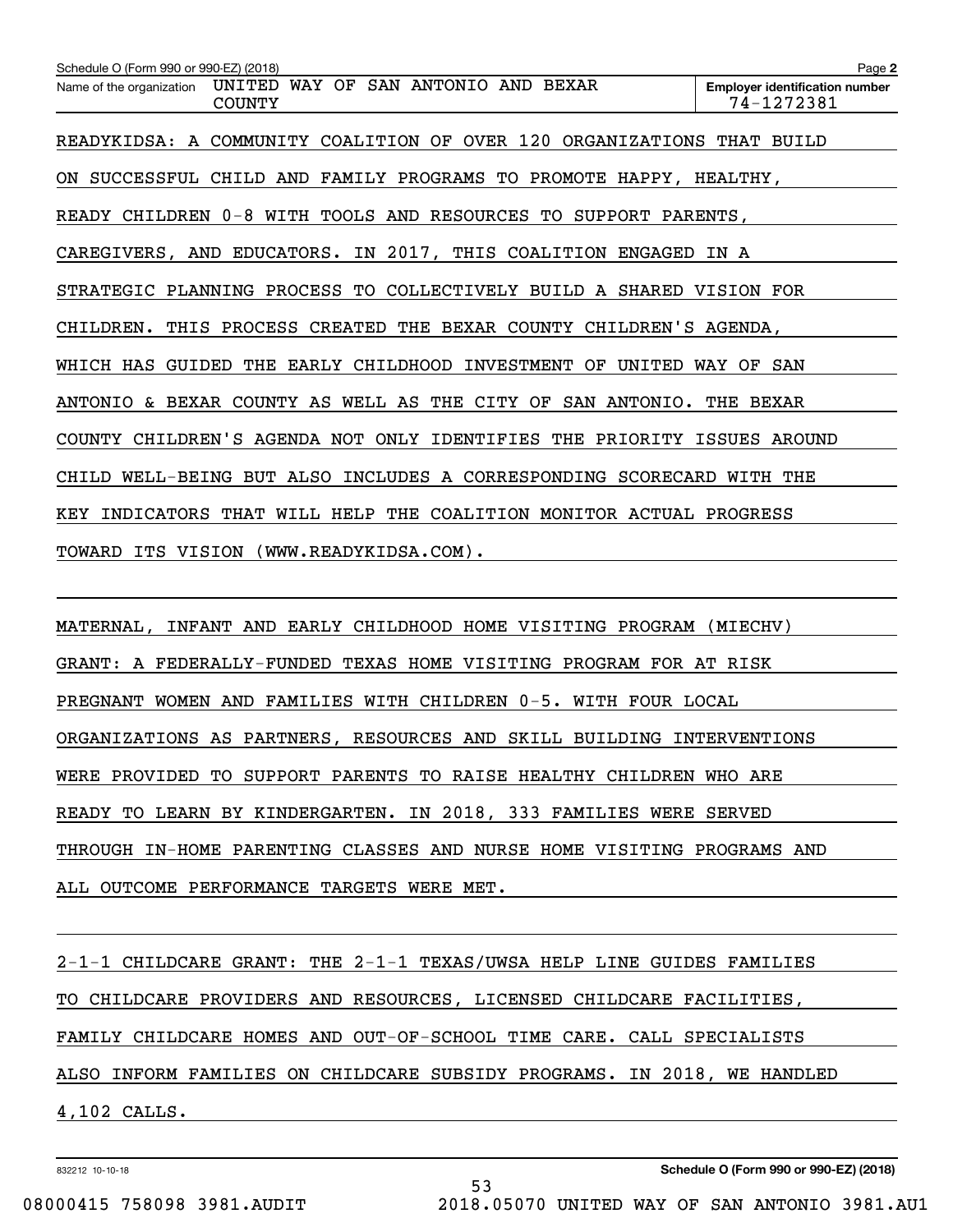Schedule O (Form 990 or 990-EZ) (2018)

Name of the organization: UNITED WAY OF SAN ANTONIO AND BEXAR COUNTY

Employer identification number: 74-1272381

READYKIDSA: A COMMUNITY COALITION OF OVER 120 ORGANIZATIONS THAT BUILD ON SUCCESSFUL CHILD AND FAMILY PROGRAMS TO PROMOTE HAPPY, HEALTHY, READY CHILDREN 0-8 WITH TOOLS AND RESOURCES TO SUPPORT PARENTS, CAREGIVERS, AND EDUCATORS. IN 2017, THIS COALITION ENGAGED IN A STRATEGIC PLANNING PROCESS TO COLLECTIVELY BUILD A SHARED VISION FOR CHILDREN. THIS PROCESS CREATED THE BEXAR COUNTY CHILDREN'S AGENDA, WHICH HAS GUIDED THE EARLY CHILDHOOD INVESTMENT OF UNITED WAY OF SAN ANTONIO & BEXAR COUNTY AS WELL AS THE CITY OF SAN ANTONIO. THE BEXAR COUNTY CHILDREN'S AGENDA NOT ONLY IDENTIFIES THE PRIORITY ISSUES AROUND CHILD WELL-BEING BUT ALSO INCLUDES A CORRESPONDING SCORECARD WITH THE KEY INDICATORS THAT WILL HELP THE COALITION MONITOR ACTUAL PROGRESS TOWARD ITS VISION (WWW.READYKIDSA.COM).

MATERNAL, INFANT AND EARLY CHILDHOOD HOME VISITING PROGRAM (MIECHV) GRANT: A FEDERALLY-FUNDED TEXAS HOME VISITING PROGRAM FOR AT RISK PREGNANT WOMEN AND FAMILIES WITH CHILDREN 0-5. WITH FOUR LOCAL ORGANIZATIONS AS PARTNERS, RESOURCES AND SKILL BUILDING INTERVENTIONS WERE PROVIDED TO SUPPORT PARENTS TO RAISE HEALTHY CHILDREN WHO ARE READY TO LEARN BY KINDERGARTEN. IN 2018, 333 FAMILIES WERE SERVED THROUGH IN-HOME PARENTING CLASSES AND NURSE HOME VISITING PROGRAMS AND ALL OUTCOME PERFORMANCE TARGETS WERE MET.

2-1-1 CHILDCARE GRANT: THE 2-1-1 TEXAS/UWSA HELP LINE GUIDES FAMILIES TO CHILDCARE PROVIDERS AND RESOURCES, LICENSED CHILDCARE FACILITIES, FAMILY CHILDCARE HOMES AND OUT-OF-SCHOOL TIME CARE. CALL SPECIALISTS ALSO INFORM FAMILIES ON CHILDCARE SUBSIDY PROGRAMS. IN 2018, WE HANDLED 4,102 CALLS.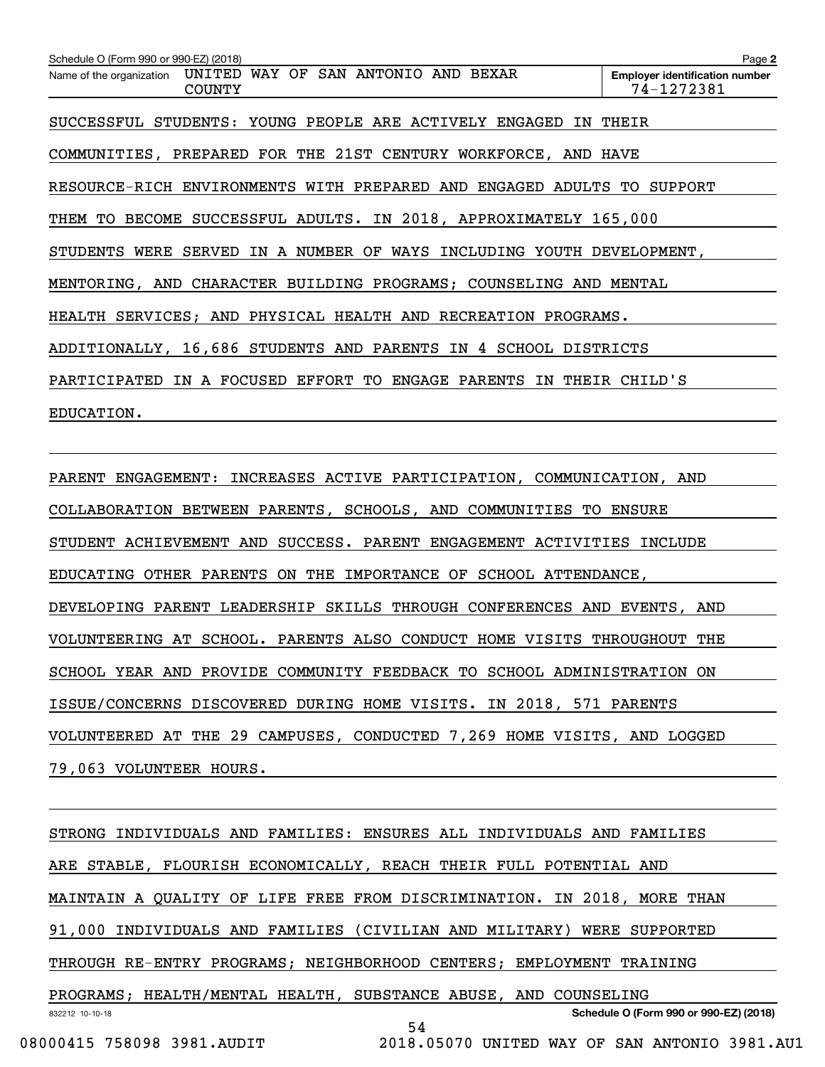SUCCESSFUL STUDENTS: YOUNG PEOPLE ARE ACTIVELY ENGAGED IN THEIR COMMUNITIES, PREPARED FOR THE 21ST CENTURY WORKFORCE, AND HAVE RESOURCE-RICH ENVIRONMENTS WITH PREPARED AND ENGAGED ADULTS TO SUPPORT THEM TO BECOME SUCCESSFUL ADULTS. IN 2018, APPROXIMATELY 165,000 STUDENTS WERE SERVED IN A NUMBER OF WAYS INCLUDING YOUTH DEVELOPMENT, MENTORING, AND CHARACTER BUILDING PROGRAMS; COUNSELING AND MENTAL HEALTH SERVICES; AND PHYSICAL HEALTH AND RECREATION PROGRAMS. ADDITIONALLY, 16,686 STUDENTS AND PARENTS IN 4 SCHOOL DISTRICTS PARTICIPATED IN A FOCUSED EFFORT TO ENGAGE PARENTS IN THEIR CHILD'S EDUCATION.

PARENT ENGAGEMENT: INCREASES ACTIVE PARTICIPATION, COMMUNICATION, AND COLLABORATION BETWEEN PARENTS, SCHOOLS, AND COMMUNITIES TO ENSURE STUDENT ACHIEVEMENT AND SUCCESS. PARENT ENGAGEMENT ACTIVITIES INCLUDE EDUCATING OTHER PARENTS ON THE IMPORTANCE OF SCHOOL ATTENDANCE, DEVELOPING PARENT LEADERSHIP SKILLS THROUGH CONFERENCES AND EVENTS, AND VOLUNTEERING AT SCHOOL. PARENTS ALSO CONDUCT HOME VISITS THROUGHOUT THE SCHOOL YEAR AND PROVIDE COMMUNITY FEEDBACK TO SCHOOL ADMINISTRATION ON ISSUE/CONCERNS DISCOVERED DURING HOME VISITS. IN 2018, 571 PARENTS VOLUNTEERED AT THE 29 CAMPUSES, CONDUCTED 7,269 HOME VISITS, AND LOGGED 79,063 VOLUNTEER HOURS.

STRONG INDIVIDUALS AND FAMILIES: ENSURES ALL INDIVIDUALS AND FAMILIES ARE STABLE, FLOURISH ECONOMICALLY, REACH THEIR FULL POTENTIAL AND MAINTAIN A QUALITY OF LIFE FREE FROM DISCRIMINATION. IN 2018, MORE THAN 91,000 INDIVIDUALS AND FAMILIES (CIVILIAN AND MILITARY) WERE SUPPORTED THROUGH RE-ENTRY PROGRAMS; NEIGHBORHOOD CENTERS; EMPLOYMENT TRAINING PROGRAMS; HEALTH/MENTAL HEALTH, SUBSTANCE ABUSE, AND COUNSELING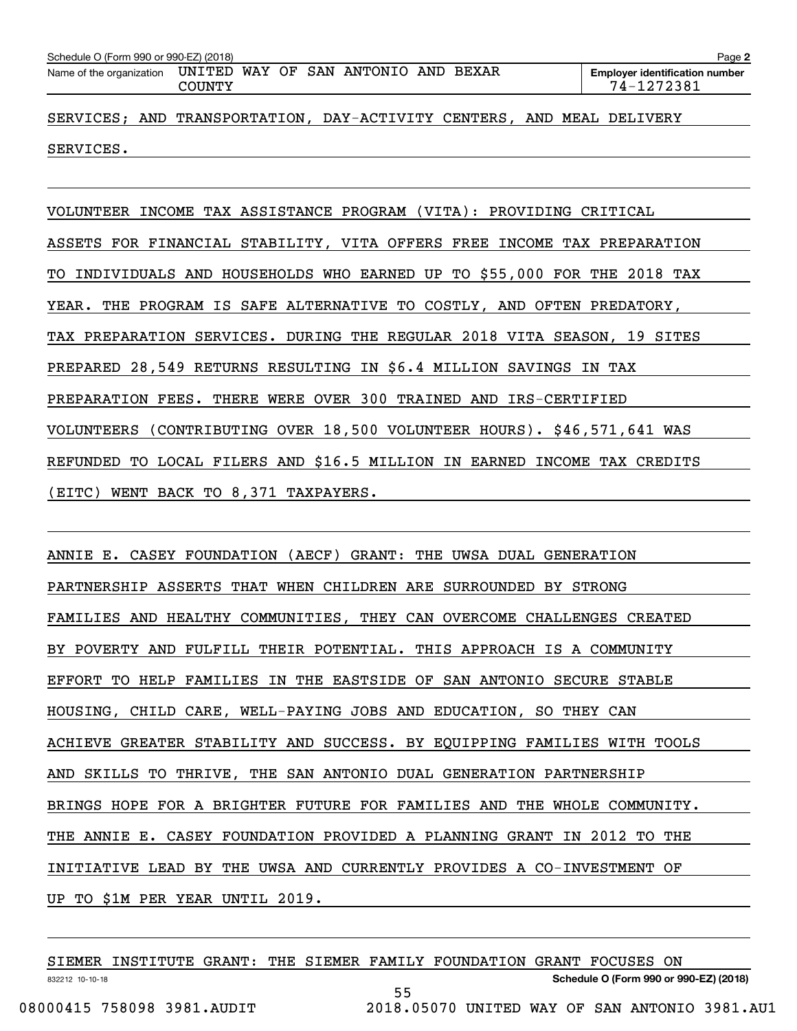SERVICES; AND TRANSPORTATION, DAY-ACTIVITY CENTERS, AND MEAL DELIVERY SERVICES.

VOLUNTEER INCOME TAX ASSISTANCE PROGRAM (VITA): PROVIDING CRITICAL ASSETS FOR FINANCIAL STABILITY, VITA OFFERS FREE INCOME TAX PREPARATION TO INDIVIDUALS AND HOUSEHOLDS WHO EARNED UP TO $55,000 FOR THE 2018 TAX YEAR. THE PROGRAM IS SAFE ALTERNATIVE TO COSTLY, AND OFTEN PREDATORY, TAX PREPARATION SERVICES. DURING THE REGULAR 2018 VITA SEASON, 19 SITES PREPARED 28,549 RETURNS RESULTING IN $6.4 MILLION SAVINGS IN TAX PREPARATION FEES. THERE WERE OVER 300 TRAINED AND IRS-CERTIFIED VOLUNTEERS (CONTRIBUTING OVER 18,500 VOLUNTEER HOURS). $46,571,641 WAS REFUNDED TO LOCAL FILERS AND $16.5 MILLION IN EARNED INCOME TAX CREDITS (EITC) WENT BACK TO 8,371 TAXPAYERS.

ANNIE E. CASEY FOUNDATION (AECF) GRANT: THE UWSA DUAL GENERATION PARTNERSHIP ASSERTS THAT WHEN CHILDREN ARE SURROUNDED BY STRONG FAMILIES AND HEALTHY COMMUNITIES, THEY CAN OVERCOME CHALLENGES CREATED BY POVERTY AND FULFILL THEIR POTENTIAL. THIS APPROACH IS A COMMUNITY EFFORT TO HELP FAMILIES IN THE EASTSIDE OF SAN ANTONIO SECURE STABLE HOUSING, CHILD CARE, WELL-PAYING JOBS AND EDUCATION, SO THEY CAN ACHIEVE GREATER STABILITY AND SUCCESS. BY EQUIPPING FAMILIES WITH TOOLS AND SKILLS TO THRIVE, THE SAN ANTONIO DUAL GENERATION PARTNERSHIP BRINGS HOPE FOR A BRIGHTER FUTURE FOR FAMILIES AND THE WHOLE COMMUNITY. THE ANNIE E. CASEY FOUNDATION PROVIDED A PLANNING GRANT IN 2012 TO THE INITIATIVE LEAD BY THE UWSA AND CURRENTLY PROVIDES A CO-INVESTMENT OF UP TO $1M PER YEAR UNTIL 2019.

SIEMER INSTITUTE GRANT: THE SIEMER FAMILY FOUNDATION GRANT FOCUSES ON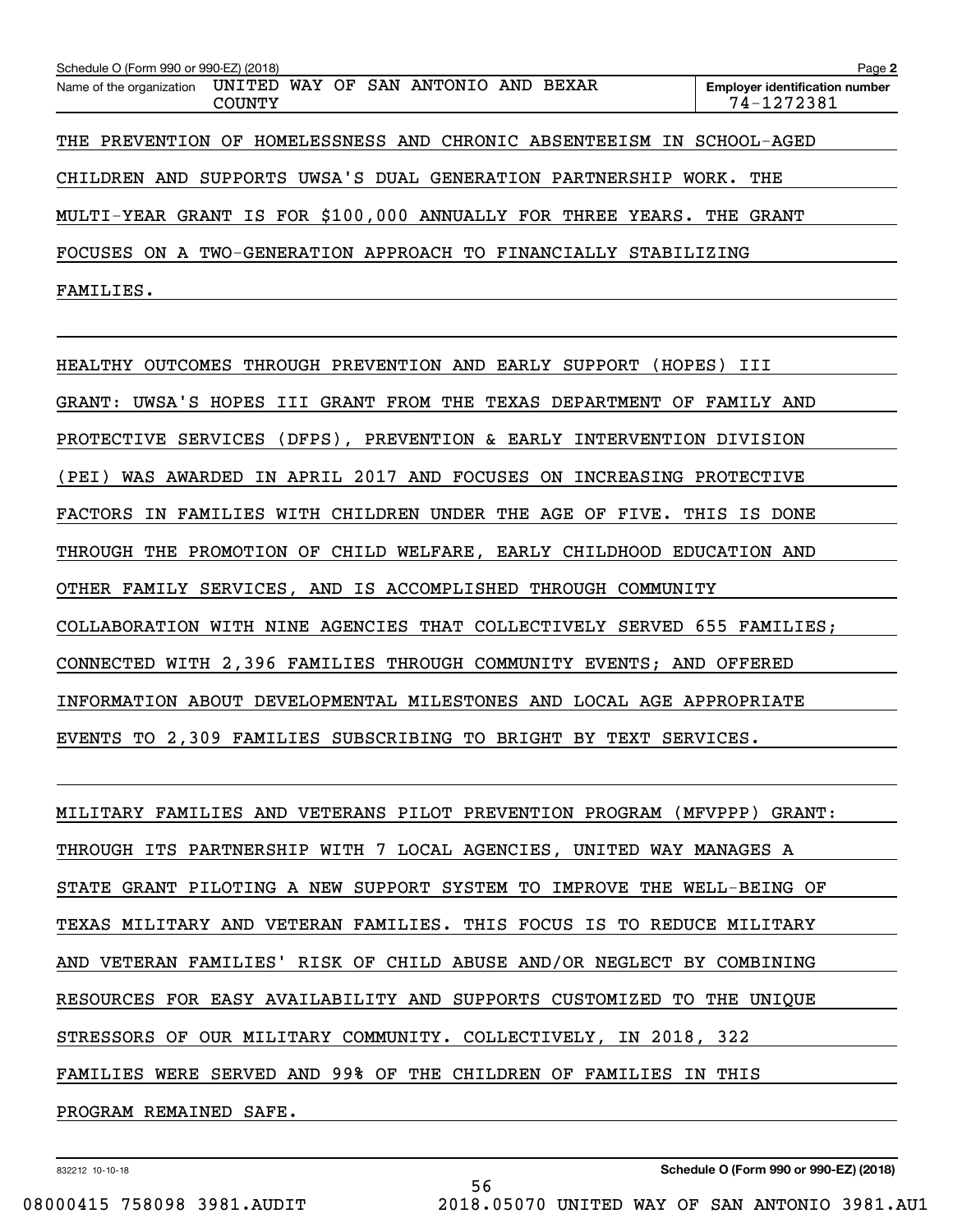Schedule O (Form 990 or 990-EZ) (2018)

Name of the organization: UNITED WAY OF SAN ANTONIO AND BEXAR COUNTY

Employer identification number: 74-1272381

THE PREVENTION OF HOMELESSNESS AND CHRONIC ABSENTEEISM IN SCHOOL-AGED CHILDREN AND SUPPORTS UWSA'S DUAL GENERATION PARTNERSHIP WORK. THE MULTI-YEAR GRANT IS FOR $100,000 ANNUALLY FOR THREE YEARS. THE GRANT FOCUSES ON A TWO-GENERATION APPROACH TO FINANCIALLY STABILIZING FAMILIES.

HEALTHY OUTCOMES THROUGH PREVENTION AND EARLY SUPPORT (HOPES) III GRANT: UWSA'S HOPES III GRANT FROM THE TEXAS DEPARTMENT OF FAMILY AND PROTECTIVE SERVICES (DFPS), PREVENTION & EARLY INTERVENTION DIVISION (PEI) WAS AWARDED IN APRIL 2017 AND FOCUSES ON INCREASING PROTECTIVE FACTORS IN FAMILIES WITH CHILDREN UNDER THE AGE OF FIVE. THIS IS DONE THROUGH THE PROMOTION OF CHILD WELFARE, EARLY CHILDHOOD EDUCATION AND OTHER FAMILY SERVICES, AND IS ACCOMPLISHED THROUGH COMMUNITY COLLABORATION WITH NINE AGENCIES THAT COLLECTIVELY SERVED 655 FAMILIES; CONNECTED WITH 2,396 FAMILIES THROUGH COMMUNITY EVENTS; AND OFFERED INFORMATION ABOUT DEVELOPMENTAL MILESTONES AND LOCAL AGE APPROPRIATE EVENTS TO 2,309 FAMILIES SUBSCRIBING TO BRIGHT BY TEXT SERVICES.

MILITARY FAMILIES AND VETERANS PILOT PREVENTION PROGRAM (MFVPPP) GRANT: THROUGH ITS PARTNERSHIP WITH 7 LOCAL AGENCIES, UNITED WAY MANAGES A STATE GRANT PILOTING A NEW SUPPORT SYSTEM TO IMPROVE THE WELL-BEING OF TEXAS MILITARY AND VETERAN FAMILIES. THIS FOCUS IS TO REDUCE MILITARY AND VETERAN FAMILIES' RISK OF CHILD ABUSE AND/OR NEGLECT BY COMBINING RESOURCES FOR EASY AVAILABILITY AND SUPPORTS CUSTOMIZED TO THE UNIQUE STRESSORS OF OUR MILITARY COMMUNITY. COLLECTIVELY, IN 2018, 322 FAMILIES WERE SERVED AND 99% OF THE CHILDREN OF FAMILIES IN THIS PROGRAM REMAINED SAFE.

Schedule O (Form 990 or 990-EZ) (2018)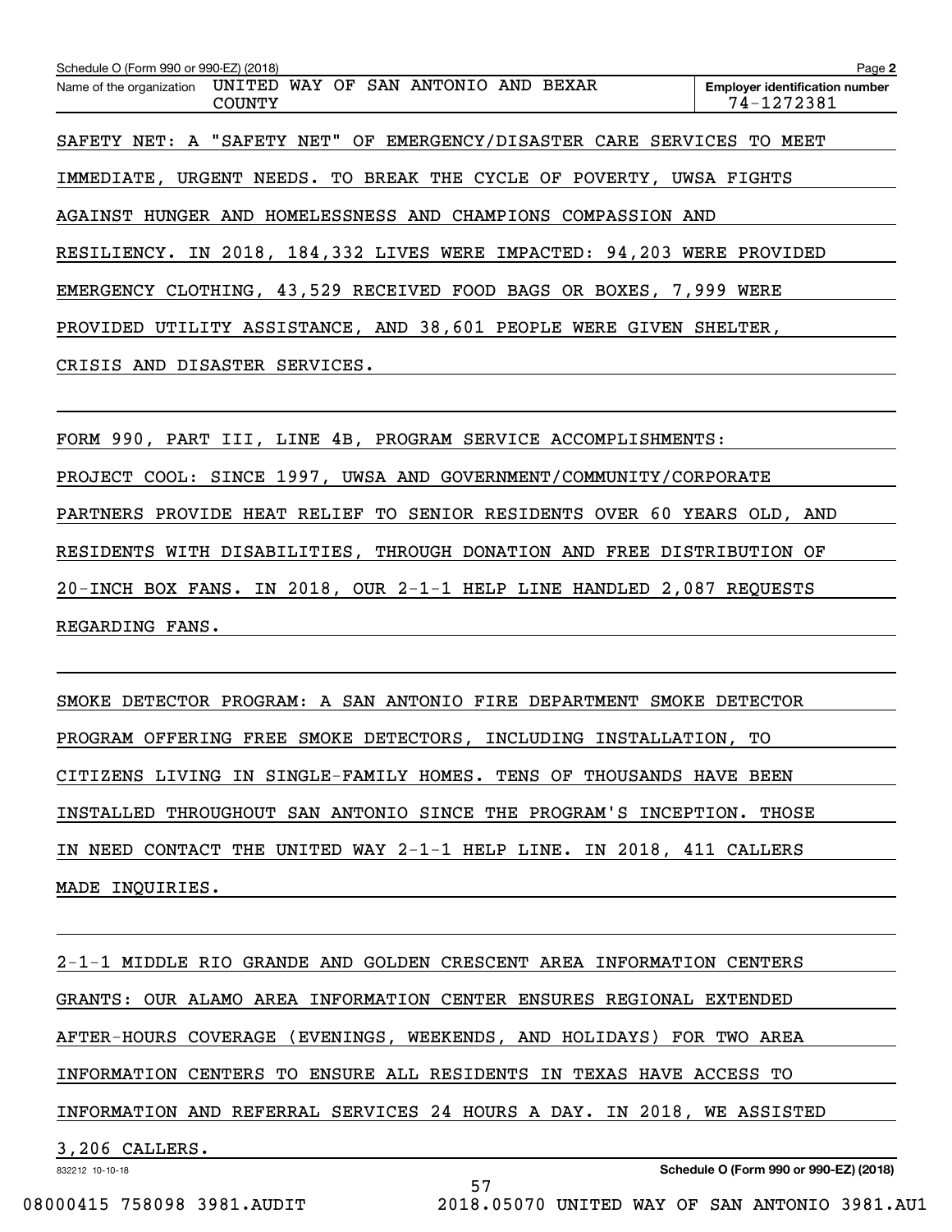Schedule O (Form 990 or 990-EZ) (2018)

Name of the organization: UNITED WAY OF SAN ANTONIO AND BEXAR COUNTY

Employer identification number: 74-1272381

SAFETY NET: A "SAFETY NET" OF EMERGENCY/DISASTER CARE SERVICES TO MEET IMMEDIATE, URGENT NEEDS. TO BREAK THE CYCLE OF POVERTY, UWSA FIGHTS AGAINST HUNGER AND HOMELESSNESS AND CHAMPIONS COMPASSION AND RESILIENCY. IN 2018, 184,332 LIVES WERE IMPACTED: 94,203 WERE PROVIDED EMERGENCY CLOTHING, 43,529 RECEIVED FOOD BAGS OR BOXES, 7,999 WERE PROVIDED UTILITY ASSISTANCE, AND 38,601 PEOPLE WERE GIVEN SHELTER, CRISIS AND DISASTER SERVICES.

FORM 990, PART III, LINE 4B, PROGRAM SERVICE ACCOMPLISHMENTS:

PROJECT COOL: SINCE 1997, UWSA AND GOVERNMENT/COMMUNITY/CORPORATE PARTNERS PROVIDE HEAT RELIEF TO SENIOR RESIDENTS OVER 60 YEARS OLD, AND RESIDENTS WITH DISABILITIES, THROUGH DONATION AND FREE DISTRIBUTION OF 20-INCH BOX FANS. IN 2018, OUR 2-1-1 HELP LINE HANDLED 2,087 REQUESTS REGARDING FANS.

SMOKE DETECTOR PROGRAM: A SAN ANTONIO FIRE DEPARTMENT SMOKE DETECTOR PROGRAM OFFERING FREE SMOKE DETECTORS, INCLUDING INSTALLATION, TO CITIZENS LIVING IN SINGLE-FAMILY HOMES. TENS OF THOUSANDS HAVE BEEN INSTALLED THROUGHOUT SAN ANTONIO SINCE THE PROGRAM'S INCEPTION. THOSE IN NEED CONTACT THE UNITED WAY 2-1-1 HELP LINE. IN 2018, 411 CALLERS MADE INQUIRIES.

2-1-1 MIDDLE RIO GRANDE AND GOLDEN CRESCENT AREA INFORMATION CENTERS GRANTS: OUR ALAMO AREA INFORMATION CENTER ENSURES REGIONAL EXTENDED AFTER-HOURS COVERAGE (EVENINGS, WEEKENDS, AND HOLIDAYS) FOR TWO AREA INFORMATION CENTERS TO ENSURE ALL RESIDENTS IN TEXAS HAVE ACCESS TO INFORMATION AND REFERRAL SERVICES 24 HOURS A DAY. IN 2018, WE ASSISTED 3,206 CALLERS.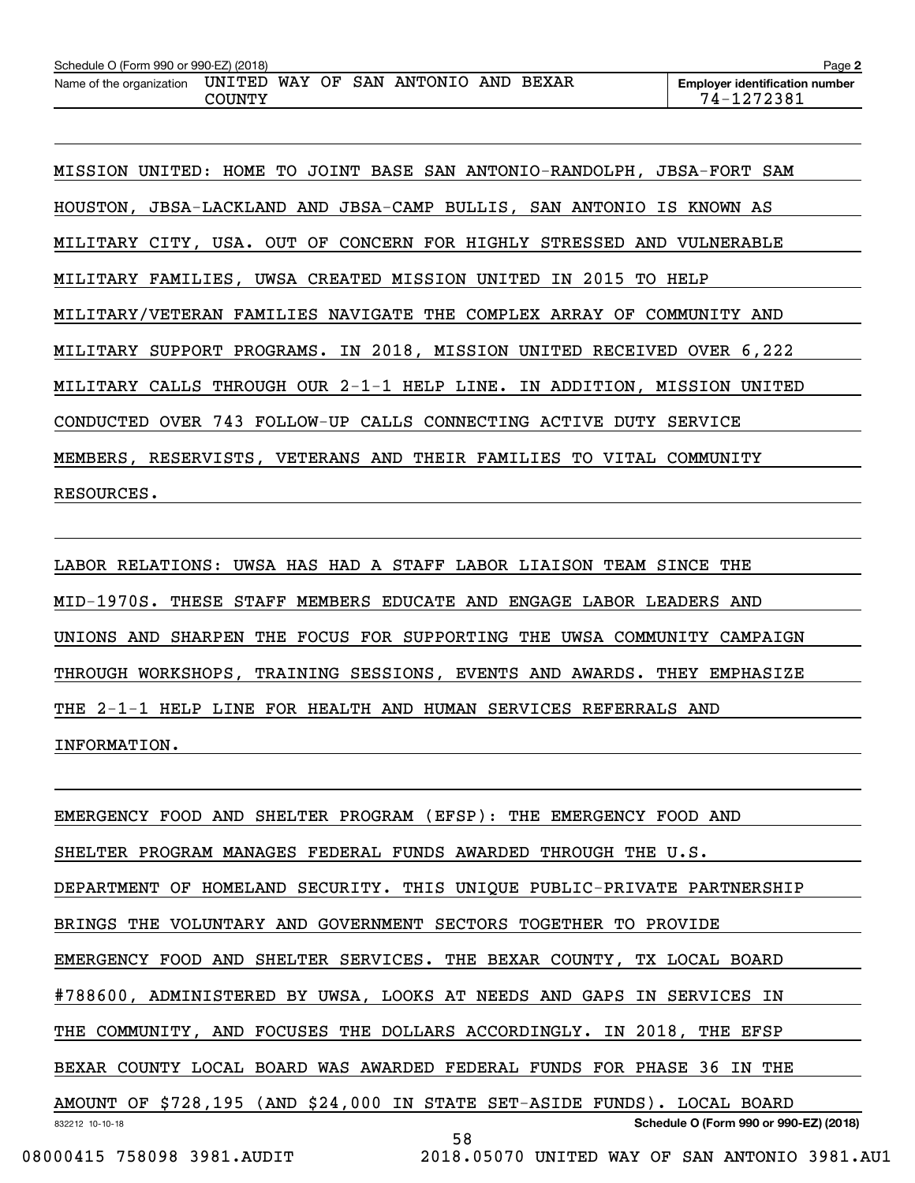MISSION UNITED: HOME TO JOINT BASE SAN ANTONIO-RANDOLPH, JBSA-FORT SAM HOUSTON, JBSA-LACKLAND AND JBSA-CAMP BULLIS, SAN ANTONIO IS KNOWN AS MILITARY CITY, USA. OUT OF CONCERN FOR HIGHLY STRESSED AND VULNERABLE MILITARY FAMILIES, UWSA CREATED MISSION UNITED IN 2015 TO HELP MILITARY/VETERAN FAMILIES NAVIGATE THE COMPLEX ARRAY OF COMMUNITY AND MILITARY SUPPORT PROGRAMS. IN 2018, MISSION UNITED RECEIVED OVER 6,222 MILITARY CALLS THROUGH OUR 2-1-1 HELP LINE. IN ADDITION, MISSION UNITED CONDUCTED OVER 743 FOLLOW-UP CALLS CONNECTING ACTIVE DUTY SERVICE MEMBERS, RESERVISTS, VETERANS AND THEIR FAMILIES TO VITAL COMMUNITY RESOURCES.

LABOR RELATIONS: UWSA HAS HAD A STAFF LABOR LIAISON TEAM SINCE THE MID-1970S. THESE STAFF MEMBERS EDUCATE AND ENGAGE LABOR LEADERS AND UNIONS AND SHARPEN THE FOCUS FOR SUPPORTING THE UWSA COMMUNITY CAMPAIGN THROUGH WORKSHOPS, TRAINING SESSIONS, EVENTS AND AWARDS. THEY EMPHASIZE THE 2-1-1 HELP LINE FOR HEALTH AND HUMAN SERVICES REFERRALS AND INFORMATION.

EMERGENCY FOOD AND SHELTER PROGRAM (EFSP): THE EMERGENCY FOOD AND SHELTER PROGRAM MANAGES FEDERAL FUNDS AWARDED THROUGH THE U.S. DEPARTMENT OF HOMELAND SECURITY. THIS UNIQUE PUBLIC-PRIVATE PARTNERSHIP BRINGS THE VOLUNTARY AND GOVERNMENT SECTORS TOGETHER TO PROVIDE EMERGENCY FOOD AND SHELTER SERVICES. THE BEXAR COUNTY, TX LOCAL BOARD #788600, ADMINISTERED BY UWSA, LOOKS AT NEEDS AND GAPS IN SERVICES IN THE COMMUNITY, AND FOCUSES THE DOLLARS ACCORDINGLY. IN 2018, THE EFSP BEXAR COUNTY LOCAL BOARD WAS AWARDED FEDERAL FUNDS FOR PHASE 36 IN THE AMOUNT OF $728,195 (AND $24,000 IN STATE SET-ASIDE FUNDS). LOCAL BOARD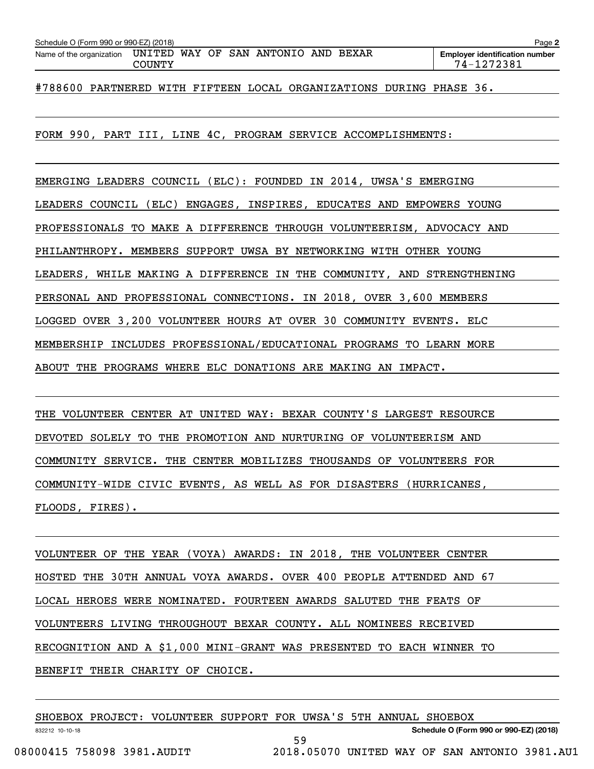Schedule O (Form 990 or 990-EZ) (2018) Page 2

Name of the organization UNITED WAY OF SAN ANTONIO AND BEXAR COUNTY

Employer identification number 74-1272381

#788600 PARTNERED WITH FIFTEEN LOCAL ORGANIZATIONS DURING PHASE 36.

FORM 990, PART III, LINE 4C, PROGRAM SERVICE ACCOMPLISHMENTS:

EMERGING LEADERS COUNCIL (ELC): FOUNDED IN 2014, UWSA'S EMERGING LEADERS COUNCIL (ELC) ENGAGES, INSPIRES, EDUCATES AND EMPOWERS YOUNG PROFESSIONALS TO MAKE A DIFFERENCE THROUGH VOLUNTEERISM, ADVOCACY AND PHILANTHROPY. MEMBERS SUPPORT UWSA BY NETWORKING WITH OTHER YOUNG LEADERS, WHILE MAKING A DIFFERENCE IN THE COMMUNITY, AND STRENGTHENING PERSONAL AND PROFESSIONAL CONNECTIONS. IN 2018, OVER 3,600 MEMBERS LOGGED OVER 3,200 VOLUNTEER HOURS AT OVER 30 COMMUNITY EVENTS. ELC MEMBERSHIP INCLUDES PROFESSIONAL/EDUCATIONAL PROGRAMS TO LEARN MORE ABOUT THE PROGRAMS WHERE ELC DONATIONS ARE MAKING AN IMPACT.

THE VOLUNTEER CENTER AT UNITED WAY: BEXAR COUNTY'S LARGEST RESOURCE DEVOTED SOLELY TO THE PROMOTION AND NURTURING OF VOLUNTEERISM AND COMMUNITY SERVICE. THE CENTER MOBILIZES THOUSANDS OF VOLUNTEERS FOR COMMUNITY-WIDE CIVIC EVENTS, AS WELL AS FOR DISASTERS (HURRICANES, FLOODS, FIRES).

VOLUNTEER OF THE YEAR (VOYA) AWARDS: IN 2018, THE VOLUNTEER CENTER HOSTED THE 30TH ANNUAL VOYA AWARDS. OVER 400 PEOPLE ATTENDED AND 67 LOCAL HEROES WERE NOMINATED. FOURTEEN AWARDS SALUTED THE FEATS OF VOLUNTEERS LIVING THROUGHOUT BEXAR COUNTY. ALL NOMINEES RECEIVED RECOGNITION AND A $1,000 MINI-GRANT WAS PRESENTED TO EACH WINNER TO BENEFIT THEIR CHARITY OF CHOICE.

SHOEBOX PROJECT: VOLUNTEER SUPPORT FOR UWSA'S 5TH ANNUAL SHOEBOX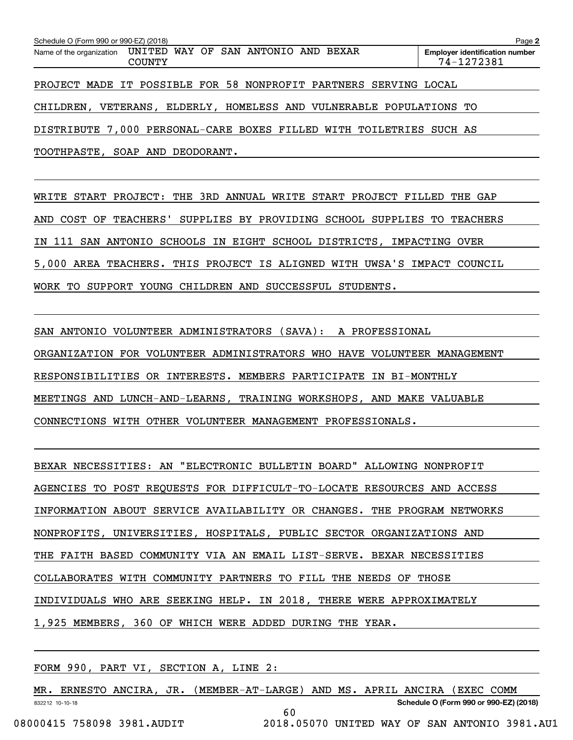PROJECT MADE IT POSSIBLE FOR 58 NONPROFIT PARTNERS SERVING LOCAL CHILDREN, VETERANS, ELDERLY, HOMELESS AND VULNERABLE POPULATIONS TO DISTRIBUTE 7,000 PERSONAL-CARE BOXES FILLED WITH TOILETRIES SUCH AS TOOTHPASTE, SOAP AND DEODORANT.

WRITE START PROJECT: THE 3RD ANNUAL WRITE START PROJECT FILLED THE GAP AND COST OF TEACHERS' SUPPLIES BY PROVIDING SCHOOL SUPPLIES TO TEACHERS IN 111 SAN ANTONIO SCHOOLS IN EIGHT SCHOOL DISTRICTS, IMPACTING OVER 5,000 AREA TEACHERS. THIS PROJECT IS ALIGNED WITH UWSA'S IMPACT COUNCIL WORK TO SUPPORT YOUNG CHILDREN AND SUCCESSFUL STUDENTS.

SAN ANTONIO VOLUNTEER ADMINISTRATORS (SAVA): A PROFESSIONAL ORGANIZATION FOR VOLUNTEER ADMINISTRATORS WHO HAVE VOLUNTEER MANAGEMENT RESPONSIBILITIES OR INTERESTS. MEMBERS PARTICIPATE IN BI-MONTHLY MEETINGS AND LUNCH-AND-LEARNS, TRAINING WORKSHOPS, AND MAKE VALUABLE CONNECTIONS WITH OTHER VOLUNTEER MANAGEMENT PROFESSIONALS.

BEXAR NECESSITIES: AN "ELECTRONIC BULLETIN BOARD" ALLOWING NONPROFIT AGENCIES TO POST REQUESTS FOR DIFFICULT-TO-LOCATE RESOURCES AND ACCESS INFORMATION ABOUT SERVICE AVAILABILITY OR CHANGES. THE PROGRAM NETWORKS NONPROFITS, UNIVERSITIES, HOSPITALS, PUBLIC SECTOR ORGANIZATIONS AND THE FAITH BASED COMMUNITY VIA AN EMAIL LIST-SERVE. BEXAR NECESSITIES COLLABORATES WITH COMMUNITY PARTNERS TO FILL THE NEEDS OF THOSE INDIVIDUALS WHO ARE SEEKING HELP. IN 2018, THERE WERE APPROXIMATELY 1,925 MEMBERS, 360 OF WHICH WERE ADDED DURING THE YEAR.

FORM 990, PART VI, SECTION A, LINE 2:

MR. ERNESTO ANCIRA, JR. (MEMBER-AT-LARGE) AND MS. APRIL ANCIRA (EXEC COMM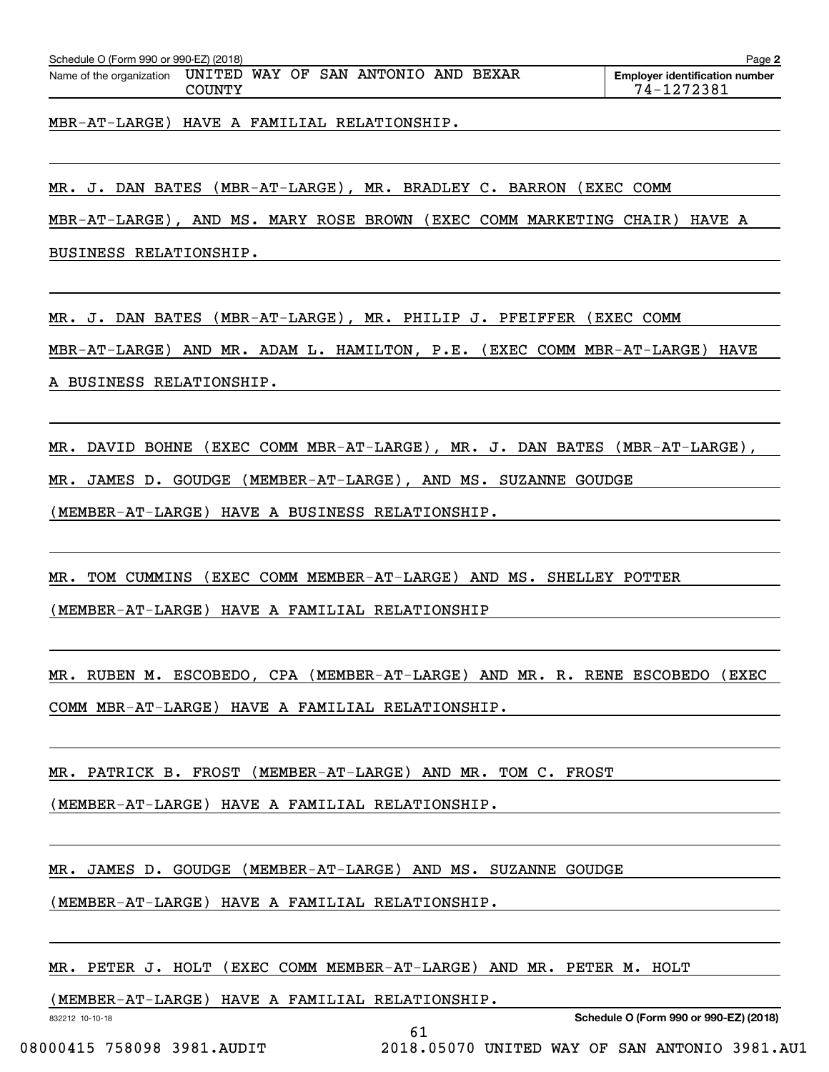MBR-AT-LARGE) HAVE A FAMILIAL RELATIONSHIP.

MR. J. DAN BATES (MBR-AT-LARGE), MR. BRADLEY C. BARRON (EXEC COMM MBR-AT-LARGE), AND MS. MARY ROSE BROWN (EXEC COMM MARKETING CHAIR) HAVE A BUSINESS RELATIONSHIP.

MR. J. DAN BATES (MBR-AT-LARGE), MR. PHILIP J. PFEIFFER (EXEC COMM MBR-AT-LARGE) AND MR. ADAM L. HAMILTON, P.E. (EXEC COMM MBR-AT-LARGE) HAVE A BUSINESS RELATIONSHIP.

MR. DAVID BOHNE (EXEC COMM MBR-AT-LARGE), MR. J. DAN BATES (MBR-AT-LARGE), MR. JAMES D. GOUDGE (MEMBER-AT-LARGE), AND MS. SUZANNE GOUDGE (MEMBER-AT-LARGE) HAVE A BUSINESS RELATIONSHIP.

MR. TOM CUMMINS (EXEC COMM MEMBER-AT-LARGE) AND MS. SHELLEY POTTER (MEMBER-AT-LARGE) HAVE A FAMILIAL RELATIONSHIP

MR. RUBEN M. ESCOBEDO, CPA (MEMBER-AT-LARGE) AND MR. R. RENE ESCOBEDO (EXEC COMM MBR-AT-LARGE) HAVE A FAMILIAL RELATIONSHIP.

MR. PATRICK B. FROST (MEMBER-AT-LARGE) AND MR. TOM C. FROST (MEMBER-AT-LARGE) HAVE A FAMILIAL RELATIONSHIP.

MR. JAMES D. GOUDGE (MEMBER-AT-LARGE) AND MS. SUZANNE GOUDGE (MEMBER-AT-LARGE) HAVE A FAMILIAL RELATIONSHIP.

MR. PETER J. HOLT (EXEC COMM MEMBER-AT-LARGE) AND MR. PETER M. HOLT (MEMBER-AT-LARGE) HAVE A FAMILIAL RELATIONSHIP.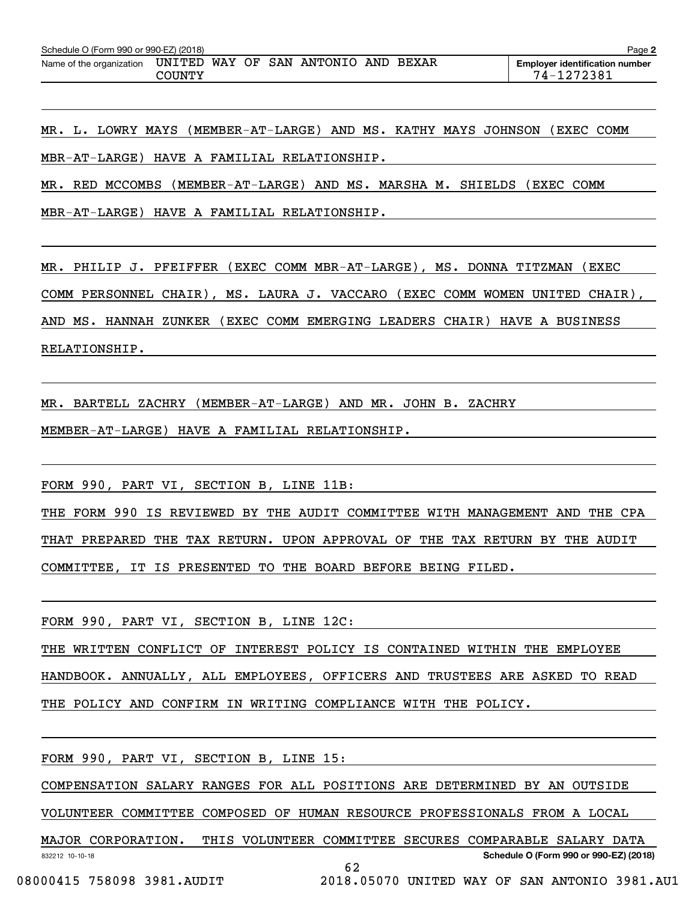MR. L. LOWRY MAYS (MEMBER-AT-LARGE) AND MS. KATHY MAYS JOHNSON (EXEC COMM MBR-AT-LARGE) HAVE A FAMILIAL RELATIONSHIP.

MR. RED MCCOMBS (MEMBER-AT-LARGE) AND MS. MARSHA M. SHIELDS (EXEC COMM MBR-AT-LARGE) HAVE A FAMILIAL RELATIONSHIP.

MR. PHILIP J. PFEIFFER (EXEC COMM MBR-AT-LARGE), MS. DONNA TITZMAN (EXEC COMM PERSONNEL CHAIR), MS. LAURA J. VACCARO (EXEC COMM WOMEN UNITED CHAIR), AND MS. HANNAH ZUNKER (EXEC COMM EMERGING LEADERS CHAIR) HAVE A BUSINESS RELATIONSHIP.

MR. BARTELL ZACHRY (MEMBER-AT-LARGE) AND MR. JOHN B. ZACHRY MEMBER-AT-LARGE) HAVE A FAMILIAL RELATIONSHIP.

FORM 990, PART VI, SECTION B, LINE 11B:

THE FORM 990 IS REVIEWED BY THE AUDIT COMMITTEE WITH MANAGEMENT AND THE CPA THAT PREPARED THE TAX RETURN. UPON APPROVAL OF THE TAX RETURN BY THE AUDIT COMMITTEE, IT IS PRESENTED TO THE BOARD BEFORE BEING FILED.

FORM 990, PART VI, SECTION B, LINE 12C:

THE WRITTEN CONFLICT OF INTEREST POLICY IS CONTAINED WITHIN THE EMPLOYEE HANDBOOK. ANNUALLY, ALL EMPLOYEES, OFFICERS AND TRUSTEES ARE ASKED TO READ THE POLICY AND CONFIRM IN WRITING COMPLIANCE WITH THE POLICY.

FORM 990, PART VI, SECTION B, LINE 15:

COMPENSATION SALARY RANGES FOR ALL POSITIONS ARE DETERMINED BY AN OUTSIDE VOLUNTEER COMMITTEE COMPOSED OF HUMAN RESOURCE PROFESSIONALS FROM A LOCAL MAJOR CORPORATION. THIS VOLUNTEER COMMITTEE SECURES COMPARABLE SALARY DATA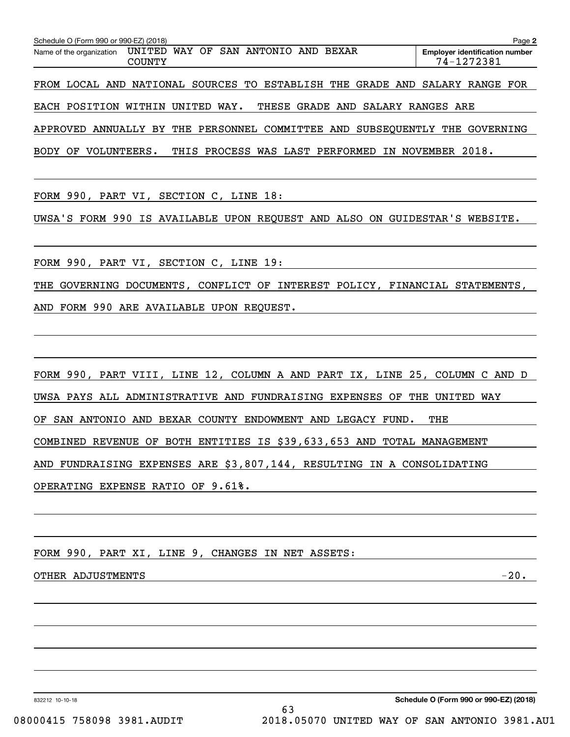Schedule O (Form 990 or 990-EZ) (2018)

Name of the organization: UNITED WAY OF SAN ANTONIO AND BEXAR COUNTY

Employer identification number: 74-1272381

FROM LOCAL AND NATIONAL SOURCES TO ESTABLISH THE GRADE AND SALARY RANGE FOR EACH POSITION WITHIN UNITED WAY. THESE GRADE AND SALARY RANGES ARE APPROVED ANNUALLY BY THE PERSONNEL COMMITTEE AND SUBSEQUENTLY THE GOVERNING BODY OF VOLUNTEERS. THIS PROCESS WAS LAST PERFORMED IN NOVEMBER 2018.

FORM 990, PART VI, SECTION C, LINE 18:

UWSA'S FORM 990 IS AVAILABLE UPON REQUEST AND ALSO ON GUIDESTAR'S WEBSITE.

FORM 990, PART VI, SECTION C, LINE 19:

THE GOVERNING DOCUMENTS, CONFLICT OF INTEREST POLICY, FINANCIAL STATEMENTS, AND FORM 990 ARE AVAILABLE UPON REQUEST.

FORM 990, PART VIII, LINE 12, COLUMN A AND PART IX, LINE 25, COLUMN C AND D

UWSA PAYS ALL ADMINISTRATIVE AND FUNDRAISING EXPENSES OF THE UNITED WAY OF SAN ANTONIO AND BEXAR COUNTY ENDOWMENT AND LEGACY FUND. THE COMBINED REVENUE OF BOTH ENTITIES IS $39,633,653 AND TOTAL MANAGEMENT AND FUNDRAISING EXPENSES ARE $3,807,144, RESULTING IN A CONSOLIDATING OPERATING EXPENSE RATIO OF 9.61%.

FORM 990, PART XI, LINE 9, CHANGES IN NET ASSETS:

| | |
|---|---|
| OTHER ADJUSTMENTS | -20. |

Schedule O (Form 990 or 990-EZ) (2018)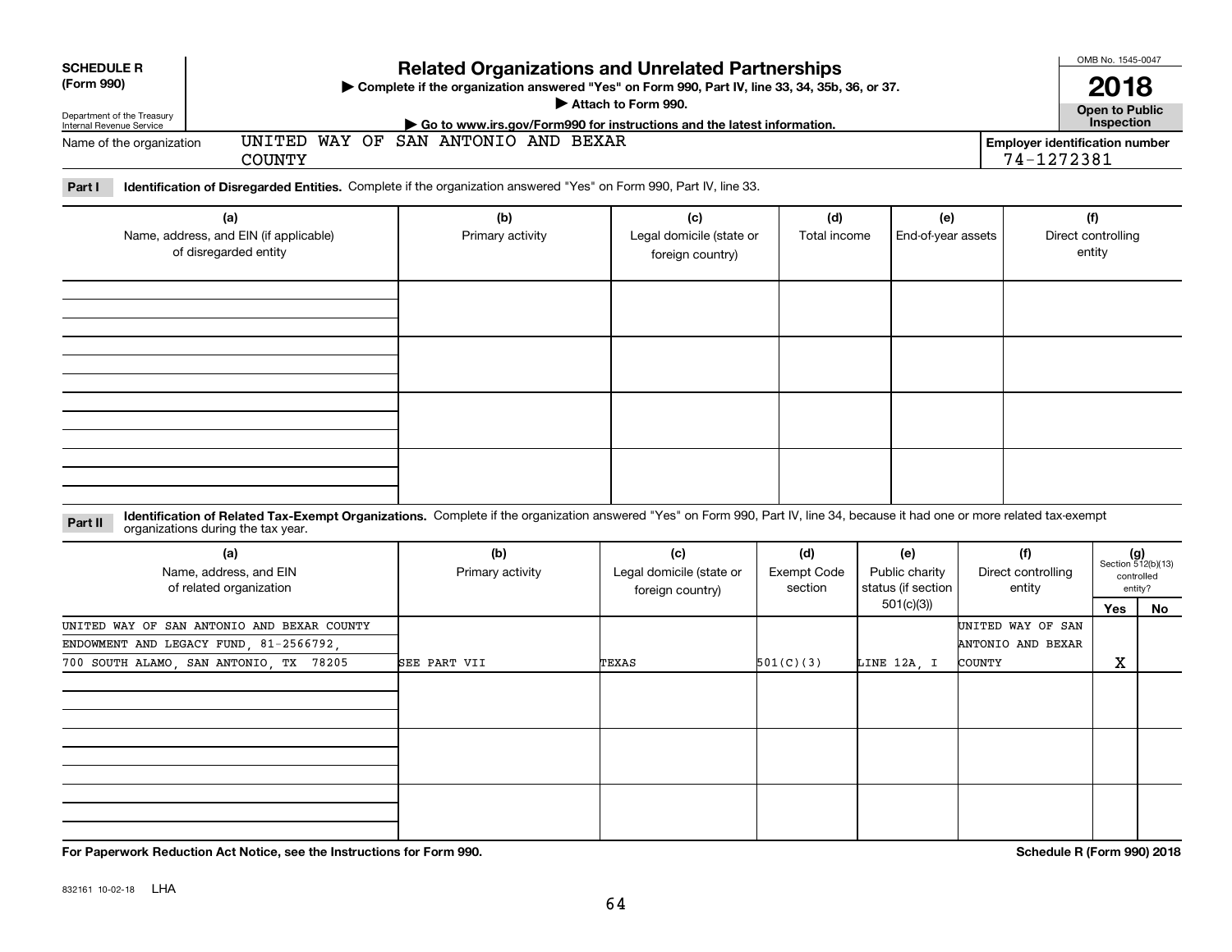**SCHEDULE R**
**(Form 990)**

Department of the Treasury
Internal Revenue Service

# Related Organizations and Unrelated Partnerships

▶ Complete if the organization answered "Yes" on Form 990, Part IV, line 33, 34, 35b, 36, or 37.
▶ Attach to Form 990.
▶ Go to www.irs.gov/Form990 for instructions and the latest information.

OMB No. 1545-0047
**2018**
**Open to Public Inspection**

Name of the organization: UNITED WAY OF SAN ANTONIO AND BEXAR COUNTY

**Employer identification number:** 74-1272381

**Part I** **Identification of Disregarded Entities.** Complete if the organization answered "Yes" on Form 990, Part IV, line 33.

| (a) Name, address, and EIN (if applicable) of disregarded entity | (b) Primary activity | (c) Legal domicile (state or foreign country) | (d) Total income | (e) End-of-year assets | (f) Direct controlling entity |
|---|---|---|---|---|---|
| | | | | | |
| | | | | | |
| | | | | | |
| | | | | | |

**Part II** **Identification of Related Tax-Exempt Organizations.** Complete if the organization answered "Yes" on Form 990, Part IV, line 34, because it had one or more related tax-exempt organizations during the tax year.

| (a) Name, address, and EIN of related organization | (b) Primary activity | (c) Legal domicile (state or foreign country) | (d) Exempt Code section | (e) Public charity status (if section 501(c)(3)) | (f) Direct controlling entity | (g) Section 512(b)(13) controlled entity? Yes | No |
|---|---|---|---|---|---|---|---|
| UNITED WAY OF SAN ANTONIO AND BEXAR COUNTY ENDOWMENT AND LEGACY FUND, 81-2566792, 700 SOUTH ALAMO, SAN ANTONIO, TX 78205 | SEE PART VII | TEXAS | 501(C)(3) | LINE 12A, I | UNITED WAY OF SAN ANTONIO AND BEXAR COUNTY | X | |
| | | | | | | | |
| | | | | | | | |
| | | | | | | | |

**For Paperwork Reduction Act Notice, see the Instructions for Form 990.**

**Schedule R (Form 990) 2018**

832161 10-02-18 LHA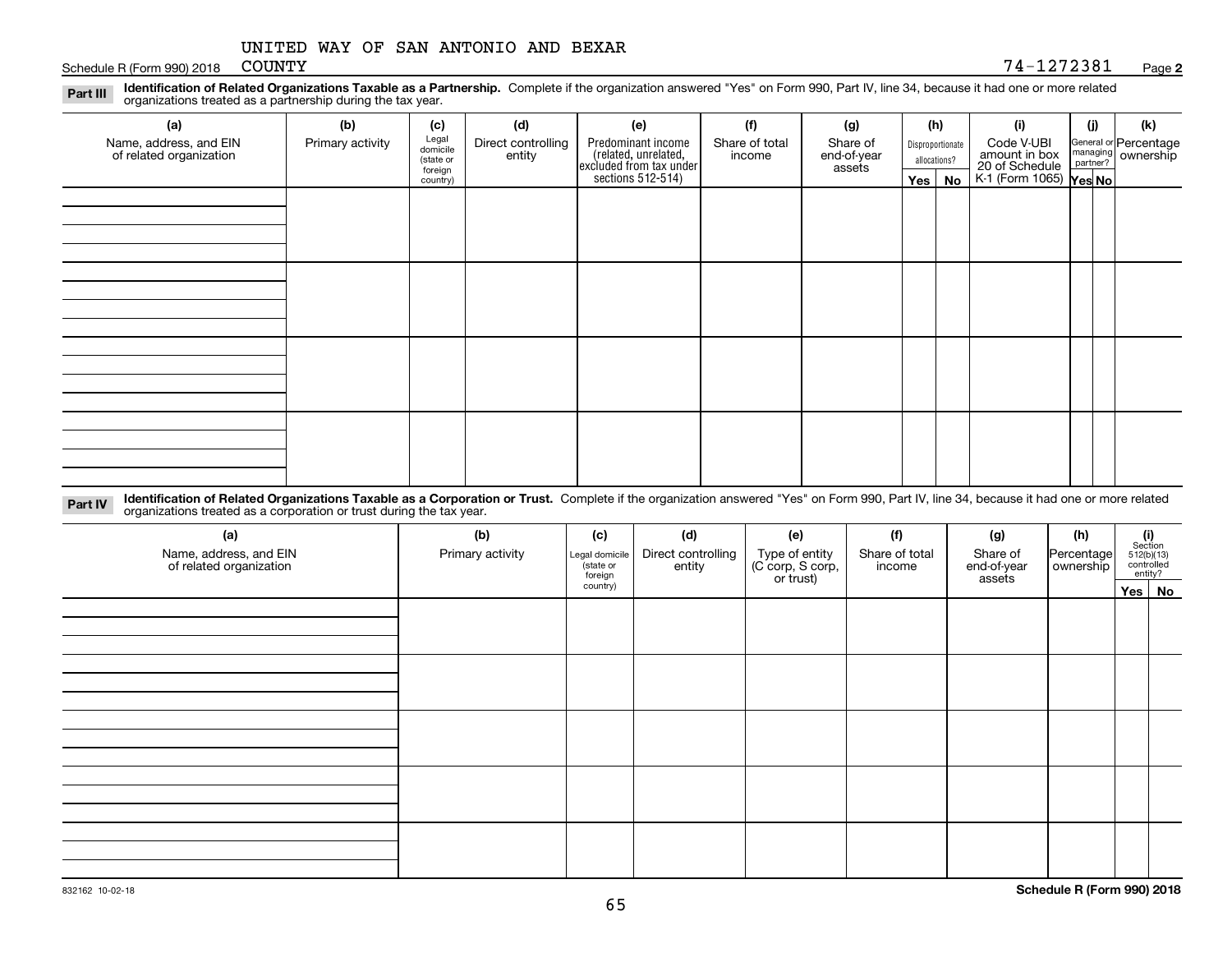UNITED WAY OF SAN ANTONIO AND BEXAR COUNTY

Schedule R (Form 990) 2018 74-1272381 Page **2**

**Part III** **Identification of Related Organizations Taxable as a Partnership.** Complete if the organization answered "Yes" on Form 990, Part IV, line 34, because it had one or more related organizations treated as a partnership during the tax year.

| (a) Name, address, and EIN of related organization | (b) Primary activity | (c) Legal domicile (state or foreign country) | (d) Direct controlling entity | (e) Predominant income (related, unrelated, excluded from tax under sections 512-514) | (f) Share of total income | (g) Share of end-of-year assets | (h) Disproportionate allocations? Yes | No | (i) Code V-UBI amount in box 20 of Schedule K-1 (Form 1065) | (j) General or managing partner? Yes | No | (k) Percentage ownership |
|---|---|---|---|---|---|---|---|---|---|---|---|---|
| | | | | | | | | | | | | |
| | | | | | | | | | | | | |
| | | | | | | | | | | | | |
| | | | | | | | | | | | | |

**Part IV** **Identification of Related Organizations Taxable as a Corporation or Trust.** Complete if the organization answered "Yes" on Form 990, Part IV, line 34, because it had one or more related organizations treated as a corporation or trust during the tax year.

| (a) Name, address, and EIN of related organization | (b) Primary activity | (c) Legal domicile (state or foreign country) | (d) Direct controlling entity | (e) Type of entity (C corp, S corp, or trust) | (f) Share of total income | (g) Share of end-of-year assets | (h) Percentage ownership | (i) Section 512(b)(13) controlled entity? Yes | No |
|---|---|---|---|---|---|---|---|---|---|
| | | | | | | | | | |
| | | | | | | | | | |
| | | | | | | | | | |
| | | | | | | | | | |
| | | | | | | | | | |

832162 10-02-18 **Schedule R (Form 990) 2018**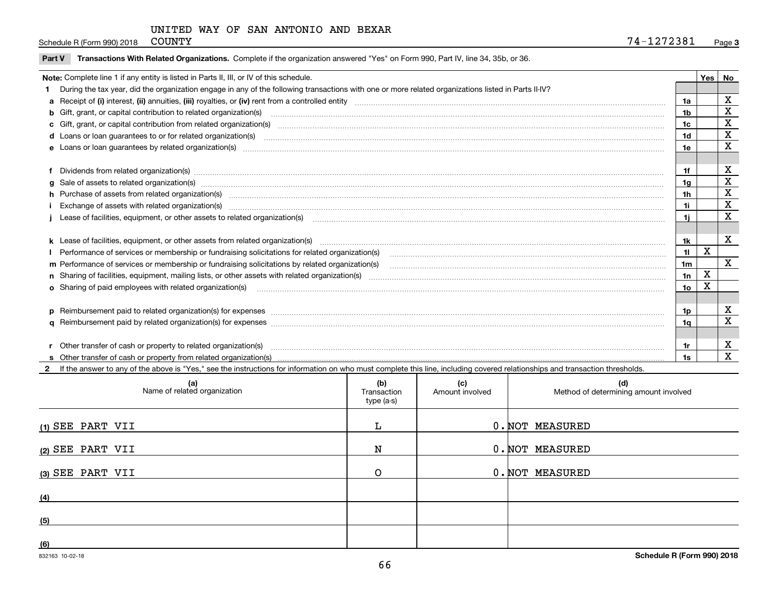UNITED WAY OF SAN ANTONIO AND BEXAR COUNTY

Schedule R (Form 990) 2018 — 74-1272381 — Page 3

**Part V** **Transactions With Related Organizations.** Complete if the organization answered "Yes" on Form 990, Part IV, line 34, 35b, or 36.

**Note:** Complete line 1 if any entity is listed in Parts II, III, or IV of this schedule.

| | | Line | Yes | No |
|---|---|---|---|---|
| **1** | During the tax year, did the organization engage in any of the following transactions with one or more related organizations listed in Parts II-IV? | | | |
| **a** | Receipt of **(i)** interest, **(ii)** annuities, **(iii)** royalties, or **(iv)** rent from a controlled entity | 1a | | X |
| **b** | Gift, grant, or capital contribution to related organization(s) | 1b | | X |
| **c** | Gift, grant, or capital contribution from related organization(s) | 1c | | X |
| **d** | Loans or loan guarantees to or for related organization(s) | 1d | | X |
| **e** | Loans or loan guarantees by related organization(s) | 1e | | X |
| **f** | Dividends from related organization(s) | 1f | | X |
| **g** | Sale of assets to related organization(s) | 1g | | X |
| **h** | Purchase of assets from related organization(s) | 1h | | X |
| **i** | Exchange of assets with related organization(s) | 1i | | X |
| **j** | Lease of facilities, equipment, or other assets to related organization(s) | 1j | | X |
| **k** | Lease of facilities, equipment, or other assets from related organization(s) | 1k | | X |
| **l** | Performance of services or membership or fundraising solicitations for related organization(s) | 1l | X | |
| **m** | Performance of services or membership or fundraising solicitations by related organization(s) | 1m | | X |
| **n** | Sharing of facilities, equipment, mailing lists, or other assets with related organization(s) | 1n | X | |
| **o** | Sharing of paid employees with related organization(s) | 1o | X | |
| **p** | Reimbursement paid to related organization(s) for expenses | 1p | | X |
| **q** | Reimbursement paid by related organization(s) for expenses | 1q | | X |
| **r** | Other transfer of cash or property to related organization(s) | 1r | | X |
| **s** | Other transfer of cash or property from related organization(s) | 1s | | X |

**2** If the answer to any of the above is "Yes," see the instructions for information on who must complete this line, including covered relationships and transaction thresholds.

| | (a) Name of related organization | (b) Transaction type (a-s) | (c) Amount involved | (d) Method of determining amount involved |
|---|---|---|---|---|
| (1) | SEE PART VII | L | 0. | NOT MEASURED |
| (2) | SEE PART VII | N | 0. | NOT MEASURED |
| (3) | SEE PART VII | O | 0. | NOT MEASURED |
| (4) | | | | |
| (5) | | | | |
| (6) | | | | |

832163 10-02-18

**Schedule R (Form 990) 2018**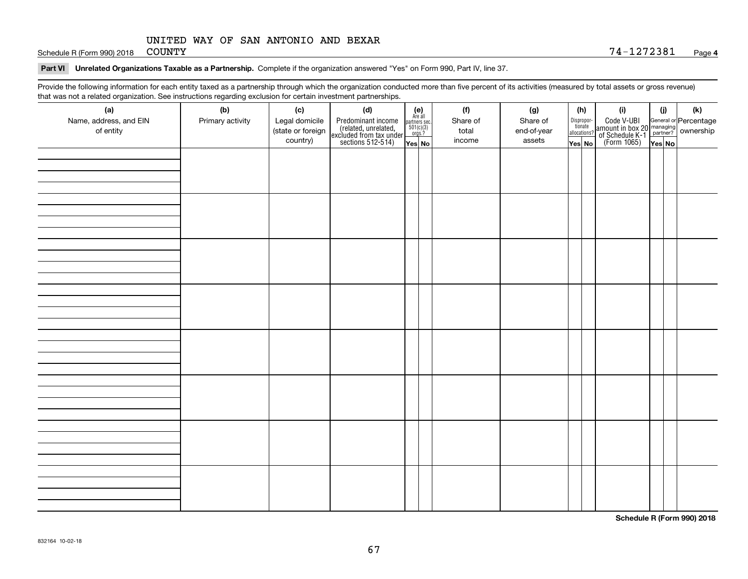UNITED WAY OF SAN ANTONIO AND BEXAR COUNTY

74-1272381

## Part VI Unrelated Organizations Taxable as a Partnership.

Complete if the organization answered "Yes" on Form 990, Part IV, line 37.

Provide the following information for each entity taxed as a partnership through which the organization conducted more than five percent of its activities (measured by total assets or gross revenue) that was not a related organization. See instructions regarding exclusion for certain investment partnerships.

| (a) Name, address, and EIN of entity | (b) Primary activity | (c) Legal domicile (state or foreign country) | (d) Predominant income (related, unrelated, excluded from tax under sections 512-514) | (e) Are all partners sec. 501(c)(3) orgs.? Yes | (e) No | (f) Share of total income | (g) Share of end-of-year assets | (h) Disproportionate allocations? Yes | (h) No | (i) Code V-UBI amount in box 20 of Schedule K-1 (Form 1065) | (j) General or managing partner? Yes | (j) No | (k) Percentage ownership |
|---|---|---|---|---|---|---|---|---|---|---|---|---|---|
| | | | | | | | | | | | | | |
| | | | | | | | | | | | | | |
| | | | | | | | | | | | | | |
| | | | | | | | | | | | | | |
| | | | | | | | | | | | | | |
| | | | | | | | | | | | | | |
| | | | | | | | | | | | | | |
| | | | | | | | | | | | | | |

832164 10-02-18

Schedule R (Form 990) 2018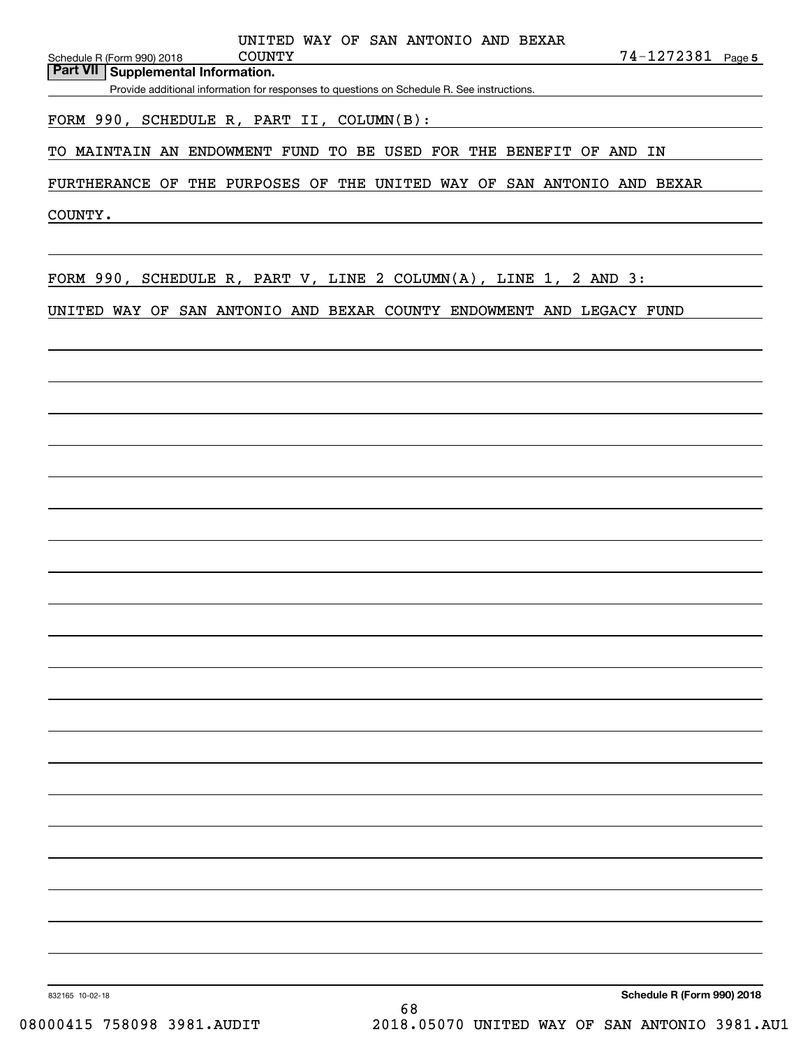UNITED WAY OF SAN ANTONIO AND BEXAR COUNTY

74-1272381

## Part VII Supplemental Information.

Provide additional information for responses to questions on Schedule R. See instructions.

FORM 990, SCHEDULE R, PART II, COLUMN(B):

TO MAINTAIN AN ENDOWMENT FUND TO BE USED FOR THE BENEFIT OF AND IN FURTHERANCE OF THE PURPOSES OF THE UNITED WAY OF SAN ANTONIO AND BEXAR COUNTY.

FORM 990, SCHEDULE R, PART V, LINE 2 COLUMN(A), LINE 1, 2 AND 3:

UNITED WAY OF SAN ANTONIO AND BEXAR COUNTY ENDOWMENT AND LEGACY FUND